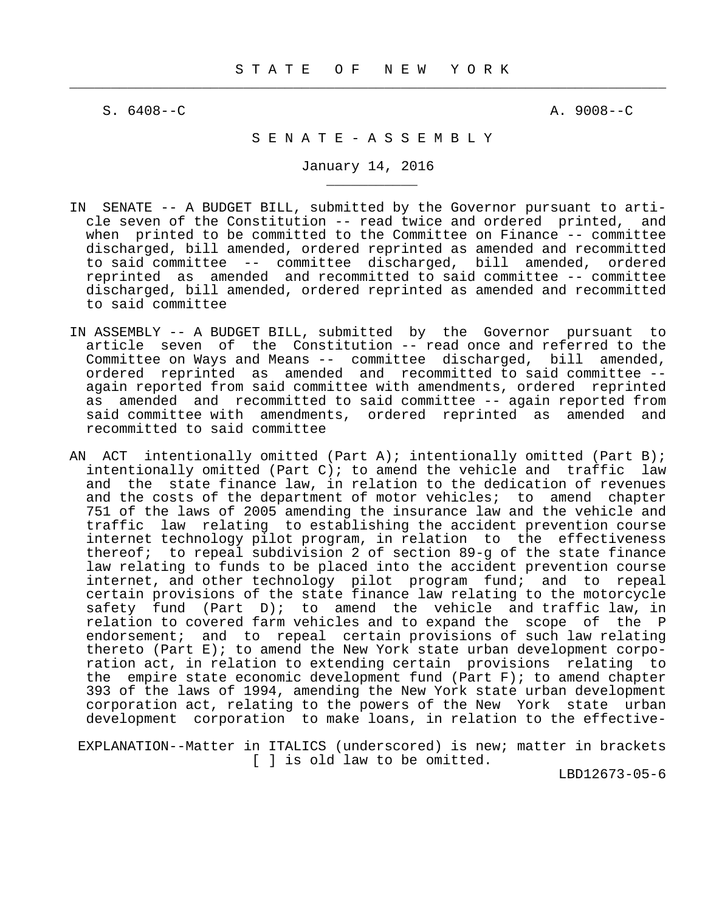# S T A T E   O F   N E W   Y O R K

S. 6408--C                                                    A. 9008--C

## S E N A T E - A S S E M B L Y

January 14, 2016

IN SENATE -- A BUDGET BILL, submitted by the Governor pursuant to article seven of the Constitution -- read twice and ordered printed, and when printed to be committed to the Committee on Finance -- committee discharged, bill amended, ordered reprinted as amended and recommitted to said committee -- committee discharged, bill amended, ordered reprinted as amended and recommitted to said committee -- committee discharged, bill amended, ordered reprinted as amended and recommitted to said committee

IN ASSEMBLY -- A BUDGET BILL, submitted by the Governor pursuant to article seven of the Constitution -- read once and referred to the Committee on Ways and Means -- committee discharged, bill amended, ordered reprinted as amended and recommitted to said committee -- again reported from said committee with amendments, ordered reprinted as amended and recommitted to said committee -- again reported from said committee with amendments, ordered reprinted as amended and recommitted to said committee

AN ACT intentionally omitted (Part A); intentionally omitted (Part B); intentionally omitted (Part C); to amend the vehicle and traffic law and the state finance law, in relation to the dedication of revenues and the costs of the department of motor vehicles; to amend chapter 751 of the laws of 2005 amending the insurance law and the vehicle and traffic law relating to establishing the accident prevention course internet technology pilot program, in relation to the effectiveness thereof; to repeal subdivision 2 of section 89-g of the state finance law relating to funds to be placed into the accident prevention course internet, and other technology pilot program fund; and to repeal certain provisions of the state finance law relating to the motorcycle safety fund (Part D); to amend the vehicle and traffic law, in relation to covered farm vehicles and to expand the scope of the P endorsement; and to repeal certain provisions of such law relating thereto (Part E); to amend the New York state urban development corporation act, in relation to extending certain provisions relating to the empire state economic development fund (Part F); to amend chapter 393 of the laws of 1994, amending the New York state urban development corporation act, relating to the powers of the New York state urban development corporation to make loans, in relation to the effective-

EXPLANATION--Matter in ITALICS (underscored) is new; matter in brackets [ ] is old law to be omitted.

LBD12673-05-6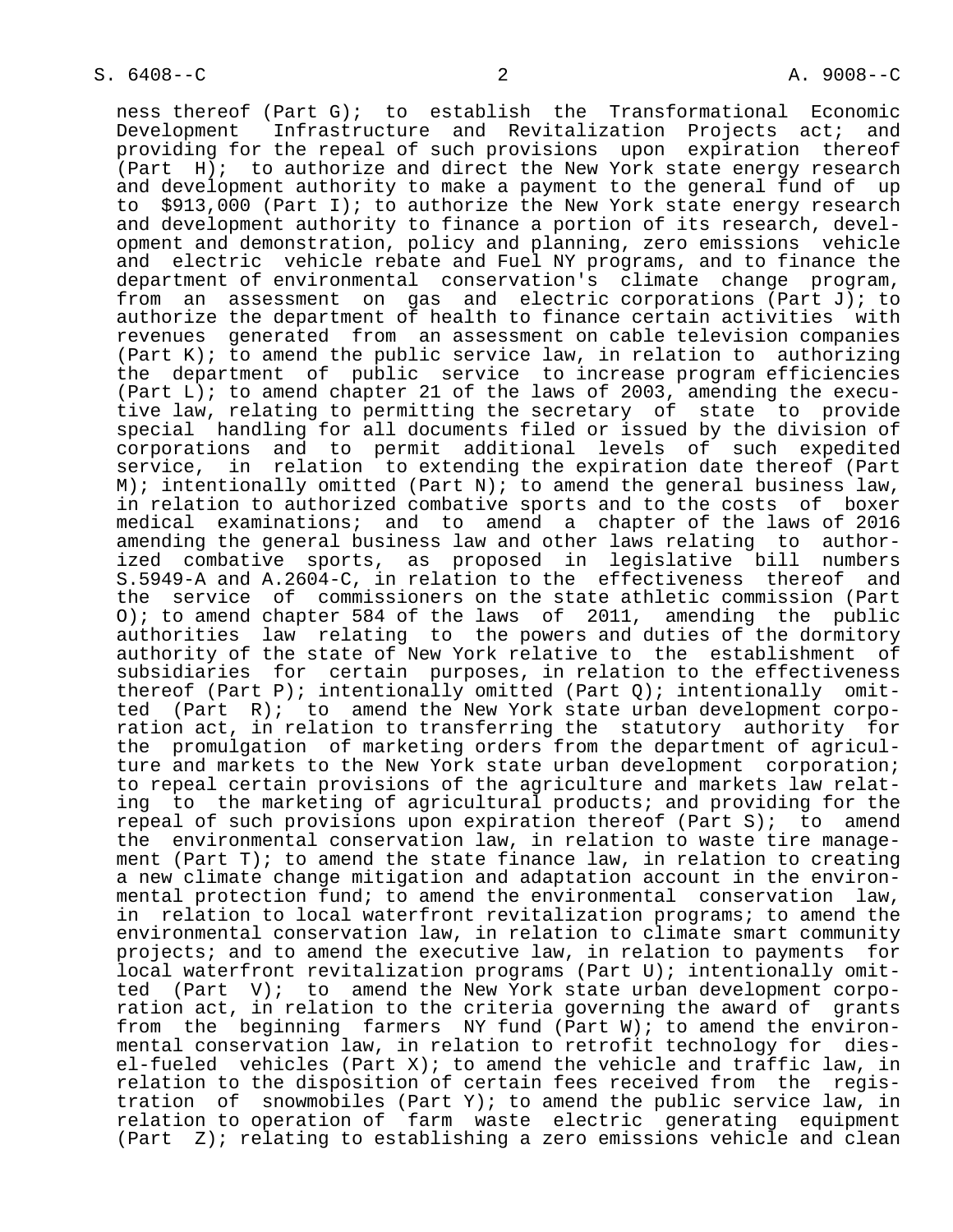ness thereof (Part G); to establish the Transformational Economic Development Infrastructure and Revitalization Projects act; and providing for the repeal of such provisions upon expiration thereof (Part H); to authorize and direct the New York state energy research and development authority to make a payment to the general fund of up to $913,000 (Part I); to authorize the New York state energy research and development authority to finance a portion of its research, development and demonstration, policy and planning, zero emissions vehicle and electric vehicle rebate and Fuel NY programs, and to finance the department of environmental conservation's climate change program, from an assessment on gas and electric corporations (Part J); to authorize the department of health to finance certain activities with revenues generated from an assessment on cable television companies (Part K); to amend the public service law, in relation to authorizing the department of public service to increase program efficiencies (Part L); to amend chapter 21 of the laws of 2003, amending the executive law, relating to permitting the secretary of state to provide special handling for all documents filed or issued by the division of corporations and to permit additional levels of such expedited service, in relation to extending the expiration date thereof (Part M); intentionally omitted (Part N); to amend the general business law, in relation to authorized combative sports and to the costs of boxer medical examinations; and to amend a chapter of the laws of 2016 amending the general business law and other laws relating to authorized combative sports, as proposed in legislative bill numbers S.5949-A and A.2604-C, in relation to the effectiveness thereof and the service of commissioners on the state athletic commission (Part O); to amend chapter 584 of the laws of 2011, amending the public authorities law relating to the powers and duties of the dormitory authority of the state of New York relative to the establishment of subsidiaries for certain purposes, in relation to the effectiveness thereof (Part P); intentionally omitted (Part Q); intentionally omitted (Part R); to amend the New York state urban development corporation act, in relation to transferring the statutory authority for the promulgation of marketing orders from the department of agriculture and markets to the New York state urban development corporation; to repeal certain provisions of the agriculture and markets law relating to the marketing of agricultural products; and providing for the repeal of such provisions upon expiration thereof (Part S); to amend the environmental conservation law, in relation to waste tire management (Part T); to amend the state finance law, in relation to creating a new climate change mitigation and adaptation account in the environmental protection fund; to amend the environmental conservation law, in relation to local waterfront revitalization programs; to amend the environmental conservation law, in relation to climate smart community projects; and to amend the executive law, in relation to payments for local waterfront revitalization programs (Part U); intentionally omitted (Part V); to amend the New York state urban development corporation act, in relation to the criteria governing the award of grants from the beginning farmers NY fund (Part W); to amend the environmental conservation law, in relation to retrofit technology for diesel-fueled vehicles (Part X); to amend the vehicle and traffic law, in relation to the disposition of certain fees received from the registration of snowmobiles (Part Y); to amend the public service law, in relation to operation of farm waste electric generating equipment (Part Z); relating to establishing a zero emissions vehicle and clean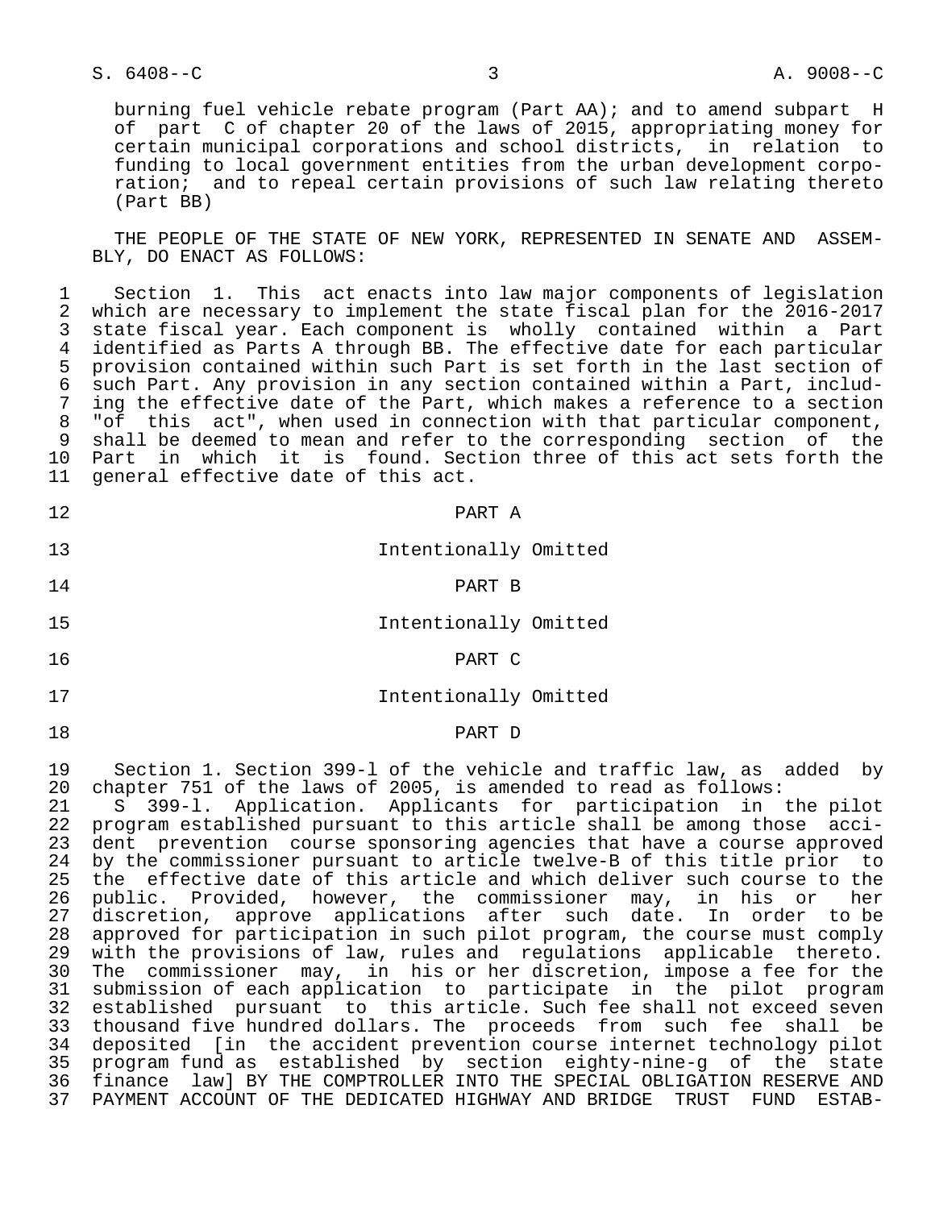burning fuel vehicle rebate program (Part AA); and to amend subpart H of part C of chapter 20 of the laws of 2015, appropriating money for certain municipal corporations and school districts, in relation to funding to local government entities from the urban development corporation; and to repeal certain provisions of such law relating thereto (Part BB)

THE PEOPLE OF THE STATE OF NEW YORK, REPRESENTED IN SENATE AND ASSEMBLY, DO ENACT AS FOLLOWS:

Section 1. This act enacts into law major components of legislation which are necessary to implement the state fiscal plan for the 2016-2017 state fiscal year. Each component is wholly contained within a Part identified as Parts A through BB. The effective date for each particular provision contained within such Part is set forth in the last section of such Part. Any provision in any section contained within a Part, including the effective date of the Part, which makes a reference to a section "of this act", when used in connection with that particular component, shall be deemed to mean and refer to the corresponding section of the Part in which it is found. Section three of this act sets forth the general effective date of this act.

PART A

Intentionally Omitted

PART B

Intentionally Omitted

PART C

Intentionally Omitted

PART D

Section 1. Section 399-l of the vehicle and traffic law, as added by chapter 751 of the laws of 2005, is amended to read as follows:

S 399-l. Application. Applicants for participation in the pilot program established pursuant to this article shall be among those accident prevention course sponsoring agencies that have a course approved by the commissioner pursuant to article twelve-B of this title prior to the effective date of this article and which deliver such course to the public. Provided, however, the commissioner may, in his or her discretion, approve applications after such date. In order to be approved for participation in such pilot program, the course must comply with the provisions of law, rules and regulations applicable thereto. The commissioner may, in his or her discretion, impose a fee for the submission of each application to participate in the pilot program established pursuant to this article. Such fee shall not exceed seven thousand five hundred dollars. The proceeds from such fee shall be deposited [in the accident prevention course internet technology pilot program fund as established by section eighty-nine-g of the state finance law] BY THE COMPTROLLER INTO THE SPECIAL OBLIGATION RESERVE AND PAYMENT ACCOUNT OF THE DEDICATED HIGHWAY AND BRIDGE TRUST FUND ESTAB-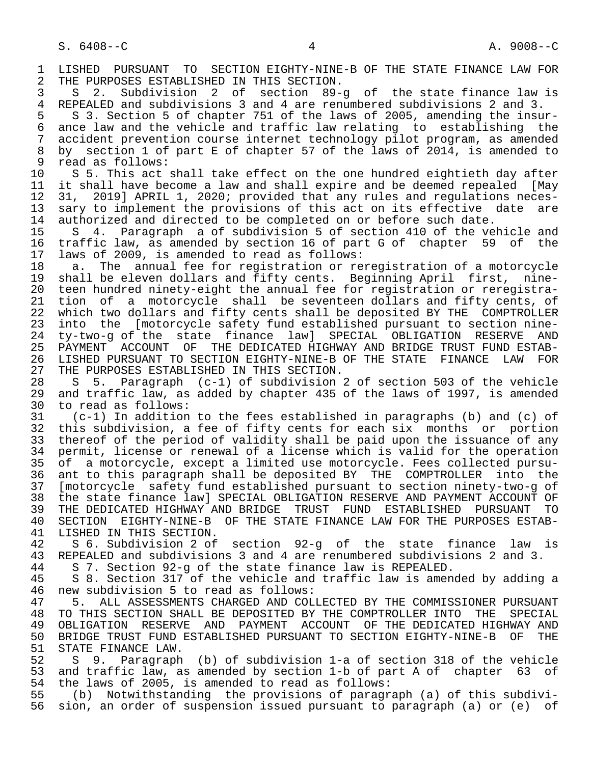LISHED PURSUANT TO SECTION EIGHTY-NINE-B OF THE STATE FINANCE LAW FOR THE PURPOSES ESTABLISHED IN THIS SECTION.

S 2. Subdivision 2 of section 89-g of the state finance law is REPEALED and subdivisions 3 and 4 are renumbered subdivisions 2 and 3.

S 3. Section 5 of chapter 751 of the laws of 2005, amending the insurance law and the vehicle and traffic law relating to establishing the accident prevention course internet technology pilot program, as amended by section 1 of part E of chapter 57 of the laws of 2014, is amended to read as follows:

S 5. This act shall take effect on the one hundred eightieth day after it shall have become a law and shall expire and be deemed repealed [May 31, 2019] APRIL 1, 2020; provided that any rules and regulations necessary to implement the provisions of this act on its effective date are authorized and directed to be completed on or before such date.

S 4. Paragraph a of subdivision 5 of section 410 of the vehicle and traffic law, as amended by section 16 of part G of chapter 59 of the laws of 2009, is amended to read as follows:

a. The annual fee for registration or reregistration of a motorcycle shall be eleven dollars and fifty cents. Beginning April first, nineteen hundred ninety-eight the annual fee for registration or reregistration of a motorcycle shall be seventeen dollars and fifty cents, of which two dollars and fifty cents shall be deposited BY THE COMPTROLLER into the [motorcycle safety fund established pursuant to section ninety-two-g of the state finance law] SPECIAL OBLIGATION RESERVE AND PAYMENT ACCOUNT OF THE DEDICATED HIGHWAY AND BRIDGE TRUST FUND ESTABLISHED PURSUANT TO SECTION EIGHTY-NINE-B OF THE STATE FINANCE LAW FOR THE PURPOSES ESTABLISHED IN THIS SECTION.

S 5. Paragraph (c-1) of subdivision 2 of section 503 of the vehicle and traffic law, as added by chapter 435 of the laws of 1997, is amended to read as follows:

(c-1) In addition to the fees established in paragraphs (b) and (c) of this subdivision, a fee of fifty cents for each six months or portion thereof of the period of validity shall be paid upon the issuance of any permit, license or renewal of a license which is valid for the operation of a motorcycle, except a limited use motorcycle. Fees collected pursuant to this paragraph shall be deposited BY THE COMPTROLLER into the [motorcycle safety fund established pursuant to section ninety-two-g of the state finance law] SPECIAL OBLIGATION RESERVE AND PAYMENT ACCOUNT OF THE DEDICATED HIGHWAY AND BRIDGE TRUST FUND ESTABLISHED PURSUANT TO SECTION EIGHTY-NINE-B OF THE STATE FINANCE LAW FOR THE PURPOSES ESTABLISHED IN THIS SECTION.

S 6. Subdivision 2 of section 92-g of the state finance law is REPEALED and subdivisions 3 and 4 are renumbered subdivisions 2 and 3.

S 7. Section 92-g of the state finance law is REPEALED.

S 8. Section 317 of the vehicle and traffic law is amended by adding a new subdivision 5 to read as follows:

5. ALL ASSESSMENTS CHARGED AND COLLECTED BY THE COMMISSIONER PURSUANT TO THIS SECTION SHALL BE DEPOSITED BY THE COMPTROLLER INTO THE SPECIAL OBLIGATION RESERVE AND PAYMENT ACCOUNT OF THE DEDICATED HIGHWAY AND BRIDGE TRUST FUND ESTABLISHED PURSUANT TO SECTION EIGHTY-NINE-B OF THE STATE FINANCE LAW.

S 9. Paragraph (b) of subdivision 1-a of section 318 of the vehicle and traffic law, as amended by section 1-b of part A of chapter 63 of the laws of 2005, is amended to read as follows:

(b) Notwithstanding the provisions of paragraph (a) of this subdivision, an order of suspension issued pursuant to paragraph (a) or (e) of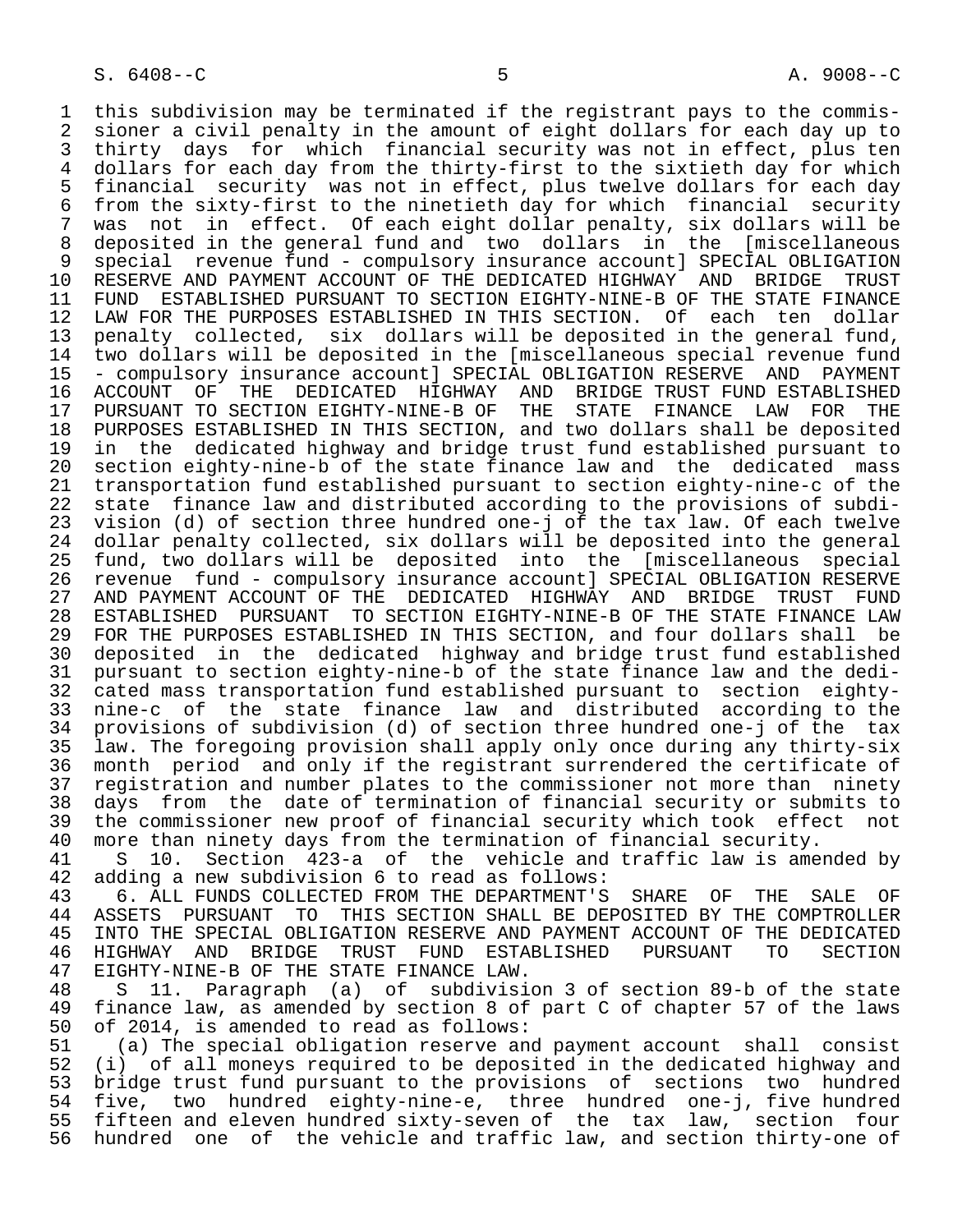this subdivision may be terminated if the registrant pays to the commissioner a civil penalty in the amount of eight dollars for each day up to thirty days for which financial security was not in effect, plus ten dollars for each day from the thirty-first to the sixtieth day for which financial security was not in effect, plus twelve dollars for each day from the sixty-first to the ninetieth day for which financial security was not in effect. Of each eight dollar penalty, six dollars will be deposited in the general fund and two dollars in the [miscellaneous special revenue fund - compulsory insurance account] SPECIAL OBLIGATION RESERVE AND PAYMENT ACCOUNT OF THE DEDICATED HIGHWAY AND BRIDGE TRUST FUND ESTABLISHED PURSUANT TO SECTION EIGHTY-NINE-B OF THE STATE FINANCE LAW FOR THE PURPOSES ESTABLISHED IN THIS SECTION. Of each ten dollar penalty collected, six dollars will be deposited in the general fund, two dollars will be deposited in the [miscellaneous special revenue fund - compulsory insurance account] SPECIAL OBLIGATION RESERVE AND PAYMENT ACCOUNT OF THE DEDICATED HIGHWAY AND BRIDGE TRUST FUND ESTABLISHED PURSUANT TO SECTION EIGHTY-NINE-B OF THE STATE FINANCE LAW FOR THE PURPOSES ESTABLISHED IN THIS SECTION, and two dollars shall be deposited in the dedicated highway and bridge trust fund established pursuant to section eighty-nine-b of the state finance law and the dedicated mass transportation fund established pursuant to section eighty-nine-c of the state finance law and distributed according to the provisions of subdivision (d) of section three hundred one-j of the tax law. Of each twelve dollar penalty collected, six dollars will be deposited into the general fund, two dollars will be deposited into the [miscellaneous special revenue fund - compulsory insurance account] SPECIAL OBLIGATION RESERVE AND PAYMENT ACCOUNT OF THE DEDICATED HIGHWAY AND BRIDGE TRUST FUND ESTABLISHED PURSUANT TO SECTION EIGHTY-NINE-B OF THE STATE FINANCE LAW FOR THE PURPOSES ESTABLISHED IN THIS SECTION, and four dollars shall be deposited in the dedicated highway and bridge trust fund established pursuant to section eighty-nine-b of the state finance law and the dedicated mass transportation fund established pursuant to section eighty-nine-c of the state finance law and distributed according to the provisions of subdivision (d) of section three hundred one-j of the tax law. The foregoing provision shall apply only once during any thirty-six month period and only if the registrant surrendered the certificate of registration and number plates to the commissioner not more than ninety days from the date of termination of financial security or submits to the commissioner new proof of financial security which took effect not more than ninety days from the termination of financial security.

S 10. Section 423-a of the vehicle and traffic law is amended by adding a new subdivision 6 to read as follows:

6. ALL FUNDS COLLECTED FROM THE DEPARTMENT'S SHARE OF THE SALE OF ASSETS PURSUANT TO THIS SECTION SHALL BE DEPOSITED BY THE COMPTROLLER INTO THE SPECIAL OBLIGATION RESERVE AND PAYMENT ACCOUNT OF THE DEDICATED HIGHWAY AND BRIDGE TRUST FUND ESTABLISHED PURSUANT TO SECTION EIGHTY-NINE-B OF THE STATE FINANCE LAW.

S 11. Paragraph (a) of subdivision 3 of section 89-b of the state finance law, as amended by section 8 of part C of chapter 57 of the laws of 2014, is amended to read as follows:

(a) The special obligation reserve and payment account shall consist (i) of all moneys required to be deposited in the dedicated highway and bridge trust fund pursuant to the provisions of sections two hundred five, two hundred eighty-nine-e, three hundred one-j, five hundred fifteen and eleven hundred sixty-seven of the tax law, section four hundred one of the vehicle and traffic law, and section thirty-one of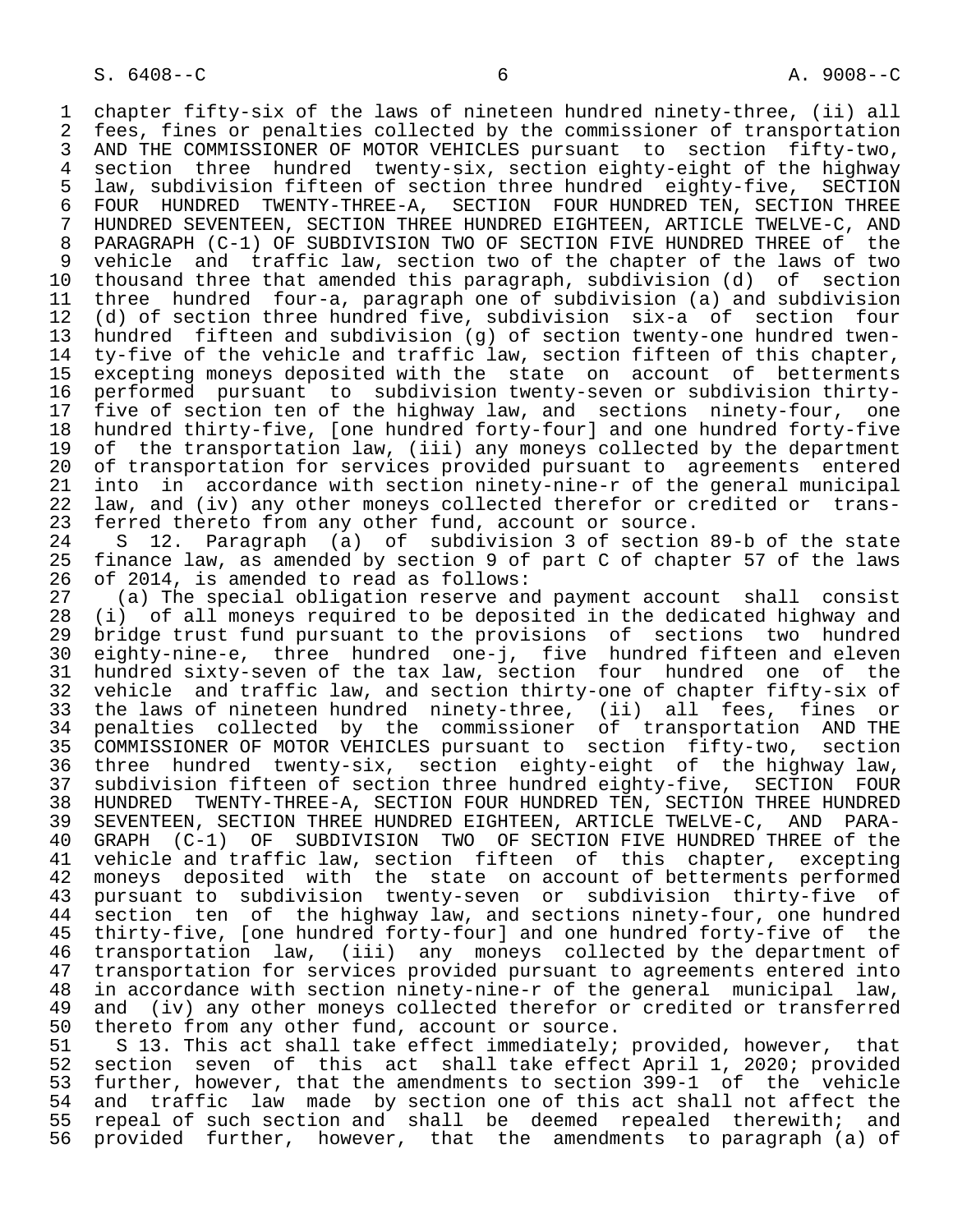chapter fifty-six of the laws of nineteen hundred ninety-three, (ii) all fees, fines or penalties collected by the commissioner of transportation AND THE COMMISSIONER OF MOTOR VEHICLES pursuant to section fifty-two, section three hundred twenty-six, section eighty-eight of the highway law, subdivision fifteen of section three hundred eighty-five, SECTION FOUR HUNDRED TWENTY-THREE-A, SECTION FOUR HUNDRED TEN, SECTION THREE HUNDRED SEVENTEEN, SECTION THREE HUNDRED EIGHTEEN, ARTICLE TWELVE-C, AND PARAGRAPH (C-1) OF SUBDIVISION TWO OF SECTION FIVE HUNDRED THREE of the vehicle and traffic law, section two of the chapter of the laws of two thousand three that amended this paragraph, subdivision (d) of section three hundred four-a, paragraph one of subdivision (a) and subdivision (d) of section three hundred five, subdivision six-a of section four hundred fifteen and subdivision (g) of section twenty-one hundred twenty-five of the vehicle and traffic law, section fifteen of this chapter, excepting moneys deposited with the state on account of betterments performed pursuant to subdivision twenty-seven or subdivision thirty-five of section ten of the highway law, and sections ninety-four, one hundred thirty-five, [one hundred forty-four] and one hundred forty-five of the transportation law, (iii) any moneys collected by the department of transportation for services provided pursuant to agreements entered into in accordance with section ninety-nine-r of the general municipal law, and (iv) any other moneys collected therefor or credited or transferred thereto from any other fund, account or source.

S 12. Paragraph (a) of subdivision 3 of section 89-b of the state finance law, as amended by section 9 of part C of chapter 57 of the laws of 2014, is amended to read as follows:

(a) The special obligation reserve and payment account shall consist (i) of all moneys required to be deposited in the dedicated highway and bridge trust fund pursuant to the provisions of sections two hundred eighty-nine-e, three hundred one-j, five hundred fifteen and eleven hundred sixty-seven of the tax law, section four hundred one of the vehicle and traffic law, and section thirty-one of chapter fifty-six of the laws of nineteen hundred ninety-three, (ii) all fees, fines or penalties collected by the commissioner of transportation AND THE COMMISSIONER OF MOTOR VEHICLES pursuant to section fifty-two, section three hundred twenty-six, section eighty-eight of the highway law, subdivision fifteen of section three hundred eighty-five, SECTION FOUR HUNDRED TWENTY-THREE-A, SECTION FOUR HUNDRED TEN, SECTION THREE HUNDRED SEVENTEEN, SECTION THREE HUNDRED EIGHTEEN, ARTICLE TWELVE-C, AND PARAGRAPH (C-1) OF SUBDIVISION TWO OF SECTION FIVE HUNDRED THREE of the vehicle and traffic law, section fifteen of this chapter, excepting moneys deposited with the state on account of betterments performed pursuant to subdivision twenty-seven or subdivision thirty-five of section ten of the highway law, and sections ninety-four, one hundred thirty-five, [one hundred forty-four] and one hundred forty-five of the transportation law, (iii) any moneys collected by the department of transportation for services provided pursuant to agreements entered into in accordance with section ninety-nine-r of the general municipal law, and (iv) any other moneys collected therefor or credited or transferred thereto from any other fund, account or source.

S 13. This act shall take effect immediately; provided, however, that section seven of this act shall take effect April 1, 2020; provided further, however, that the amendments to section 399-l of the vehicle and traffic law made by section one of this act shall not affect the repeal of such section and shall be deemed repealed therewith; and provided further, however, that the amendments to paragraph (a) of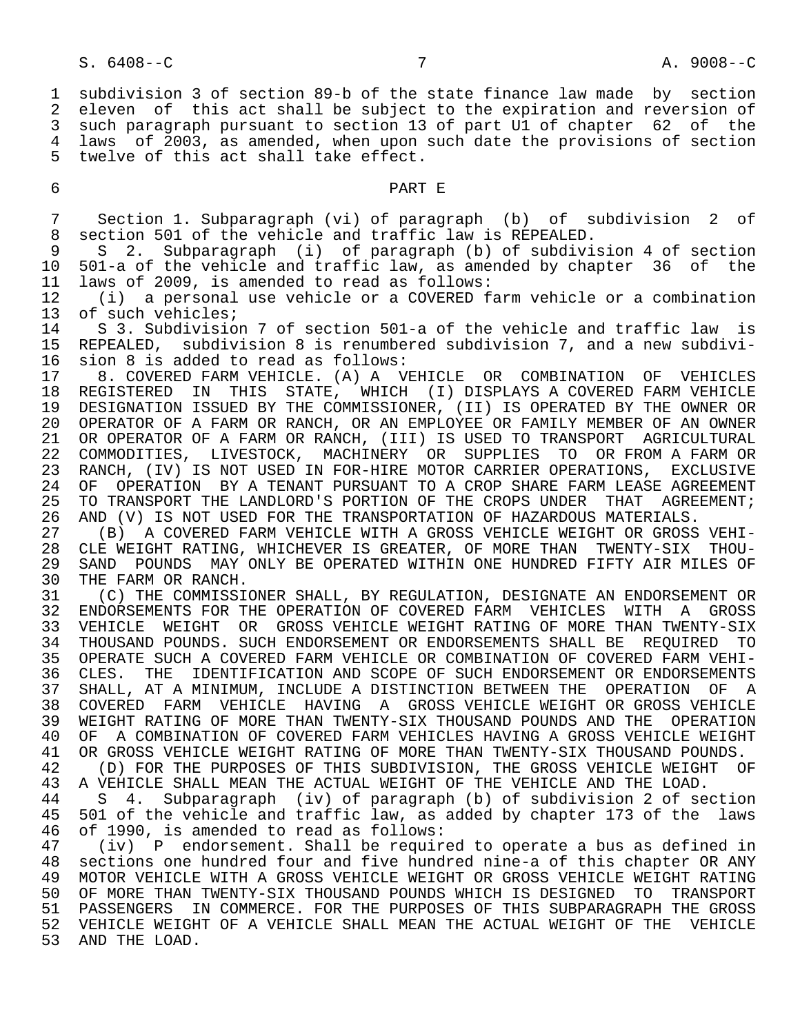subdivision 3 of section 89-b of the state finance law made by section eleven of this act shall be subject to the expiration and reversion of such paragraph pursuant to section 13 of part U1 of chapter 62 of the laws of 2003, as amended, when upon such date the provisions of section twelve of this act shall take effect.

## PART E

Section 1. Subparagraph (vi) of paragraph (b) of subdivision 2 of section 501 of the vehicle and traffic law is REPEALED.

S 2. Subparagraph (i) of paragraph (b) of subdivision 4 of section 501-a of the vehicle and traffic law, as amended by chapter 36 of the laws of 2009, is amended to read as follows:

(i) a personal use vehicle or a COVERED farm vehicle or a combination of such vehicles;

S 3. Subdivision 7 of section 501-a of the vehicle and traffic law is REPEALED, subdivision 8 is renumbered subdivision 7, and a new subdivision 8 is added to read as follows:

8. COVERED FARM VEHICLE. (A) A VEHICLE OR COMBINATION OF VEHICLES REGISTERED IN THIS STATE, WHICH (I) DISPLAYS A COVERED FARM VEHICLE DESIGNATION ISSUED BY THE COMMISSIONER, (II) IS OPERATED BY THE OWNER OR OPERATOR OF A FARM OR RANCH, OR AN EMPLOYEE OR FAMILY MEMBER OF AN OWNER OR OPERATOR OF A FARM OR RANCH, (III) IS USED TO TRANSPORT AGRICULTURAL COMMODITIES, LIVESTOCK, MACHINERY OR SUPPLIES TO OR FROM A FARM OR RANCH, (IV) IS NOT USED IN FOR-HIRE MOTOR CARRIER OPERATIONS, EXCLUSIVE OF OPERATION BY A TENANT PURSUANT TO A CROP SHARE FARM LEASE AGREEMENT TO TRANSPORT THE LANDLORD'S PORTION OF THE CROPS UNDER THAT AGREEMENT; AND (V) IS NOT USED FOR THE TRANSPORTATION OF HAZARDOUS MATERIALS.

(B) A COVERED FARM VEHICLE WITH A GROSS VEHICLE WEIGHT OR GROSS VEHICLE WEIGHT RATING, WHICHEVER IS GREATER, OF MORE THAN TWENTY-SIX THOUSAND POUNDS MAY ONLY BE OPERATED WITHIN ONE HUNDRED FIFTY AIR MILES OF THE FARM OR RANCH.

(C) THE COMMISSIONER SHALL, BY REGULATION, DESIGNATE AN ENDORSEMENT OR ENDORSEMENTS FOR THE OPERATION OF COVERED FARM VEHICLES WITH A GROSS VEHICLE WEIGHT OR GROSS VEHICLE WEIGHT RATING OF MORE THAN TWENTY-SIX THOUSAND POUNDS. SUCH ENDORSEMENT OR ENDORSEMENTS SHALL BE REQUIRED TO OPERATE SUCH A COVERED FARM VEHICLE OR COMBINATION OF COVERED FARM VEHICLES. THE IDENTIFICATION AND SCOPE OF SUCH ENDORSEMENT OR ENDORSEMENTS SHALL, AT A MINIMUM, INCLUDE A DISTINCTION BETWEEN THE OPERATION OF A COVERED FARM VEHICLE HAVING A GROSS VEHICLE WEIGHT OR GROSS VEHICLE WEIGHT RATING OF MORE THAN TWENTY-SIX THOUSAND POUNDS AND THE OPERATION OF A COMBINATION OF COVERED FARM VEHICLES HAVING A GROSS VEHICLE WEIGHT OR GROSS VEHICLE WEIGHT RATING OF MORE THAN TWENTY-SIX THOUSAND POUNDS.

(D) FOR THE PURPOSES OF THIS SUBDIVISION, THE GROSS VEHICLE WEIGHT OF A VEHICLE SHALL MEAN THE ACTUAL WEIGHT OF THE VEHICLE AND THE LOAD.

S 4. Subparagraph (iv) of paragraph (b) of subdivision 2 of section 501 of the vehicle and traffic law, as added by chapter 173 of the laws of 1990, is amended to read as follows:

(iv) P endorsement. Shall be required to operate a bus as defined in sections one hundred four and five hundred nine-a of this chapter OR ANY MOTOR VEHICLE WITH A GROSS VEHICLE WEIGHT OR GROSS VEHICLE WEIGHT RATING OF MORE THAN TWENTY-SIX THOUSAND POUNDS WHICH IS DESIGNED TO TRANSPORT PASSENGERS IN COMMERCE. FOR THE PURPOSES OF THIS SUBPARAGRAPH THE GROSS VEHICLE WEIGHT OF A VEHICLE SHALL MEAN THE ACTUAL WEIGHT OF THE VEHICLE AND THE LOAD.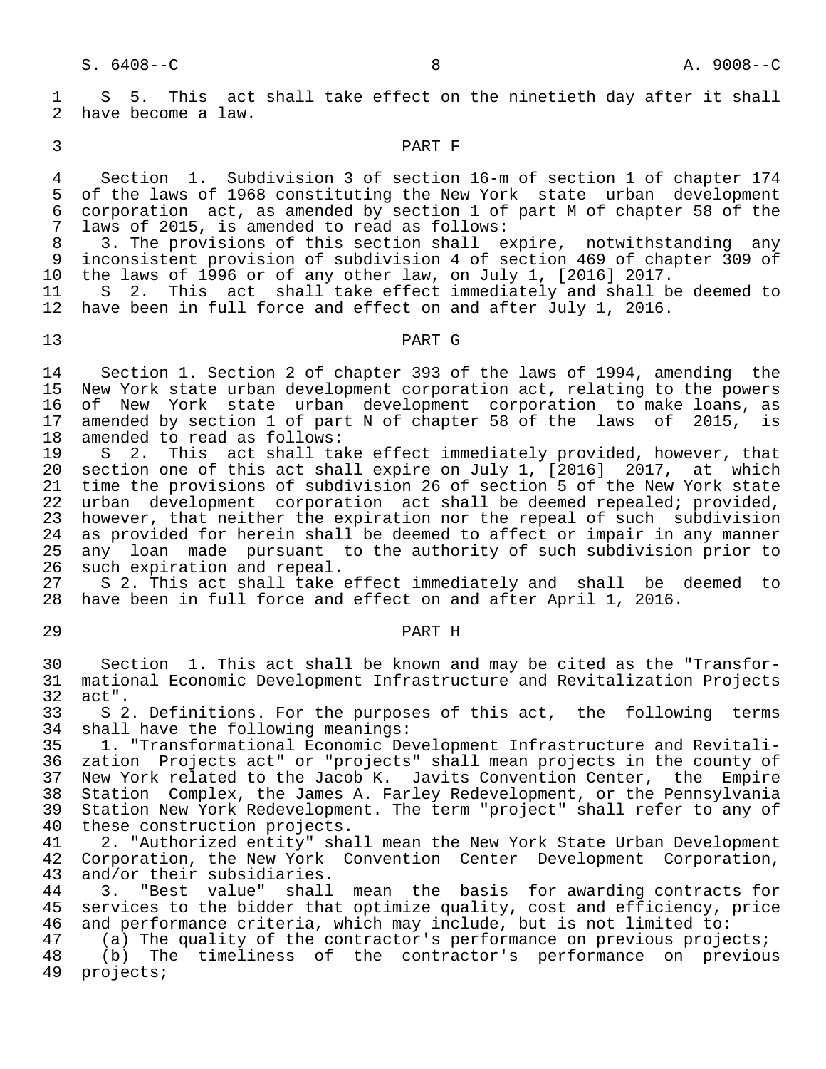S 5. This act shall take effect on the ninetieth day after it shall have become a law.

PART F

Section 1. Subdivision 3 of section 16-m of section 1 of chapter 174 of the laws of 1968 constituting the New York state urban development corporation act, as amended by section 1 of part M of chapter 58 of the laws of 2015, is amended to read as follows:

3. The provisions of this section shall expire, notwithstanding any inconsistent provision of subdivision 4 of section 469 of chapter 309 of the laws of 1996 or of any other law, on July 1, [2016] 2017.

S 2. This act shall take effect immediately and shall be deemed to have been in full force and effect on and after July 1, 2016.

PART G

Section 1. Section 2 of chapter 393 of the laws of 1994, amending the New York state urban development corporation act, relating to the powers of New York state urban development corporation to make loans, as amended by section 1 of part N of chapter 58 of the laws of 2015, is amended to read as follows:

S 2. This act shall take effect immediately provided, however, that section one of this act shall expire on July 1, [2016] 2017, at which time the provisions of subdivision 26 of section 5 of the New York state urban development corporation act shall be deemed repealed; provided, however, that neither the expiration nor the repeal of such subdivision as provided for herein shall be deemed to affect or impair in any manner any loan made pursuant to the authority of such subdivision prior to such expiration and repeal.

S 2. This act shall take effect immediately and shall be deemed to have been in full force and effect on and after April 1, 2016.

PART H

Section 1. This act shall be known and may be cited as the "Transformational Economic Development Infrastructure and Revitalization Projects act".

S 2. Definitions. For the purposes of this act, the following terms shall have the following meanings:

1. "Transformational Economic Development Infrastructure and Revitalization Projects act" or "projects" shall mean projects in the county of New York related to the Jacob K. Javits Convention Center, the Empire Station Complex, the James A. Farley Redevelopment, or the Pennsylvania Station New York Redevelopment. The term "project" shall refer to any of these construction projects.

2. "Authorized entity" shall mean the New York State Urban Development Corporation, the New York Convention Center Development Corporation, and/or their subsidiaries.

3. "Best value" shall mean the basis for awarding contracts for services to the bidder that optimize quality, cost and efficiency, price and performance criteria, which may include, but is not limited to:

(a) The quality of the contractor's performance on previous projects;

(b) The timeliness of the contractor's performance on previous projects;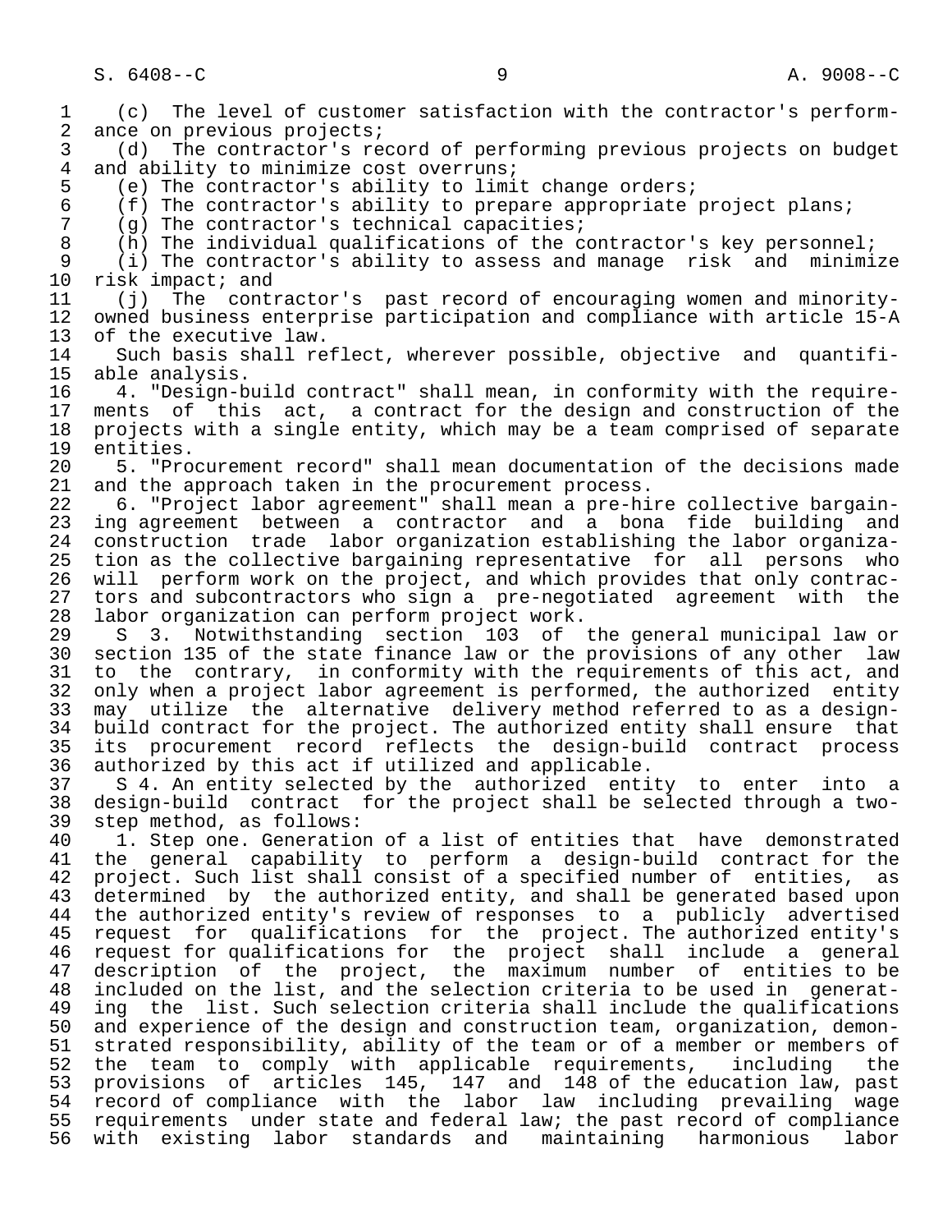(c) The level of customer satisfaction with the contractor's performance on previous projects;

(d) The contractor's record of performing previous projects on budget and ability to minimize cost overruns;

(e) The contractor's ability to limit change orders;

(f) The contractor's ability to prepare appropriate project plans;

(g) The contractor's technical capacities;

(h) The individual qualifications of the contractor's key personnel;

(i) The contractor's ability to assess and manage risk and minimize risk impact; and

(j) The contractor's past record of encouraging women and minority-owned business enterprise participation and compliance with article 15-A of the executive law.

Such basis shall reflect, wherever possible, objective and quantifiable analysis.

4. "Design-build contract" shall mean, in conformity with the requirements of this act, a contract for the design and construction of the projects with a single entity, which may be a team comprised of separate entities.

5. "Procurement record" shall mean documentation of the decisions made and the approach taken in the procurement process.

6. "Project labor agreement" shall mean a pre-hire collective bargaining agreement between a contractor and a bona fide building and construction trade labor organization establishing the labor organization as the collective bargaining representative for all persons who will perform work on the project, and which provides that only contractors and subcontractors who sign a pre-negotiated agreement with the labor organization can perform project work.

S 3. Notwithstanding section 103 of the general municipal law or section 135 of the state finance law or the provisions of any other law to the contrary, in conformity with the requirements of this act, and only when a project labor agreement is performed, the authorized entity may utilize the alternative delivery method referred to as a design-build contract for the project. The authorized entity shall ensure that its procurement record reflects the design-build contract process authorized by this act if utilized and applicable.

S 4. An entity selected by the authorized entity to enter into a design-build contract for the project shall be selected through a two-step method, as follows:

1. Step one. Generation of a list of entities that have demonstrated the general capability to perform a design-build contract for the project. Such list shall consist of a specified number of entities, as determined by the authorized entity, and shall be generated based upon the authorized entity's review of responses to a publicly advertised request for qualifications for the project. The authorized entity's request for qualifications for the project shall include a general description of the project, the maximum number of entities to be included on the list, and the selection criteria to be used in generating the list. Such selection criteria shall include the qualifications and experience of the design and construction team, organization, demonstrated responsibility, ability of the team or of a member or members of the team to comply with applicable requirements, including the provisions of articles 145, 147 and 148 of the education law, past record of compliance with the labor law including prevailing wage requirements under state and federal law; the past record of compliance with existing labor standards and maintaining harmonious labor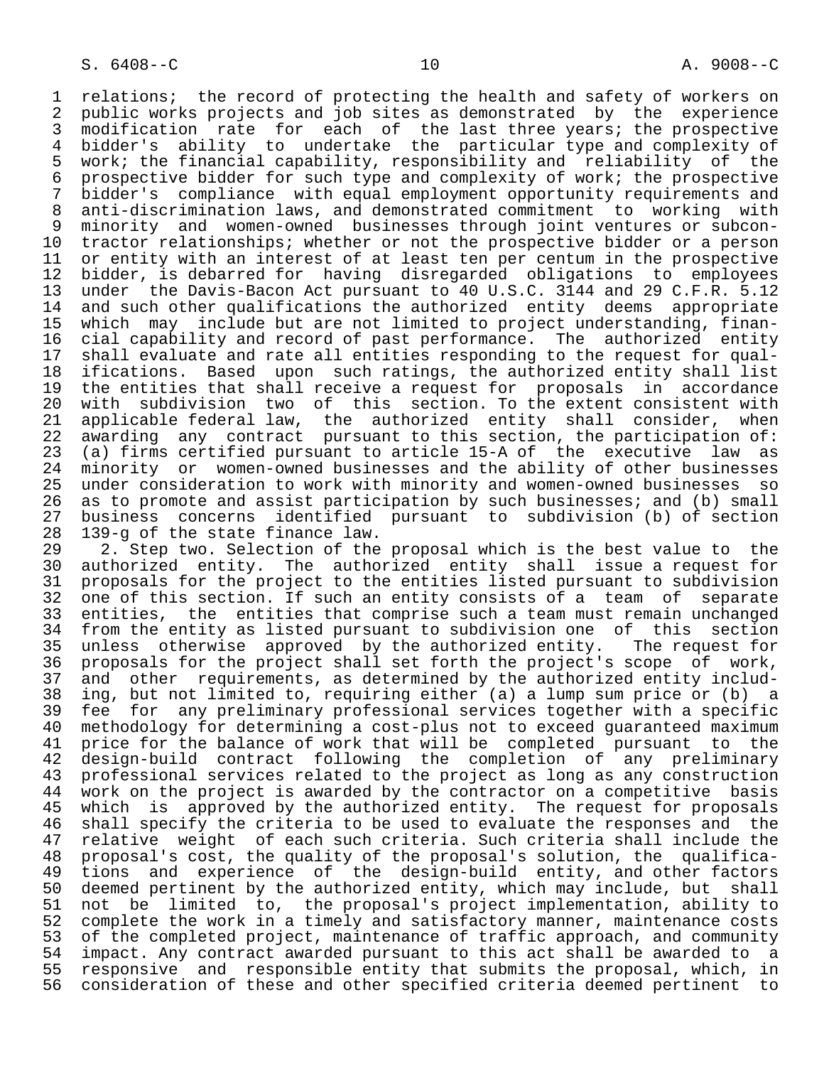relations; the record of protecting the health and safety of workers on public works projects and job sites as demonstrated by the experience modification rate for each of the last three years; the prospective bidder's ability to undertake the particular type and complexity of work; the financial capability, responsibility and reliability of the prospective bidder for such type and complexity of work; the prospective bidder's compliance with equal employment opportunity requirements and anti-discrimination laws, and demonstrated commitment to working with minority and women-owned businesses through joint ventures or subcontractor relationships; whether or not the prospective bidder or a person or entity with an interest of at least ten per centum in the prospective bidder, is debarred for having disregarded obligations to employees under the Davis-Bacon Act pursuant to 40 U.S.C. 3144 and 29 C.F.R. 5.12 and such other qualifications the authorized entity deems appropriate which may include but are not limited to project understanding, financial capability and record of past performance. The authorized entity shall evaluate and rate all entities responding to the request for qualifications. Based upon such ratings, the authorized entity shall list the entities that shall receive a request for proposals in accordance with subdivision two of this section. To the extent consistent with applicable federal law, the authorized entity shall consider, when awarding any contract pursuant to this section, the participation of: (a) firms certified pursuant to article 15-A of the executive law as minority or women-owned businesses and the ability of other businesses under consideration to work with minority and women-owned businesses so as to promote and assist participation by such businesses; and (b) small business concerns identified pursuant to subdivision (b) of section 139-g of the state finance law.

2. Step two. Selection of the proposal which is the best value to the authorized entity. The authorized entity shall issue a request for proposals for the project to the entities listed pursuant to subdivision one of this section. If such an entity consists of a team of separate entities, the entities that comprise such a team must remain unchanged from the entity as listed pursuant to subdivision one of this section unless otherwise approved by the authorized entity. The request for proposals for the project shall set forth the project's scope of work, and other requirements, as determined by the authorized entity including, but not limited to, requiring either (a) a lump sum price or (b) a fee for any preliminary professional services together with a specific methodology for determining a cost-plus not to exceed guaranteed maximum price for the balance of work that will be completed pursuant to the design-build contract following the completion of any preliminary professional services related to the project as long as any construction work on the project is awarded by the contractor on a competitive basis which is approved by the authorized entity. The request for proposals shall specify the criteria to be used to evaluate the responses and the relative weight of each such criteria. Such criteria shall include the proposal's cost, the quality of the proposal's solution, the qualifications and experience of the design-build entity, and other factors deemed pertinent by the authorized entity, which may include, but shall not be limited to, the proposal's project implementation, ability to complete the work in a timely and satisfactory manner, maintenance costs of the completed project, maintenance of traffic approach, and community impact. Any contract awarded pursuant to this act shall be awarded to a responsive and responsible entity that submits the proposal, which, in consideration of these and other specified criteria deemed pertinent to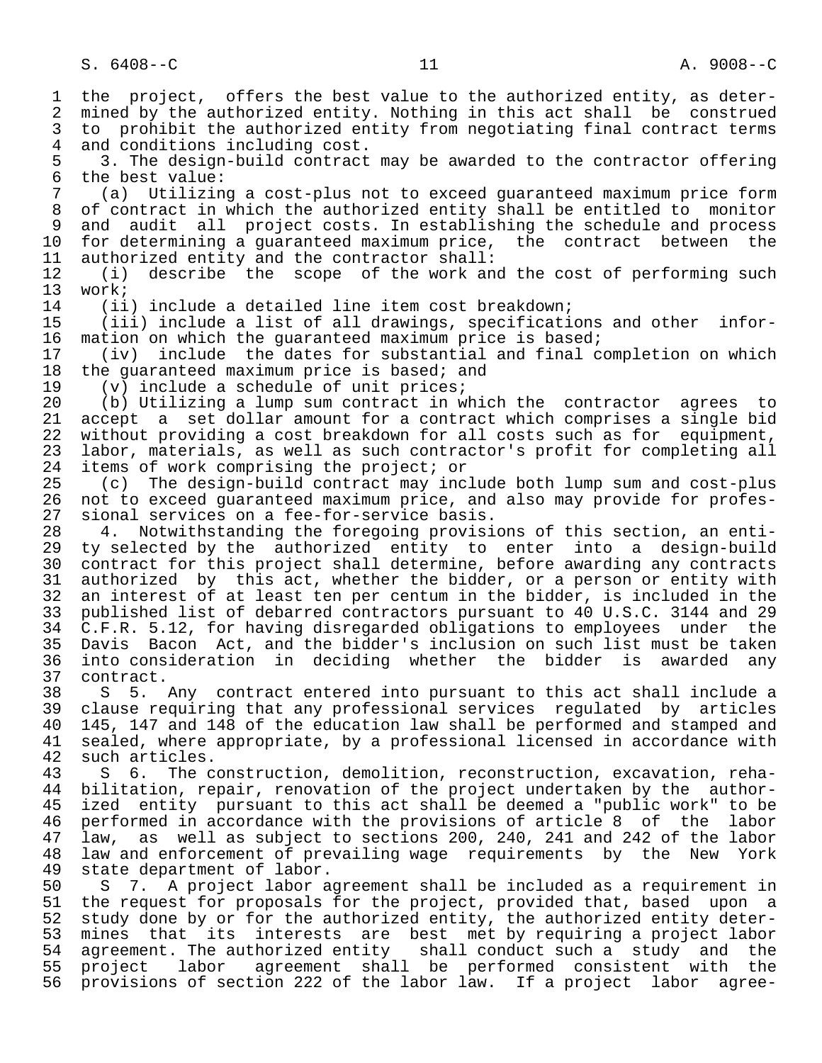the project, offers the best value to the authorized entity, as determined by the authorized entity. Nothing in this act shall be construed to prohibit the authorized entity from negotiating final contract terms and conditions including cost.

3. The design-build contract may be awarded to the contractor offering the best value:

(a) Utilizing a cost-plus not to exceed guaranteed maximum price form of contract in which the authorized entity shall be entitled to monitor and audit all project costs. In establishing the schedule and process for determining a guaranteed maximum price, the contract between the authorized entity and the contractor shall:

(i) describe the scope of the work and the cost of performing such work;

(ii) include a detailed line item cost breakdown;

(iii) include a list of all drawings, specifications and other information on which the guaranteed maximum price is based;

(iv) include the dates for substantial and final completion on which the guaranteed maximum price is based; and

(v) include a schedule of unit prices;

(b) Utilizing a lump sum contract in which the contractor agrees to accept a set dollar amount for a contract which comprises a single bid without providing a cost breakdown for all costs such as for equipment, labor, materials, as well as such contractor's profit for completing all items of work comprising the project; or

(c) The design-build contract may include both lump sum and cost-plus not to exceed guaranteed maximum price, and also may provide for professional services on a fee-for-service basis.

4. Notwithstanding the foregoing provisions of this section, an entity selected by the authorized entity to enter into a design-build contract for this project shall determine, before awarding any contracts authorized by this act, whether the bidder, or a person or entity with an interest of at least ten per centum in the bidder, is included in the published list of debarred contractors pursuant to 40 U.S.C. 3144 and 29 C.F.R. 5.12, for having disregarded obligations to employees under the Davis Bacon Act, and the bidder's inclusion on such list must be taken into consideration in deciding whether the bidder is awarded any contract.

S 5. Any contract entered into pursuant to this act shall include a clause requiring that any professional services regulated by articles 145, 147 and 148 of the education law shall be performed and stamped and sealed, where appropriate, by a professional licensed in accordance with such articles.

S 6. The construction, demolition, reconstruction, excavation, rehabilitation, repair, renovation of the project undertaken by the authorized entity pursuant to this act shall be deemed a "public work" to be performed in accordance with the provisions of article 8 of the labor law, as well as subject to sections 200, 240, 241 and 242 of the labor law and enforcement of prevailing wage requirements by the New York state department of labor.

S 7. A project labor agreement shall be included as a requirement in the request for proposals for the project, provided that, based upon a study done by or for the authorized entity, the authorized entity determines that its interests are best met by requiring a project labor agreement. The authorized entity shall conduct such a study and the project labor agreement shall be performed consistent with the provisions of section 222 of the labor law. If a project labor agree-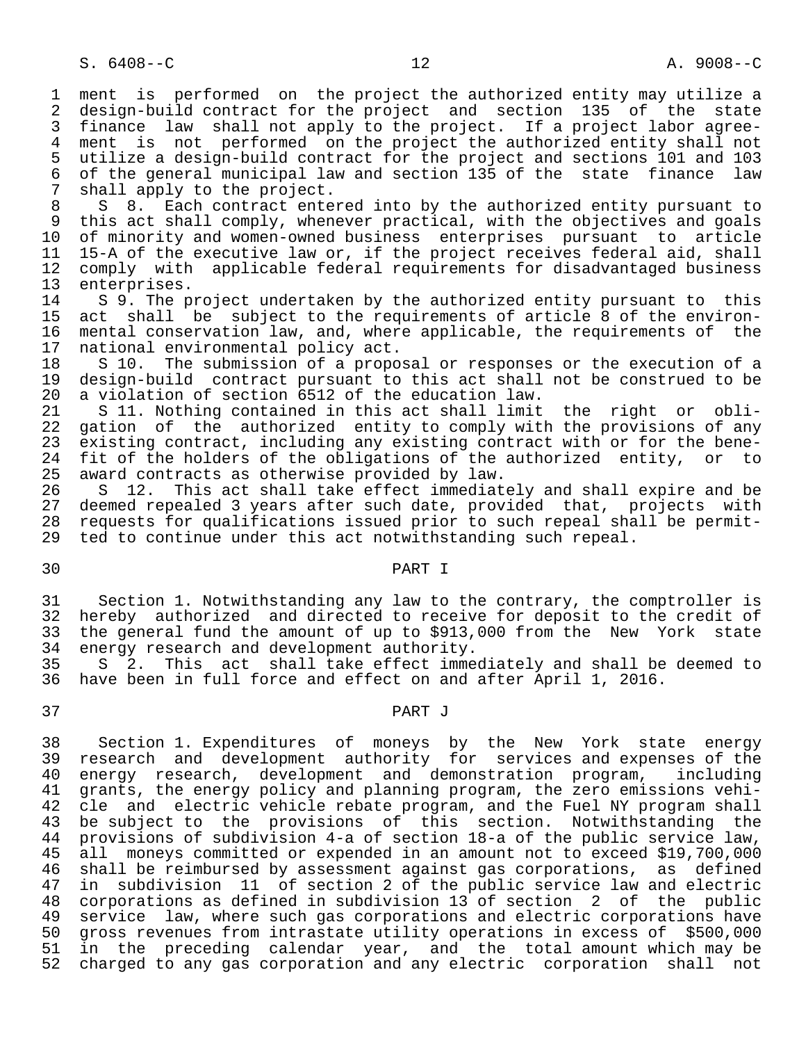ment is performed on the project the authorized entity may utilize a design-build contract for the project and section 135 of the state finance law shall not apply to the project. If a project labor agreement is not performed on the project the authorized entity shall not utilize a design-build contract for the project and sections 101 and 103 of the general municipal law and section 135 of the state finance law shall apply to the project.

S 8. Each contract entered into by the authorized entity pursuant to this act shall comply, whenever practical, with the objectives and goals of minority and women-owned business enterprises pursuant to article 15-A of the executive law or, if the project receives federal aid, shall comply with applicable federal requirements for disadvantaged business enterprises.

S 9. The project undertaken by the authorized entity pursuant to this act shall be subject to the requirements of article 8 of the environmental conservation law, and, where applicable, the requirements of the national environmental policy act.

S 10. The submission of a proposal or responses or the execution of a design-build contract pursuant to this act shall not be construed to be a violation of section 6512 of the education law.

S 11. Nothing contained in this act shall limit the right or obligation of the authorized entity to comply with the provisions of any existing contract, including any existing contract with or for the benefit of the holders of the obligations of the authorized entity, or to award contracts as otherwise provided by law.

S 12. This act shall take effect immediately and shall expire and be deemed repealed 3 years after such date, provided that, projects with requests for qualifications issued prior to such repeal shall be permitted to continue under this act notwithstanding such repeal.

## PART I

Section 1. Notwithstanding any law to the contrary, the comptroller is hereby authorized and directed to receive for deposit to the credit of the general fund the amount of up to $913,000 from the New York state energy research and development authority.

S 2. This act shall take effect immediately and shall be deemed to have been in full force and effect on and after April 1, 2016.

## PART J

Section 1. Expenditures of moneys by the New York state energy research and development authority for services and expenses of the energy research, development and demonstration program, including grants, the energy policy and planning program, the zero emissions vehicle and electric vehicle rebate program, and the Fuel NY program shall be subject to the provisions of this section. Notwithstanding the provisions of subdivision 4-a of section 18-a of the public service law, all moneys committed or expended in an amount not to exceed $19,700,000 shall be reimbursed by assessment against gas corporations, as defined in subdivision 11 of section 2 of the public service law and electric corporations as defined in subdivision 13 of section 2 of the public service law, where such gas corporations and electric corporations have gross revenues from intrastate utility operations in excess of $500,000 in the preceding calendar year, and the total amount which may be charged to any gas corporation and any electric corporation shall not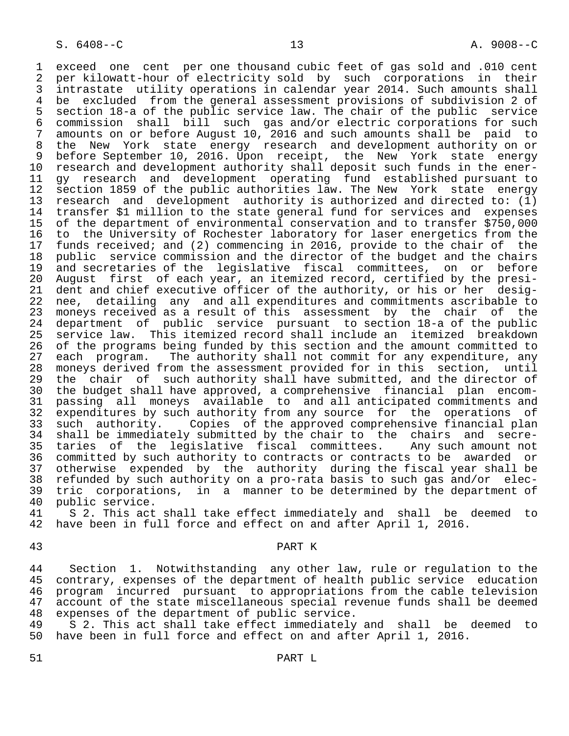exceed one cent per one thousand cubic feet of gas sold and .010 cent per kilowatt-hour of electricity sold by such corporations in their intrastate utility operations in calendar year 2014. Such amounts shall be excluded from the general assessment provisions of subdivision 2 of section 18-a of the public service law. The chair of the public service commission shall bill such gas and/or electric corporations for such amounts on or before August 10, 2016 and such amounts shall be paid to the New York state energy research and development authority on or before September 10, 2016. Upon receipt, the New York state energy research and development authority shall deposit such funds in the energy research and development operating fund established pursuant to section 1859 of the public authorities law. The New York state energy research and development authority is authorized and directed to: (1) transfer $1 million to the state general fund for services and expenses of the department of environmental conservation and to transfer $750,000 to the University of Rochester laboratory for laser energetics from the funds received; and (2) commencing in 2016, provide to the chair of the public service commission and the director of the budget and the chairs and secretaries of the legislative fiscal committees, on or before August first of each year, an itemized record, certified by the president and chief executive officer of the authority, or his or her designee, detailing any and all expenditures and commitments ascribable to moneys received as a result of this assessment by the chair of the department of public service pursuant to section 18-a of the public service law. This itemized record shall include an itemized breakdown of the programs being funded by this section and the amount committed to each program. The authority shall not commit for any expenditure, any moneys derived from the assessment provided for in this section, until the chair of such authority shall have submitted, and the director of the budget shall have approved, a comprehensive financial plan encompassing all moneys available to and all anticipated commitments and expenditures by such authority from any source for the operations of such authority. Copies of the approved comprehensive financial plan shall be immediately submitted by the chair to the chairs and secretaries of the legislative fiscal committees. Any such amount not committed by such authority to contracts or contracts to be awarded or otherwise expended by the authority during the fiscal year shall be refunded by such authority on a pro-rata basis to such gas and/or electric corporations, in a manner to be determined by the department of public service.

S 2. This act shall take effect immediately and shall be deemed to have been in full force and effect on and after April 1, 2016.

PART K

Section 1. Notwithstanding any other law, rule or regulation to the contrary, expenses of the department of health public service education program incurred pursuant to appropriations from the cable television account of the state miscellaneous special revenue funds shall be deemed expenses of the department of public service.

S 2. This act shall take effect immediately and shall be deemed to have been in full force and effect on and after April 1, 2016.

PART L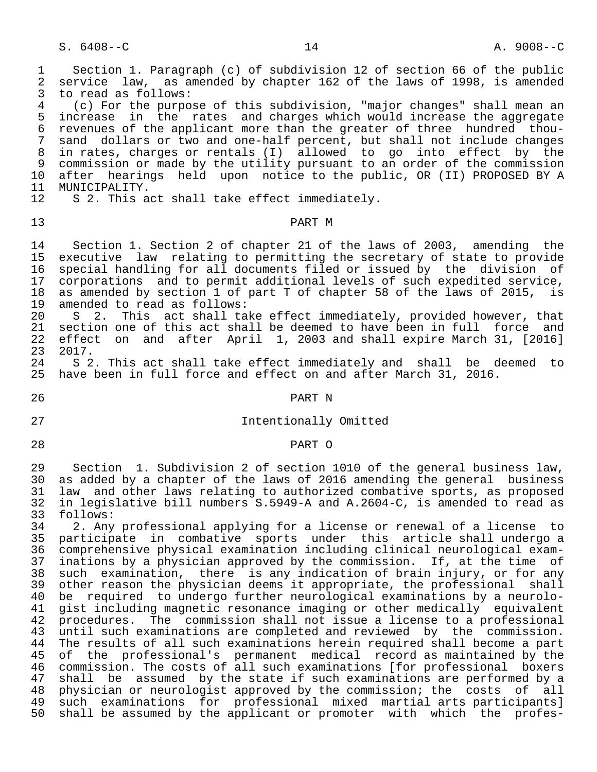Section 1. Paragraph (c) of subdivision 12 of section 66 of the public service law, as amended by chapter 162 of the laws of 1998, is amended to read as follows:

(c) For the purpose of this subdivision, "major changes" shall mean an increase in the rates and charges which would increase the aggregate revenues of the applicant more than the greater of three hundred thousand dollars or two and one-half percent, but shall not include changes in rates, charges or rentals (I) allowed to go into effect by the commission or made by the utility pursuant to an order of the commission after hearings held upon notice to the public, OR (II) PROPOSED BY A MUNICIPALITY.

S 2. This act shall take effect immediately.

## PART M

Section 1. Section 2 of chapter 21 of the laws of 2003, amending the executive law relating to permitting the secretary of state to provide special handling for all documents filed or issued by the division of corporations and to permit additional levels of such expedited service, as amended by section 1 of part T of chapter 58 of the laws of 2015, is amended to read as follows:

S 2. This act shall take effect immediately, provided however, that section one of this act shall be deemed to have been in full force and effect on and after April 1, 2003 and shall expire March 31, [2016] 2017.

S 2. This act shall take effect immediately and shall be deemed to have been in full force and effect on and after March 31, 2016.

## PART N

Intentionally Omitted

## PART O

Section 1. Subdivision 2 of section 1010 of the general business law, as added by a chapter of the laws of 2016 amending the general business law and other laws relating to authorized combative sports, as proposed in legislative bill numbers S.5949-A and A.2604-C, is amended to read as follows:

2. Any professional applying for a license or renewal of a license to participate in combative sports under this article shall undergo a comprehensive physical examination including clinical neurological examinations by a physician approved by the commission. If, at the time of such examination, there is any indication of brain injury, or for any other reason the physician deems it appropriate, the professional shall be required to undergo further neurological examinations by a neurologist including magnetic resonance imaging or other medically equivalent procedures. The commission shall not issue a license to a professional until such examinations are completed and reviewed by the commission. The results of all such examinations herein required shall become a part of the professional's permanent medical record as maintained by the commission. The costs of all such examinations [for professional boxers shall be assumed by the state if such examinations are performed by a physician or neurologist approved by the commission; the costs of all such examinations for professional mixed martial arts participants] shall be assumed by the applicant or promoter with which the profes-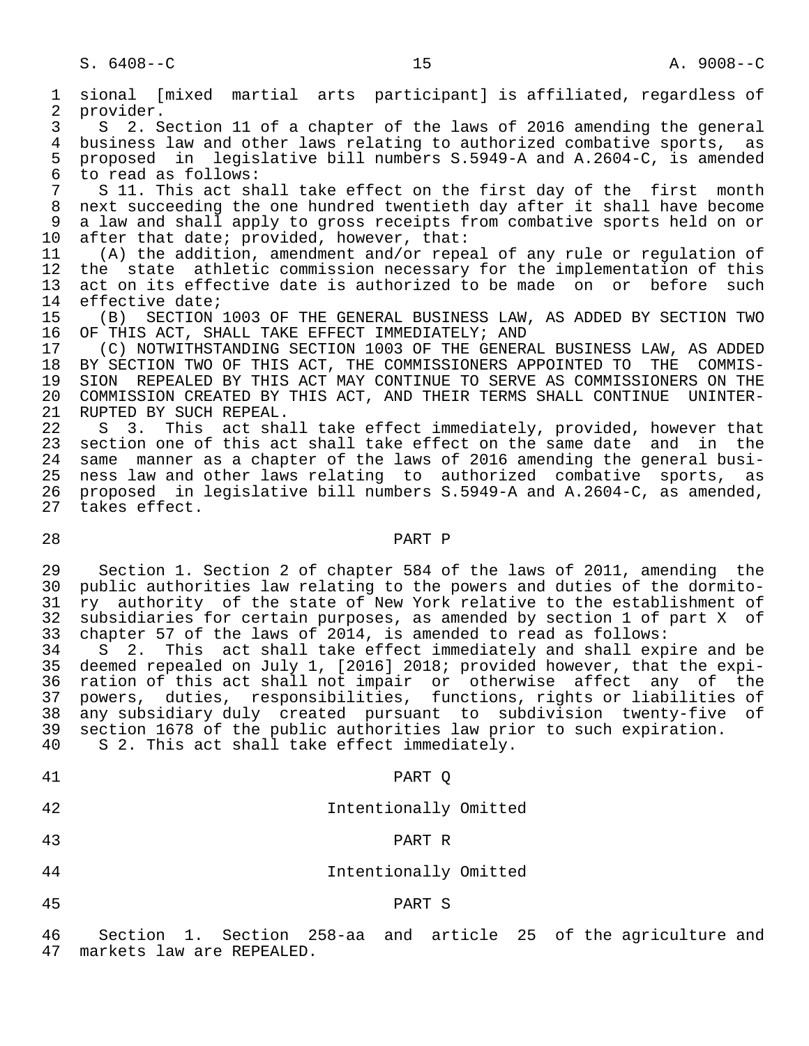sional [mixed martial arts participant] is affiliated, regardless of provider.

S 2. Section 11 of a chapter of the laws of 2016 amending the general business law and other laws relating to authorized combative sports, as proposed in legislative bill numbers S.5949-A and A.2604-C, is amended to read as follows:

S 11. This act shall take effect on the first day of the first month next succeeding the one hundred twentieth day after it shall have become a law and shall apply to gross receipts from combative sports held on or after that date; provided, however, that:

(A) the addition, amendment and/or repeal of any rule or regulation of the state athletic commission necessary for the implementation of this act on its effective date is authorized to be made on or before such effective date;

(B) SECTION 1003 OF THE GENERAL BUSINESS LAW, AS ADDED BY SECTION TWO OF THIS ACT, SHALL TAKE EFFECT IMMEDIATELY; AND

(C) NOTWITHSTANDING SECTION 1003 OF THE GENERAL BUSINESS LAW, AS ADDED BY SECTION TWO OF THIS ACT, THE COMMISSIONERS APPOINTED TO THE COMMISSION REPEALED BY THIS ACT MAY CONTINUE TO SERVE AS COMMISSIONERS ON THE COMMISSION CREATED BY THIS ACT, AND THEIR TERMS SHALL CONTINUE UNINTERRUPTED BY SUCH REPEAL.

S 3. This act shall take effect immediately, provided, however that section one of this act shall take effect on the same date and in the same manner as a chapter of the laws of 2016 amending the general business law and other laws relating to authorized combative sports, as proposed in legislative bill numbers S.5949-A and A.2604-C, as amended, takes effect.

## PART P

Section 1. Section 2 of chapter 584 of the laws of 2011, amending the public authorities law relating to the powers and duties of the dormitory authority of the state of New York relative to the establishment of subsidiaries for certain purposes, as amended by section 1 of part X of chapter 57 of the laws of 2014, is amended to read as follows:

S 2. This act shall take effect immediately and shall expire and be deemed repealed on July 1, [2016] 2018; provided however, that the expiration of this act shall not impair or otherwise affect any of the powers, duties, responsibilities, functions, rights or liabilities of any subsidiary duly created pursuant to subdivision twenty-five of section 1678 of the public authorities law prior to such expiration.

S 2. This act shall take effect immediately.

## PART Q

Intentionally Omitted

## PART R

Intentionally Omitted

## PART S

Section 1. Section 258-aa and article 25 of the agriculture and markets law are REPEALED.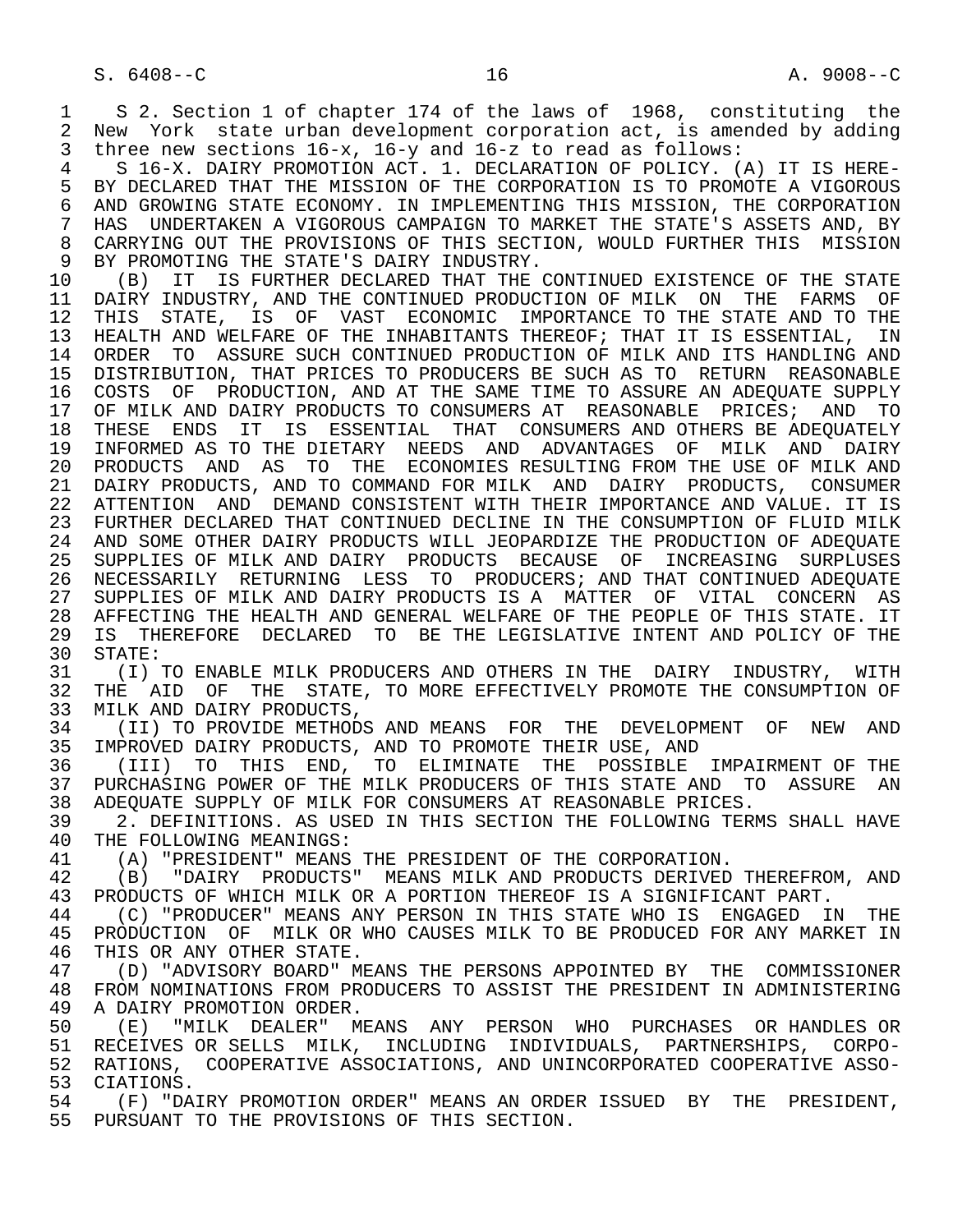S 2. Section 1 of chapter 174 of the laws of 1968, constituting the New York state urban development corporation act, is amended by adding three new sections 16-x, 16-y and 16-z to read as follows:

S 16-X. DAIRY PROMOTION ACT. 1. DECLARATION OF POLICY. (A) IT IS HEREBY DECLARED THAT THE MISSION OF THE CORPORATION IS TO PROMOTE A VIGOROUS AND GROWING STATE ECONOMY. IN IMPLEMENTING THIS MISSION, THE CORPORATION HAS UNDERTAKEN A VIGOROUS CAMPAIGN TO MARKET THE STATE'S ASSETS AND, BY CARRYING OUT THE PROVISIONS OF THIS SECTION, WOULD FURTHER THIS MISSION BY PROMOTING THE STATE'S DAIRY INDUSTRY.

(B) IT IS FURTHER DECLARED THAT THE CONTINUED EXISTENCE OF THE STATE DAIRY INDUSTRY, AND THE CONTINUED PRODUCTION OF MILK ON THE FARMS OF THIS STATE, IS OF VAST ECONOMIC IMPORTANCE TO THE STATE AND TO THE HEALTH AND WELFARE OF THE INHABITANTS THEREOF; THAT IT IS ESSENTIAL, IN ORDER TO ASSURE SUCH CONTINUED PRODUCTION OF MILK AND ITS HANDLING AND DISTRIBUTION, THAT PRICES TO PRODUCERS BE SUCH AS TO RETURN REASONABLE COSTS OF PRODUCTION, AND AT THE SAME TIME TO ASSURE AN ADEQUATE SUPPLY OF MILK AND DAIRY PRODUCTS TO CONSUMERS AT REASONABLE PRICES; AND TO THESE ENDS IT IS ESSENTIAL THAT CONSUMERS AND OTHERS BE ADEQUATELY INFORMED AS TO THE DIETARY NEEDS AND ADVANTAGES OF MILK AND DAIRY PRODUCTS AND AS TO THE ECONOMIES RESULTING FROM THE USE OF MILK AND DAIRY PRODUCTS, AND TO COMMAND FOR MILK AND DAIRY PRODUCTS, CONSUMER ATTENTION AND DEMAND CONSISTENT WITH THEIR IMPORTANCE AND VALUE. IT IS FURTHER DECLARED THAT CONTINUED DECLINE IN THE CONSUMPTION OF FLUID MILK AND SOME OTHER DAIRY PRODUCTS WILL JEOPARDIZE THE PRODUCTION OF ADEQUATE SUPPLIES OF MILK AND DAIRY PRODUCTS BECAUSE OF INCREASING SURPLUSES NECESSARILY RETURNING LESS TO PRODUCERS; AND THAT CONTINUED ADEQUATE SUPPLIES OF MILK AND DAIRY PRODUCTS IS A MATTER OF VITAL CONCERN AS AFFECTING THE HEALTH AND GENERAL WELFARE OF THE PEOPLE OF THIS STATE. IT IS THEREFORE DECLARED TO BE THE LEGISLATIVE INTENT AND POLICY OF THE STATE:

(I) TO ENABLE MILK PRODUCERS AND OTHERS IN THE DAIRY INDUSTRY, WITH THE AID OF THE STATE, TO MORE EFFECTIVELY PROMOTE THE CONSUMPTION OF MILK AND DAIRY PRODUCTS,

(II) TO PROVIDE METHODS AND MEANS FOR THE DEVELOPMENT OF NEW AND IMPROVED DAIRY PRODUCTS, AND TO PROMOTE THEIR USE, AND

(III) TO THIS END, TO ELIMINATE THE POSSIBLE IMPAIRMENT OF THE PURCHASING POWER OF THE MILK PRODUCERS OF THIS STATE AND TO ASSURE AN ADEQUATE SUPPLY OF MILK FOR CONSUMERS AT REASONABLE PRICES.

2. DEFINITIONS. AS USED IN THIS SECTION THE FOLLOWING TERMS SHALL HAVE THE FOLLOWING MEANINGS:

(A) "PRESIDENT" MEANS THE PRESIDENT OF THE CORPORATION.

(B) "DAIRY PRODUCTS" MEANS MILK AND PRODUCTS DERIVED THEREFROM, AND PRODUCTS OF WHICH MILK OR A PORTION THEREOF IS A SIGNIFICANT PART.

(C) "PRODUCER" MEANS ANY PERSON IN THIS STATE WHO IS ENGAGED IN THE PRODUCTION OF MILK OR WHO CAUSES MILK TO BE PRODUCED FOR ANY MARKET IN THIS OR ANY OTHER STATE.

(D) "ADVISORY BOARD" MEANS THE PERSONS APPOINTED BY THE COMMISSIONER FROM NOMINATIONS FROM PRODUCERS TO ASSIST THE PRESIDENT IN ADMINISTERING A DAIRY PROMOTION ORDER.

(E) "MILK DEALER" MEANS ANY PERSON WHO PURCHASES OR HANDLES OR RECEIVES OR SELLS MILK, INCLUDING INDIVIDUALS, PARTNERSHIPS, CORPORATIONS, COOPERATIVE ASSOCIATIONS, AND UNINCORPORATED COOPERATIVE ASSOCIATIONS.

(F) "DAIRY PROMOTION ORDER" MEANS AN ORDER ISSUED BY THE PRESIDENT, PURSUANT TO THE PROVISIONS OF THIS SECTION.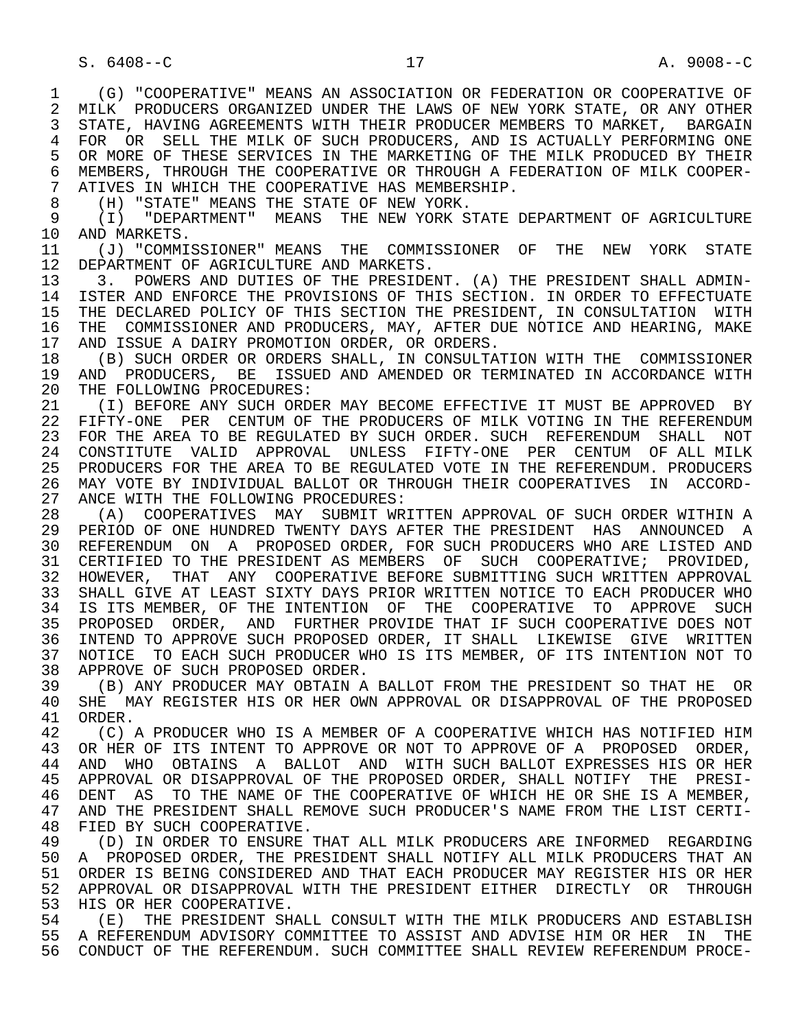(G) "COOPERATIVE" MEANS AN ASSOCIATION OR FEDERATION OR COOPERATIVE OF MILK PRODUCERS ORGANIZED UNDER THE LAWS OF NEW YORK STATE, OR ANY OTHER STATE, HAVING AGREEMENTS WITH THEIR PRODUCER MEMBERS TO MARKET, BARGAIN FOR OR SELL THE MILK OF SUCH PRODUCERS, AND IS ACTUALLY PERFORMING ONE OR MORE OF THESE SERVICES IN THE MARKETING OF THE MILK PRODUCED BY THEIR MEMBERS, THROUGH THE COOPERATIVE OR THROUGH A FEDERATION OF MILK COOPERATIVES IN WHICH THE COOPERATIVE HAS MEMBERSHIP.

(H) "STATE" MEANS THE STATE OF NEW YORK.

(I) "DEPARTMENT" MEANS THE NEW YORK STATE DEPARTMENT OF AGRICULTURE AND MARKETS.

(J) "COMMISSIONER" MEANS THE COMMISSIONER OF THE NEW YORK STATE DEPARTMENT OF AGRICULTURE AND MARKETS.

3. POWERS AND DUTIES OF THE PRESIDENT. (A) THE PRESIDENT SHALL ADMINISTER AND ENFORCE THE PROVISIONS OF THIS SECTION. IN ORDER TO EFFECTUATE THE DECLARED POLICY OF THIS SECTION THE PRESIDENT, IN CONSULTATION WITH THE COMMISSIONER AND PRODUCERS, MAY, AFTER DUE NOTICE AND HEARING, MAKE AND ISSUE A DAIRY PROMOTION ORDER, OR ORDERS.

(B) SUCH ORDER OR ORDERS SHALL, IN CONSULTATION WITH THE COMMISSIONER AND PRODUCERS, BE ISSUED AND AMENDED OR TERMINATED IN ACCORDANCE WITH THE FOLLOWING PROCEDURES:

(I) BEFORE ANY SUCH ORDER MAY BECOME EFFECTIVE IT MUST BE APPROVED BY FIFTY-ONE PER CENTUM OF THE PRODUCERS OF MILK VOTING IN THE REFERENDUM FOR THE AREA TO BE REGULATED BY SUCH ORDER. SUCH REFERENDUM SHALL NOT CONSTITUTE VALID APPROVAL UNLESS FIFTY-ONE PER CENTUM OF ALL MILK PRODUCERS FOR THE AREA TO BE REGULATED VOTE IN THE REFERENDUM. PRODUCERS MAY VOTE BY INDIVIDUAL BALLOT OR THROUGH THEIR COOPERATIVES IN ACCORDANCE WITH THE FOLLOWING PROCEDURES:

(A) COOPERATIVES MAY SUBMIT WRITTEN APPROVAL OF SUCH ORDER WITHIN A PERIOD OF ONE HUNDRED TWENTY DAYS AFTER THE PRESIDENT HAS ANNOUNCED A REFERENDUM ON A PROPOSED ORDER, FOR SUCH PRODUCERS WHO ARE LISTED AND CERTIFIED TO THE PRESIDENT AS MEMBERS OF SUCH COOPERATIVE; PROVIDED, HOWEVER, THAT ANY COOPERATIVE BEFORE SUBMITTING SUCH WRITTEN APPROVAL SHALL GIVE AT LEAST SIXTY DAYS PRIOR WRITTEN NOTICE TO EACH PRODUCER WHO IS ITS MEMBER, OF THE INTENTION OF THE COOPERATIVE TO APPROVE SUCH PROPOSED ORDER, AND FURTHER PROVIDE THAT IF SUCH COOPERATIVE DOES NOT INTEND TO APPROVE SUCH PROPOSED ORDER, IT SHALL LIKEWISE GIVE WRITTEN NOTICE TO EACH SUCH PRODUCER WHO IS ITS MEMBER, OF ITS INTENTION NOT TO APPROVE OF SUCH PROPOSED ORDER.

(B) ANY PRODUCER MAY OBTAIN A BALLOT FROM THE PRESIDENT SO THAT HE OR SHE MAY REGISTER HIS OR HER OWN APPROVAL OR DISAPPROVAL OF THE PROPOSED ORDER.

(C) A PRODUCER WHO IS A MEMBER OF A COOPERATIVE WHICH HAS NOTIFIED HIM OR HER OF ITS INTENT TO APPROVE OR NOT TO APPROVE OF A PROPOSED ORDER, AND WHO OBTAINS A BALLOT AND WITH SUCH BALLOT EXPRESSES HIS OR HER APPROVAL OR DISAPPROVAL OF THE PROPOSED ORDER, SHALL NOTIFY THE PRESIDENT AS TO THE NAME OF THE COOPERATIVE OF WHICH HE OR SHE IS A MEMBER, AND THE PRESIDENT SHALL REMOVE SUCH PRODUCER'S NAME FROM THE LIST CERTIFIED BY SUCH COOPERATIVE.

(D) IN ORDER TO ENSURE THAT ALL MILK PRODUCERS ARE INFORMED REGARDING A PROPOSED ORDER, THE PRESIDENT SHALL NOTIFY ALL MILK PRODUCERS THAT AN ORDER IS BEING CONSIDERED AND THAT EACH PRODUCER MAY REGISTER HIS OR HER APPROVAL OR DISAPPROVAL WITH THE PRESIDENT EITHER DIRECTLY OR THROUGH HIS OR HER COOPERATIVE.

(E) THE PRESIDENT SHALL CONSULT WITH THE MILK PRODUCERS AND ESTABLISH A REFERENDUM ADVISORY COMMITTEE TO ASSIST AND ADVISE HIM OR HER IN THE CONDUCT OF THE REFERENDUM. SUCH COMMITTEE SHALL REVIEW REFERENDUM PROCE-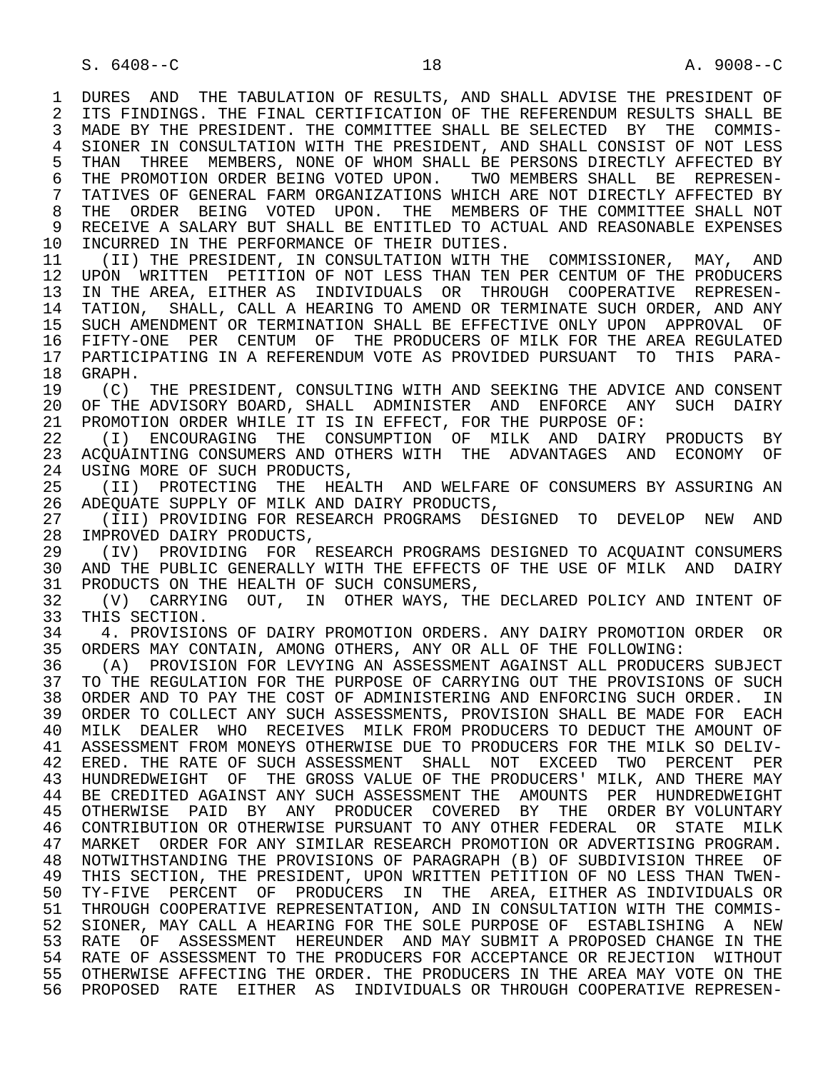DURES AND THE TABULATION OF RESULTS, AND SHALL ADVISE THE PRESIDENT OF ITS FINDINGS. THE FINAL CERTIFICATION OF THE REFERENDUM RESULTS SHALL BE MADE BY THE PRESIDENT. THE COMMITTEE SHALL BE SELECTED BY THE COMMISSIONER IN CONSULTATION WITH THE PRESIDENT, AND SHALL CONSIST OF NOT LESS THAN THREE MEMBERS, NONE OF WHOM SHALL BE PERSONS DIRECTLY AFFECTED BY THE PROMOTION ORDER BEING VOTED UPON. TWO MEMBERS SHALL BE REPRESENTATIVES OF GENERAL FARM ORGANIZATIONS WHICH ARE NOT DIRECTLY AFFECTED BY THE ORDER BEING VOTED UPON. THE MEMBERS OF THE COMMITTEE SHALL NOT RECEIVE A SALARY BUT SHALL BE ENTITLED TO ACTUAL AND REASONABLE EXPENSES INCURRED IN THE PERFORMANCE OF THEIR DUTIES.

(II) THE PRESIDENT, IN CONSULTATION WITH THE COMMISSIONER, MAY, AND UPON WRITTEN PETITION OF NOT LESS THAN TEN PER CENTUM OF THE PRODUCERS IN THE AREA, EITHER AS INDIVIDUALS OR THROUGH COOPERATIVE REPRESENTATION, SHALL, CALL A HEARING TO AMEND OR TERMINATE SUCH ORDER, AND ANY SUCH AMENDMENT OR TERMINATION SHALL BE EFFECTIVE ONLY UPON APPROVAL OF FIFTY-ONE PER CENTUM OF THE PRODUCERS OF MILK FOR THE AREA REGULATED PARTICIPATING IN A REFERENDUM VOTE AS PROVIDED PURSUANT TO THIS PARAGRAPH.

(C) THE PRESIDENT, CONSULTING WITH AND SEEKING THE ADVICE AND CONSENT OF THE ADVISORY BOARD, SHALL ADMINISTER AND ENFORCE ANY SUCH DAIRY PROMOTION ORDER WHILE IT IS IN EFFECT, FOR THE PURPOSE OF:

(I) ENCOURAGING THE CONSUMPTION OF MILK AND DAIRY PRODUCTS BY ACQUAINTING CONSUMERS AND OTHERS WITH THE ADVANTAGES AND ECONOMY OF USING MORE OF SUCH PRODUCTS,

(II) PROTECTING THE HEALTH AND WELFARE OF CONSUMERS BY ASSURING AN ADEQUATE SUPPLY OF MILK AND DAIRY PRODUCTS,

(III) PROVIDING FOR RESEARCH PROGRAMS DESIGNED TO DEVELOP NEW AND IMPROVED DAIRY PRODUCTS,

(IV) PROVIDING FOR RESEARCH PROGRAMS DESIGNED TO ACQUAINT CONSUMERS AND THE PUBLIC GENERALLY WITH THE EFFECTS OF THE USE OF MILK AND DAIRY PRODUCTS ON THE HEALTH OF SUCH CONSUMERS,

(V) CARRYING OUT, IN OTHER WAYS, THE DECLARED POLICY AND INTENT OF THIS SECTION.

4. PROVISIONS OF DAIRY PROMOTION ORDERS. ANY DAIRY PROMOTION ORDER OR ORDERS MAY CONTAIN, AMONG OTHERS, ANY OR ALL OF THE FOLLOWING:

(A) PROVISION FOR LEVYING AN ASSESSMENT AGAINST ALL PRODUCERS SUBJECT TO THE REGULATION FOR THE PURPOSE OF CARRYING OUT THE PROVISIONS OF SUCH ORDER AND TO PAY THE COST OF ADMINISTERING AND ENFORCING SUCH ORDER. IN ORDER TO COLLECT ANY SUCH ASSESSMENTS, PROVISION SHALL BE MADE FOR EACH MILK DEALER WHO RECEIVES MILK FROM PRODUCERS TO DEDUCT THE AMOUNT OF ASSESSMENT FROM MONEYS OTHERWISE DUE TO PRODUCERS FOR THE MILK SO DELIVERED. THE RATE OF SUCH ASSESSMENT SHALL NOT EXCEED TWO PERCENT PER HUNDREDWEIGHT OF THE GROSS VALUE OF THE PRODUCERS' MILK, AND THERE MAY BE CREDITED AGAINST ANY SUCH ASSESSMENT THE AMOUNTS PER HUNDREDWEIGHT OTHERWISE PAID BY ANY PRODUCER COVERED BY THE ORDER BY VOLUNTARY CONTRIBUTION OR OTHERWISE PURSUANT TO ANY OTHER FEDERAL OR STATE MILK MARKET ORDER FOR ANY SIMILAR RESEARCH PROMOTION OR ADVERTISING PROGRAM. NOTWITHSTANDING THE PROVISIONS OF PARAGRAPH (B) OF SUBDIVISION THREE OF THIS SECTION, THE PRESIDENT, UPON WRITTEN PETITION OF NO LESS THAN TWENTY-FIVE PERCENT OF PRODUCERS IN THE AREA, EITHER AS INDIVIDUALS OR THROUGH COOPERATIVE REPRESENTATION, AND IN CONSULTATION WITH THE COMMISSIONER, MAY CALL A HEARING FOR THE SOLE PURPOSE OF ESTABLISHING A NEW RATE OF ASSESSMENT HEREUNDER AND MAY SUBMIT A PROPOSED CHANGE IN THE RATE OF ASSESSMENT TO THE PRODUCERS FOR ACCEPTANCE OR REJECTION WITHOUT OTHERWISE AFFECTING THE ORDER. THE PRODUCERS IN THE AREA MAY VOTE ON THE PROPOSED RATE EITHER AS INDIVIDUALS OR THROUGH COOPERATIVE REPRESEN-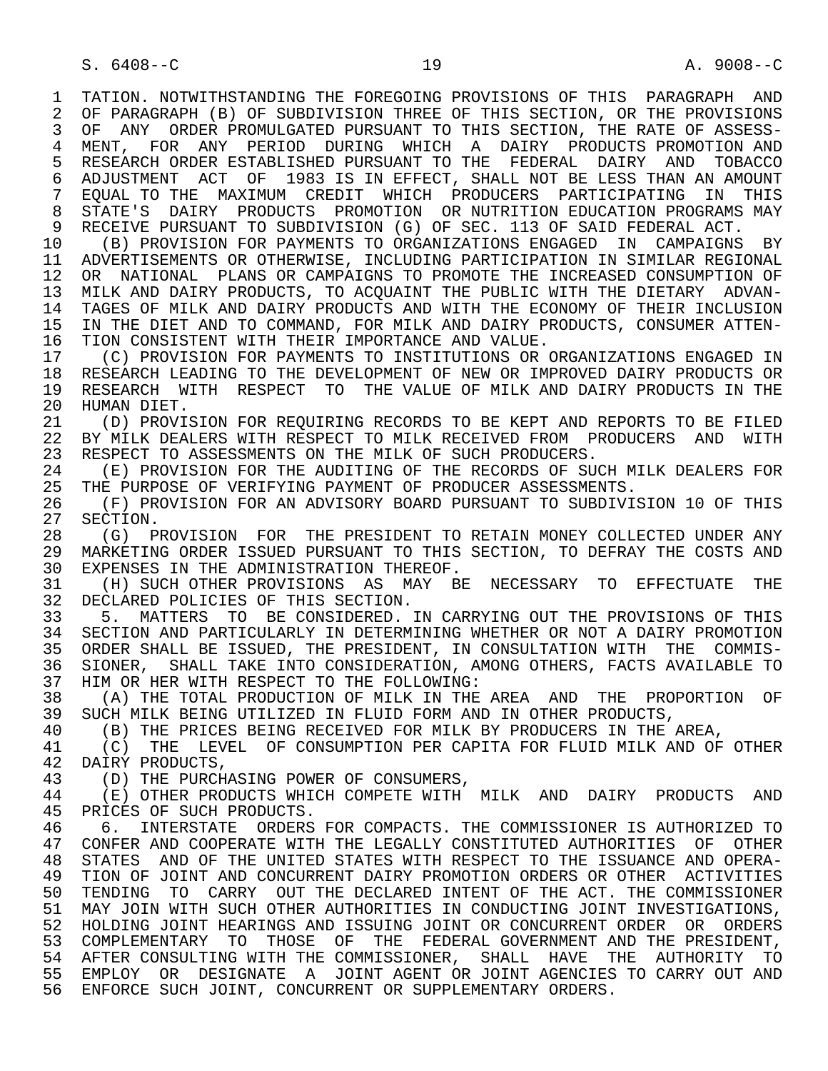TATION. NOTWITHSTANDING THE FOREGOING PROVISIONS OF THIS PARAGRAPH AND OF PARAGRAPH (B) OF SUBDIVISION THREE OF THIS SECTION, OR THE PROVISIONS OF ANY ORDER PROMULGATED PURSUANT TO THIS SECTION, THE RATE OF ASSESSMENT, FOR ANY PERIOD DURING WHICH A DAIRY PRODUCTS PROMOTION AND RESEARCH ORDER ESTABLISHED PURSUANT TO THE FEDERAL DAIRY AND TOBACCO ADJUSTMENT ACT OF 1983 IS IN EFFECT, SHALL NOT BE LESS THAN AN AMOUNT EQUAL TO THE MAXIMUM CREDIT WHICH PRODUCERS PARTICIPATING IN THIS STATE'S DAIRY PRODUCTS PROMOTION OR NUTRITION EDUCATION PROGRAMS MAY RECEIVE PURSUANT TO SUBDIVISION (G) OF SEC. 113 OF SAID FEDERAL ACT.

(B) PROVISION FOR PAYMENTS TO ORGANIZATIONS ENGAGED IN CAMPAIGNS BY ADVERTISEMENTS OR OTHERWISE, INCLUDING PARTICIPATION IN SIMILAR REGIONAL OR NATIONAL PLANS OR CAMPAIGNS TO PROMOTE THE INCREASED CONSUMPTION OF MILK AND DAIRY PRODUCTS, TO ACQUAINT THE PUBLIC WITH THE DIETARY ADVANTAGES OF MILK AND DAIRY PRODUCTS AND WITH THE ECONOMY OF THEIR INCLUSION IN THE DIET AND TO COMMAND, FOR MILK AND DAIRY PRODUCTS, CONSUMER ATTENTION CONSISTENT WITH THEIR IMPORTANCE AND VALUE.

(C) PROVISION FOR PAYMENTS TO INSTITUTIONS OR ORGANIZATIONS ENGAGED IN RESEARCH LEADING TO THE DEVELOPMENT OF NEW OR IMPROVED DAIRY PRODUCTS OR RESEARCH WITH RESPECT TO THE VALUE OF MILK AND DAIRY PRODUCTS IN THE HUMAN DIET.

(D) PROVISION FOR REQUIRING RECORDS TO BE KEPT AND REPORTS TO BE FILED BY MILK DEALERS WITH RESPECT TO MILK RECEIVED FROM PRODUCERS AND WITH RESPECT TO ASSESSMENTS ON THE MILK OF SUCH PRODUCERS.

(E) PROVISION FOR THE AUDITING OF THE RECORDS OF SUCH MILK DEALERS FOR THE PURPOSE OF VERIFYING PAYMENT OF PRODUCER ASSESSMENTS.

(F) PROVISION FOR AN ADVISORY BOARD PURSUANT TO SUBDIVISION 10 OF THIS SECTION.

(G) PROVISION FOR THE PRESIDENT TO RETAIN MONEY COLLECTED UNDER ANY MARKETING ORDER ISSUED PURSUANT TO THIS SECTION, TO DEFRAY THE COSTS AND EXPENSES IN THE ADMINISTRATION THEREOF.

(H) SUCH OTHER PROVISIONS AS MAY BE NECESSARY TO EFFECTUATE THE DECLARED POLICIES OF THIS SECTION.

5. MATTERS TO BE CONSIDERED. IN CARRYING OUT THE PROVISIONS OF THIS SECTION AND PARTICULARLY IN DETERMINING WHETHER OR NOT A DAIRY PROMOTION ORDER SHALL BE ISSUED, THE PRESIDENT, IN CONSULTATION WITH THE COMMISSIONER, SHALL TAKE INTO CONSIDERATION, AMONG OTHERS, FACTS AVAILABLE TO HIM OR HER WITH RESPECT TO THE FOLLOWING:

(A) THE TOTAL PRODUCTION OF MILK IN THE AREA AND THE PROPORTION OF SUCH MILK BEING UTILIZED IN FLUID FORM AND IN OTHER PRODUCTS,

(B) THE PRICES BEING RECEIVED FOR MILK BY PRODUCERS IN THE AREA,

(C) THE LEVEL OF CONSUMPTION PER CAPITA FOR FLUID MILK AND OF OTHER DAIRY PRODUCTS,

(D) THE PURCHASING POWER OF CONSUMERS,

(E) OTHER PRODUCTS WHICH COMPETE WITH MILK AND DAIRY PRODUCTS AND PRICES OF SUCH PRODUCTS.

6. INTERSTATE ORDERS FOR COMPACTS. THE COMMISSIONER IS AUTHORIZED TO CONFER AND COOPERATE WITH THE LEGALLY CONSTITUTED AUTHORITIES OF OTHER STATES AND OF THE UNITED STATES WITH RESPECT TO THE ISSUANCE AND OPERATION OF JOINT AND CONCURRENT DAIRY PROMOTION ORDERS OR OTHER ACTIVITIES TENDING TO CARRY OUT THE DECLARED INTENT OF THE ACT. THE COMMISSIONER MAY JOIN WITH SUCH OTHER AUTHORITIES IN CONDUCTING JOINT INVESTIGATIONS, HOLDING JOINT HEARINGS AND ISSUING JOINT OR CONCURRENT ORDER OR ORDERS COMPLEMENTARY TO THOSE OF THE FEDERAL GOVERNMENT AND THE PRESIDENT, AFTER CONSULTING WITH THE COMMISSIONER, SHALL HAVE THE AUTHORITY TO EMPLOY OR DESIGNATE A JOINT AGENT OR JOINT AGENCIES TO CARRY OUT AND ENFORCE SUCH JOINT, CONCURRENT OR SUPPLEMENTARY ORDERS.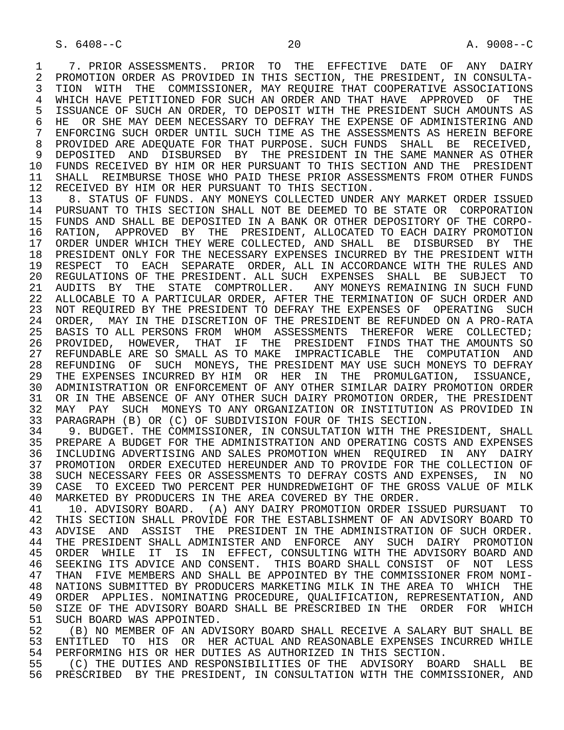7. PRIOR ASSESSMENTS. PRIOR TO THE EFFECTIVE DATE OF ANY DAIRY PROMOTION ORDER AS PROVIDED IN THIS SECTION, THE PRESIDENT, IN CONSULTATION WITH THE COMMISSIONER, MAY REQUIRE THAT COOPERATIVE ASSOCIATIONS WHICH HAVE PETITIONED FOR SUCH AN ORDER AND THAT HAVE APPROVED OF THE ISSUANCE OF SUCH AN ORDER, TO DEPOSIT WITH THE PRESIDENT SUCH AMOUNTS AS HE OR SHE MAY DEEM NECESSARY TO DEFRAY THE EXPENSE OF ADMINISTERING AND ENFORCING SUCH ORDER UNTIL SUCH TIME AS THE ASSESSMENTS AS HEREIN BEFORE PROVIDED ARE ADEQUATE FOR THAT PURPOSE. SUCH FUNDS SHALL BE RECEIVED, DEPOSITED AND DISBURSED BY THE PRESIDENT IN THE SAME MANNER AS OTHER FUNDS RECEIVED BY HIM OR HER PURSUANT TO THIS SECTION AND THE PRESIDENT SHALL REIMBURSE THOSE WHO PAID THESE PRIOR ASSESSMENTS FROM OTHER FUNDS RECEIVED BY HIM OR HER PURSUANT TO THIS SECTION.

8. STATUS OF FUNDS. ANY MONEYS COLLECTED UNDER ANY MARKET ORDER ISSUED PURSUANT TO THIS SECTION SHALL NOT BE DEEMED TO BE STATE OR CORPORATION FUNDS AND SHALL BE DEPOSITED IN A BANK OR OTHER DEPOSITORY OF THE CORPORATION, APPROVED BY THE PRESIDENT, ALLOCATED TO EACH DAIRY PROMOTION ORDER UNDER WHICH THEY WERE COLLECTED, AND SHALL BE DISBURSED BY THE PRESIDENT ONLY FOR THE NECESSARY EXPENSES INCURRED BY THE PRESIDENT WITH RESPECT TO EACH SEPARATE ORDER, ALL IN ACCORDANCE WITH THE RULES AND REGULATIONS OF THE PRESIDENT. ALL SUCH EXPENSES SHALL BE SUBJECT TO AUDITS BY THE STATE COMPTROLLER. ANY MONEYS REMAINING IN SUCH FUND ALLOCABLE TO A PARTICULAR ORDER, AFTER THE TERMINATION OF SUCH ORDER AND NOT REQUIRED BY THE PRESIDENT TO DEFRAY THE EXPENSES OF OPERATING SUCH ORDER, MAY IN THE DISCRETION OF THE PRESIDENT BE REFUNDED ON A PRO-RATA BASIS TO ALL PERSONS FROM WHOM ASSESSMENTS THEREFOR WERE COLLECTED; PROVIDED, HOWEVER, THAT IF THE PRESIDENT FINDS THAT THE AMOUNTS SO REFUNDABLE ARE SO SMALL AS TO MAKE IMPRACTICABLE THE COMPUTATION AND REFUNDING OF SUCH MONEYS, THE PRESIDENT MAY USE SUCH MONEYS TO DEFRAY THE EXPENSES INCURRED BY HIM OR HER IN THE PROMULGATION, ISSUANCE, ADMINISTRATION OR ENFORCEMENT OF ANY OTHER SIMILAR DAIRY PROMOTION ORDER OR IN THE ABSENCE OF ANY OTHER SUCH DAIRY PROMOTION ORDER, THE PRESIDENT MAY PAY SUCH MONEYS TO ANY ORGANIZATION OR INSTITUTION AS PROVIDED IN PARAGRAPH (B) OR (C) OF SUBDIVISION FOUR OF THIS SECTION.

9. BUDGET. THE COMMISSIONER, IN CONSULTATION WITH THE PRESIDENT, SHALL PREPARE A BUDGET FOR THE ADMINISTRATION AND OPERATING COSTS AND EXPENSES INCLUDING ADVERTISING AND SALES PROMOTION WHEN REQUIRED IN ANY DAIRY PROMOTION ORDER EXECUTED HEREUNDER AND TO PROVIDE FOR THE COLLECTION OF SUCH NECESSARY FEES OR ASSESSMENTS TO DEFRAY COSTS AND EXPENSES, IN NO CASE TO EXCEED TWO PERCENT PER HUNDREDWEIGHT OF THE GROSS VALUE OF MILK MARKETED BY PRODUCERS IN THE AREA COVERED BY THE ORDER.

10. ADVISORY BOARD. (A) ANY DAIRY PROMOTION ORDER ISSUED PURSUANT TO THIS SECTION SHALL PROVIDE FOR THE ESTABLISHMENT OF AN ADVISORY BOARD TO ADVISE AND ASSIST THE PRESIDENT IN THE ADMINISTRATION OF SUCH ORDER. THE PRESIDENT SHALL ADMINISTER AND ENFORCE ANY SUCH DAIRY PROMOTION ORDER WHILE IT IS IN EFFECT, CONSULTING WITH THE ADVISORY BOARD AND SEEKING ITS ADVICE AND CONSENT. THIS BOARD SHALL CONSIST OF NOT LESS THAN FIVE MEMBERS AND SHALL BE APPOINTED BY THE COMMISSIONER FROM NOMINATIONS SUBMITTED BY PRODUCERS MARKETING MILK IN THE AREA TO WHICH THE ORDER APPLIES. NOMINATING PROCEDURE, QUALIFICATION, REPRESENTATION, AND SIZE OF THE ADVISORY BOARD SHALL BE PRESCRIBED IN THE ORDER FOR WHICH SUCH BOARD WAS APPOINTED.

(B) NO MEMBER OF AN ADVISORY BOARD SHALL RECEIVE A SALARY BUT SHALL BE ENTITLED TO HIS OR HER ACTUAL AND REASONABLE EXPENSES INCURRED WHILE PERFORMING HIS OR HER DUTIES AS AUTHORIZED IN THIS SECTION.

(C) THE DUTIES AND RESPONSIBILITIES OF THE ADVISORY BOARD SHALL BE PRESCRIBED BY THE PRESIDENT, IN CONSULTATION WITH THE COMMISSIONER, AND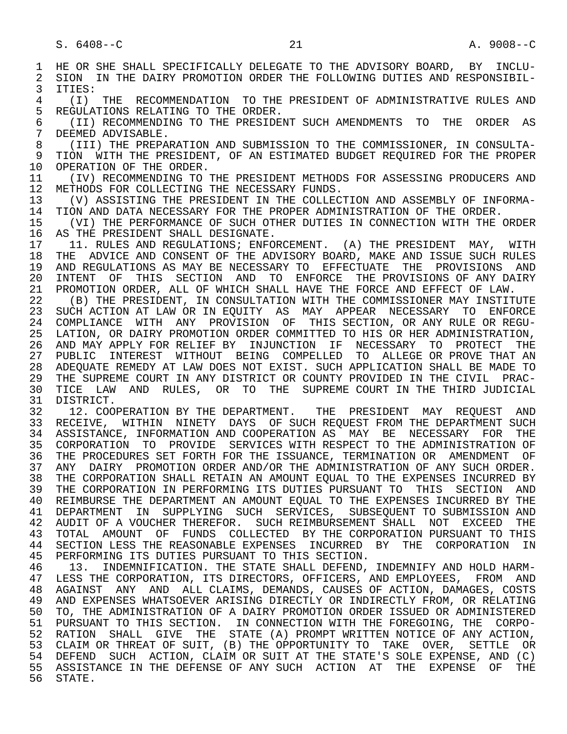HE OR SHE SHALL SPECIFICALLY DELEGATE TO THE ADVISORY BOARD, BY INCLUSION IN THE DAIRY PROMOTION ORDER THE FOLLOWING DUTIES AND RESPONSIBILITIES:

(I) THE RECOMMENDATION TO THE PRESIDENT OF ADMINISTRATIVE RULES AND REGULATIONS RELATING TO THE ORDER.

(II) RECOMMENDING TO THE PRESIDENT SUCH AMENDMENTS TO THE ORDER AS DEEMED ADVISABLE.

(III) THE PREPARATION AND SUBMISSION TO THE COMMISSIONER, IN CONSULTATION WITH THE PRESIDENT, OF AN ESTIMATED BUDGET REQUIRED FOR THE PROPER OPERATION OF THE ORDER.

(IV) RECOMMENDING TO THE PRESIDENT METHODS FOR ASSESSING PRODUCERS AND METHODS FOR COLLECTING THE NECESSARY FUNDS.

(V) ASSISTING THE PRESIDENT IN THE COLLECTION AND ASSEMBLY OF INFORMATION AND DATA NECESSARY FOR THE PROPER ADMINISTRATION OF THE ORDER.

(VI) THE PERFORMANCE OF SUCH OTHER DUTIES IN CONNECTION WITH THE ORDER AS THE PRESIDENT SHALL DESIGNATE.

11. RULES AND REGULATIONS; ENFORCEMENT. (A) THE PRESIDENT MAY, WITH THE ADVICE AND CONSENT OF THE ADVISORY BOARD, MAKE AND ISSUE SUCH RULES AND REGULATIONS AS MAY BE NECESSARY TO EFFECTUATE THE PROVISIONS AND INTENT OF THIS SECTION AND TO ENFORCE THE PROVISIONS OF ANY DAIRY PROMOTION ORDER, ALL OF WHICH SHALL HAVE THE FORCE AND EFFECT OF LAW.

(B) THE PRESIDENT, IN CONSULTATION WITH THE COMMISSIONER MAY INSTITUTE SUCH ACTION AT LAW OR IN EQUITY AS MAY APPEAR NECESSARY TO ENFORCE COMPLIANCE WITH ANY PROVISION OF THIS SECTION, OR ANY RULE OR REGULATION, OR DAIRY PROMOTION ORDER COMMITTED TO HIS OR HER ADMINISTRATION, AND MAY APPLY FOR RELIEF BY INJUNCTION IF NECESSARY TO PROTECT THE PUBLIC INTEREST WITHOUT BEING COMPELLED TO ALLEGE OR PROVE THAT AN ADEQUATE REMEDY AT LAW DOES NOT EXIST. SUCH APPLICATION SHALL BE MADE TO THE SUPREME COURT IN ANY DISTRICT OR COUNTY PROVIDED IN THE CIVIL PRACTICE LAW AND RULES, OR TO THE SUPREME COURT IN THE THIRD JUDICIAL DISTRICT.

12. COOPERATION BY THE DEPARTMENT. THE PRESIDENT MAY REQUEST AND RECEIVE, WITHIN NINETY DAYS OF SUCH REQUEST FROM THE DEPARTMENT SUCH ASSISTANCE, INFORMATION AND COOPERATION AS MAY BE NECESSARY FOR THE CORPORATION TO PROVIDE SERVICES WITH RESPECT TO THE ADMINISTRATION OF THE PROCEDURES SET FORTH FOR THE ISSUANCE, TERMINATION OR AMENDMENT OF ANY DAIRY PROMOTION ORDER AND/OR THE ADMINISTRATION OF ANY SUCH ORDER. THE CORPORATION SHALL RETAIN AN AMOUNT EQUAL TO THE EXPENSES INCURRED BY THE CORPORATION IN PERFORMING ITS DUTIES PURSUANT TO THIS SECTION AND REIMBURSE THE DEPARTMENT AN AMOUNT EQUAL TO THE EXPENSES INCURRED BY THE DEPARTMENT IN SUPPLYING SUCH SERVICES, SUBSEQUENT TO SUBMISSION AND AUDIT OF A VOUCHER THEREFOR. SUCH REIMBURSEMENT SHALL NOT EXCEED THE TOTAL AMOUNT OF FUNDS COLLECTED BY THE CORPORATION PURSUANT TO THIS SECTION LESS THE REASONABLE EXPENSES INCURRED BY THE CORPORATION IN PERFORMING ITS DUTIES PURSUANT TO THIS SECTION.

13. INDEMNIFICATION. THE STATE SHALL DEFEND, INDEMNIFY AND HOLD HARMLESS THE CORPORATION, ITS DIRECTORS, OFFICERS, AND EMPLOYEES, FROM AND AGAINST ANY AND ALL CLAIMS, DEMANDS, CAUSES OF ACTION, DAMAGES, COSTS AND EXPENSES WHATSOEVER ARISING DIRECTLY OR INDIRECTLY FROM, OR RELATING TO, THE ADMINISTRATION OF A DAIRY PROMOTION ORDER ISSUED OR ADMINISTERED PURSUANT TO THIS SECTION. IN CONNECTION WITH THE FOREGOING, THE CORPORATION SHALL GIVE THE STATE (A) PROMPT WRITTEN NOTICE OF ANY ACTION, CLAIM OR THREAT OF SUIT, (B) THE OPPORTUNITY TO TAKE OVER, SETTLE OR DEFEND SUCH ACTION, CLAIM OR SUIT AT THE STATE'S SOLE EXPENSE, AND (C) ASSISTANCE IN THE DEFENSE OF ANY SUCH ACTION AT THE EXPENSE OF THE STATE.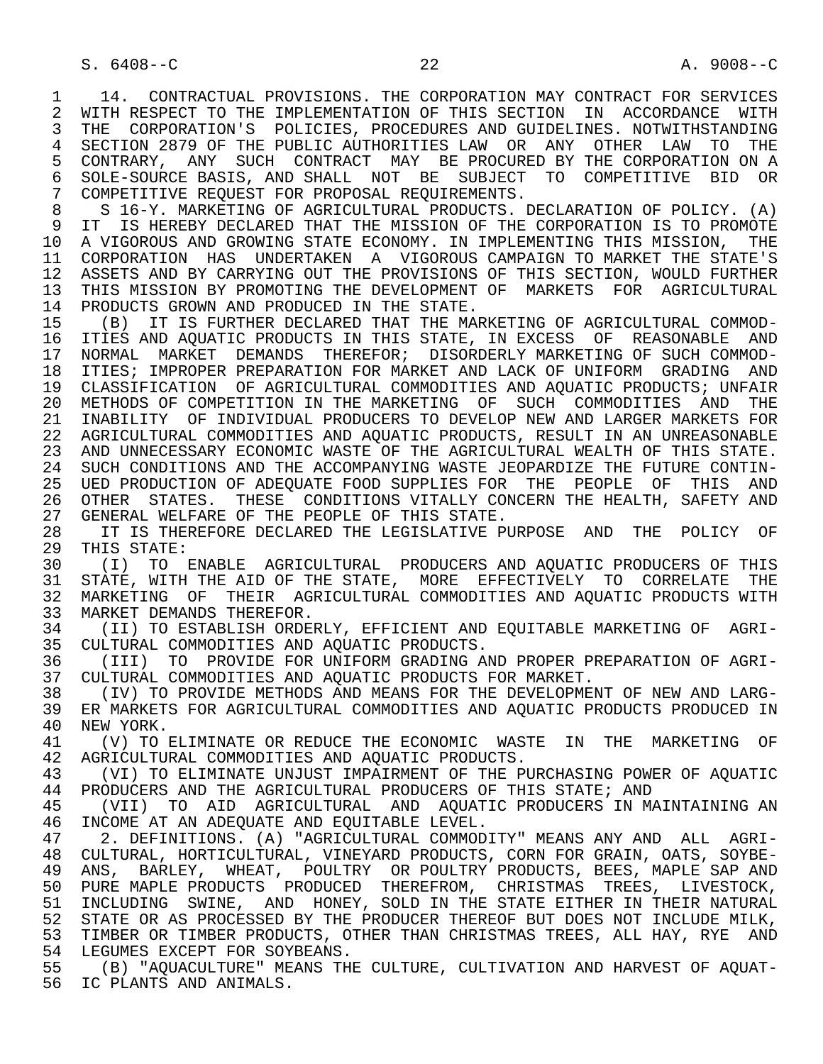14. CONTRACTUAL PROVISIONS. THE CORPORATION MAY CONTRACT FOR SERVICES WITH RESPECT TO THE IMPLEMENTATION OF THIS SECTION IN ACCORDANCE WITH THE CORPORATION'S POLICIES, PROCEDURES AND GUIDELINES. NOTWITHSTANDING SECTION 2879 OF THE PUBLIC AUTHORITIES LAW OR ANY OTHER LAW TO THE CONTRARY, ANY SUCH CONTRACT MAY BE PROCURED BY THE CORPORATION ON A SOLE-SOURCE BASIS, AND SHALL NOT BE SUBJECT TO COMPETITIVE BID OR COMPETITIVE REQUEST FOR PROPOSAL REQUIREMENTS.

S 16-Y. MARKETING OF AGRICULTURAL PRODUCTS. DECLARATION OF POLICY. (A) IT IS HEREBY DECLARED THAT THE MISSION OF THE CORPORATION IS TO PROMOTE A VIGOROUS AND GROWING STATE ECONOMY. IN IMPLEMENTING THIS MISSION, THE CORPORATION HAS UNDERTAKEN A VIGOROUS CAMPAIGN TO MARKET THE STATE'S ASSETS AND BY CARRYING OUT THE PROVISIONS OF THIS SECTION, WOULD FURTHER THIS MISSION BY PROMOTING THE DEVELOPMENT OF MARKETS FOR AGRICULTURAL PRODUCTS GROWN AND PRODUCED IN THE STATE.

(B) IT IS FURTHER DECLARED THAT THE MARKETING OF AGRICULTURAL COMMODITIES AND AQUATIC PRODUCTS IN THIS STATE, IN EXCESS OF REASONABLE AND NORMAL MARKET DEMANDS THEREFOR; DISORDERLY MARKETING OF SUCH COMMODITIES; IMPROPER PREPARATION FOR MARKET AND LACK OF UNIFORM GRADING AND CLASSIFICATION OF AGRICULTURAL COMMODITIES AND AQUATIC PRODUCTS; UNFAIR METHODS OF COMPETITION IN THE MARKETING OF SUCH COMMODITIES AND THE INABILITY OF INDIVIDUAL PRODUCERS TO DEVELOP NEW AND LARGER MARKETS FOR AGRICULTURAL COMMODITIES AND AQUATIC PRODUCTS, RESULT IN AN UNREASONABLE AND UNNECESSARY ECONOMIC WASTE OF THE AGRICULTURAL WEALTH OF THIS STATE. SUCH CONDITIONS AND THE ACCOMPANYING WASTE JEOPARDIZE THE FUTURE CONTINUED PRODUCTION OF ADEQUATE FOOD SUPPLIES FOR THE PEOPLE OF THIS AND OTHER STATES. THESE CONDITIONS VITALLY CONCERN THE HEALTH, SAFETY AND GENERAL WELFARE OF THE PEOPLE OF THIS STATE.

IT IS THEREFORE DECLARED THE LEGISLATIVE PURPOSE AND THE POLICY OF THIS STATE:

(I) TO ENABLE AGRICULTURAL PRODUCERS AND AQUATIC PRODUCERS OF THIS STATE, WITH THE AID OF THE STATE, MORE EFFECTIVELY TO CORRELATE THE MARKETING OF THEIR AGRICULTURAL COMMODITIES AND AQUATIC PRODUCTS WITH MARKET DEMANDS THEREFOR.

(II) TO ESTABLISH ORDERLY, EFFICIENT AND EQUITABLE MARKETING OF AGRICULTURAL COMMODITIES AND AQUATIC PRODUCTS.

(III) TO PROVIDE FOR UNIFORM GRADING AND PROPER PREPARATION OF AGRICULTURAL COMMODITIES AND AQUATIC PRODUCTS FOR MARKET.

(IV) TO PROVIDE METHODS AND MEANS FOR THE DEVELOPMENT OF NEW AND LARGER MARKETS FOR AGRICULTURAL COMMODITIES AND AQUATIC PRODUCTS PRODUCED IN NEW YORK.

(V) TO ELIMINATE OR REDUCE THE ECONOMIC WASTE IN THE MARKETING OF AGRICULTURAL COMMODITIES AND AQUATIC PRODUCTS.

(VI) TO ELIMINATE UNJUST IMPAIRMENT OF THE PURCHASING POWER OF AQUATIC PRODUCERS AND THE AGRICULTURAL PRODUCERS OF THIS STATE; AND

(VII) TO AID AGRICULTURAL AND AQUATIC PRODUCERS IN MAINTAINING AN INCOME AT AN ADEQUATE AND EQUITABLE LEVEL.

2. DEFINITIONS. (A) "AGRICULTURAL COMMODITY" MEANS ANY AND ALL AGRICULTURAL, HORTICULTURAL, VINEYARD PRODUCTS, CORN FOR GRAIN, OATS, SOYBEANS, BARLEY, WHEAT, POULTRY OR POULTRY PRODUCTS, BEES, MAPLE SAP AND PURE MAPLE PRODUCTS PRODUCED THEREFROM, CHRISTMAS TREES, LIVESTOCK, INCLUDING SWINE, AND HONEY, SOLD IN THE STATE EITHER IN THEIR NATURAL STATE OR AS PROCESSED BY THE PRODUCER THEREOF BUT DOES NOT INCLUDE MILK, TIMBER OR TIMBER PRODUCTS, OTHER THAN CHRISTMAS TREES, ALL HAY, RYE AND LEGUMES EXCEPT FOR SOYBEANS.

(B) "AQUACULTURE" MEANS THE CULTURE, CULTIVATION AND HARVEST OF AQUATIC PLANTS AND ANIMALS.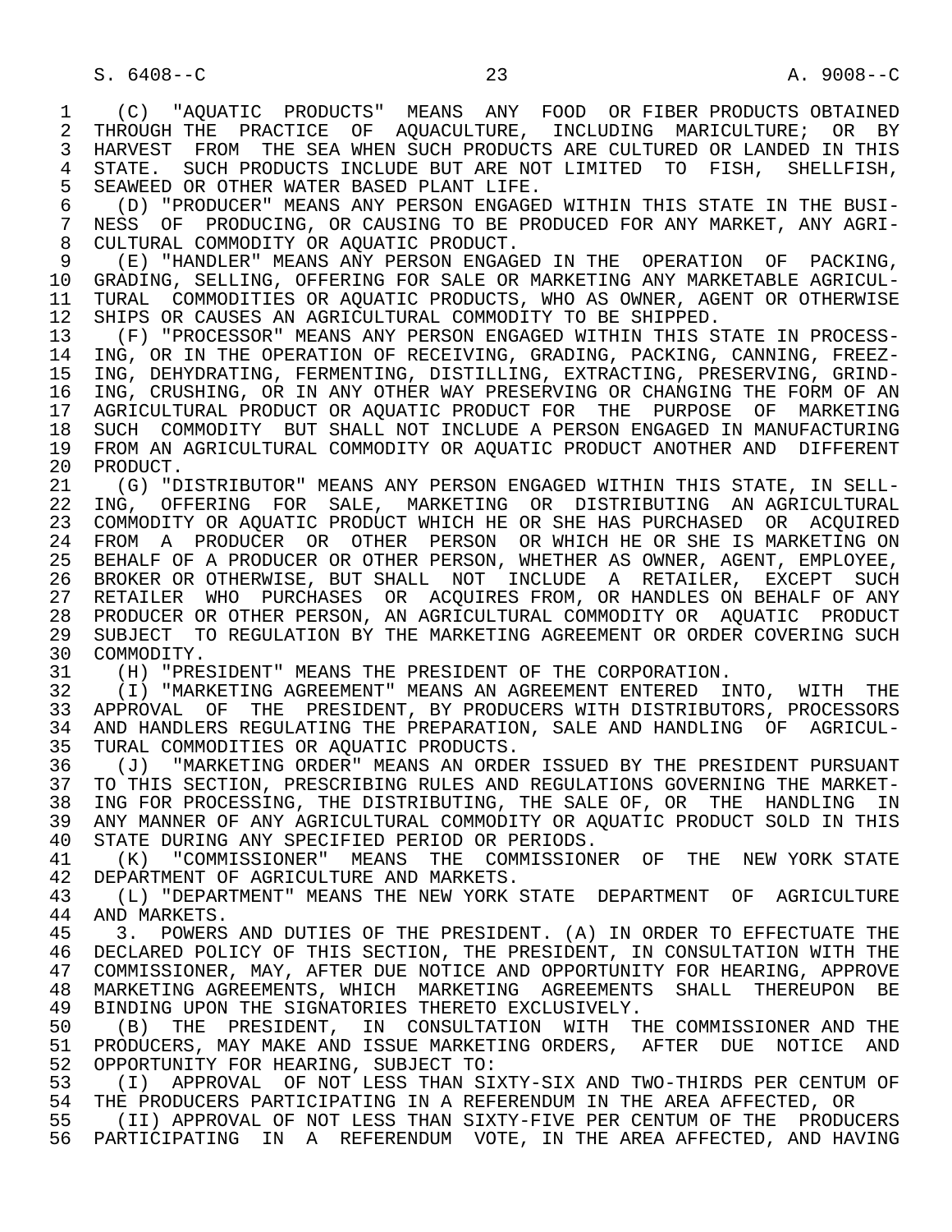(C) "AQUATIC PRODUCTS" MEANS ANY FOOD OR FIBER PRODUCTS OBTAINED THROUGH THE PRACTICE OF AQUACULTURE, INCLUDING MARICULTURE; OR BY HARVEST FROM THE SEA WHEN SUCH PRODUCTS ARE CULTURED OR LANDED IN THIS STATE. SUCH PRODUCTS INCLUDE BUT ARE NOT LIMITED TO FISH, SHELLFISH, SEAWEED OR OTHER WATER BASED PLANT LIFE.

(D) "PRODUCER" MEANS ANY PERSON ENGAGED WITHIN THIS STATE IN THE BUSINESS OF PRODUCING, OR CAUSING TO BE PRODUCED FOR ANY MARKET, ANY AGRICULTURAL COMMODITY OR AQUATIC PRODUCT.

(E) "HANDLER" MEANS ANY PERSON ENGAGED IN THE OPERATION OF PACKING, GRADING, SELLING, OFFERING FOR SALE OR MARKETING ANY MARKETABLE AGRICULTURAL COMMODITIES OR AQUATIC PRODUCTS, WHO AS OWNER, AGENT OR OTHERWISE SHIPS OR CAUSES AN AGRICULTURAL COMMODITY TO BE SHIPPED.

(F) "PROCESSOR" MEANS ANY PERSON ENGAGED WITHIN THIS STATE IN PROCESSING, OR IN THE OPERATION OF RECEIVING, GRADING, PACKING, CANNING, FREEZING, DEHYDRATING, FERMENTING, DISTILLING, EXTRACTING, PRESERVING, GRINDING, CRUSHING, OR IN ANY OTHER WAY PRESERVING OR CHANGING THE FORM OF AN AGRICULTURAL PRODUCT OR AQUATIC PRODUCT FOR THE PURPOSE OF MARKETING SUCH COMMODITY BUT SHALL NOT INCLUDE A PERSON ENGAGED IN MANUFACTURING FROM AN AGRICULTURAL COMMODITY OR AQUATIC PRODUCT ANOTHER AND DIFFERENT PRODUCT.

(G) "DISTRIBUTOR" MEANS ANY PERSON ENGAGED WITHIN THIS STATE, IN SELLING, OFFERING FOR SALE, MARKETING OR DISTRIBUTING AN AGRICULTURAL COMMODITY OR AQUATIC PRODUCT WHICH HE OR SHE HAS PURCHASED OR ACQUIRED FROM A PRODUCER OR OTHER PERSON OR WHICH HE OR SHE IS MARKETING ON BEHALF OF A PRODUCER OR OTHER PERSON, WHETHER AS OWNER, AGENT, EMPLOYEE, BROKER OR OTHERWISE, BUT SHALL NOT INCLUDE A RETAILER, EXCEPT SUCH RETAILER WHO PURCHASES OR ACQUIRES FROM, OR HANDLES ON BEHALF OF ANY PRODUCER OR OTHER PERSON, AN AGRICULTURAL COMMODITY OR AQUATIC PRODUCT SUBJECT TO REGULATION BY THE MARKETING AGREEMENT OR ORDER COVERING SUCH COMMODITY.

(H) "PRESIDENT" MEANS THE PRESIDENT OF THE CORPORATION.

(I) "MARKETING AGREEMENT" MEANS AN AGREEMENT ENTERED INTO, WITH THE APPROVAL OF THE PRESIDENT, BY PRODUCERS WITH DISTRIBUTORS, PROCESSORS AND HANDLERS REGULATING THE PREPARATION, SALE AND HANDLING OF AGRICULTURAL COMMODITIES OR AQUATIC PRODUCTS.

(J) "MARKETING ORDER" MEANS AN ORDER ISSUED BY THE PRESIDENT PURSUANT TO THIS SECTION, PRESCRIBING RULES AND REGULATIONS GOVERNING THE MARKETING FOR PROCESSING, THE DISTRIBUTING, THE SALE OF, OR THE HANDLING IN ANY MANNER OF ANY AGRICULTURAL COMMODITY OR AQUATIC PRODUCT SOLD IN THIS STATE DURING ANY SPECIFIED PERIOD OR PERIODS.

(K) "COMMISSIONER" MEANS THE COMMISSIONER OF THE NEW YORK STATE DEPARTMENT OF AGRICULTURE AND MARKETS.

(L) "DEPARTMENT" MEANS THE NEW YORK STATE DEPARTMENT OF AGRICULTURE AND MARKETS.

3. POWERS AND DUTIES OF THE PRESIDENT. (A) IN ORDER TO EFFECTUATE THE DECLARED POLICY OF THIS SECTION, THE PRESIDENT, IN CONSULTATION WITH THE COMMISSIONER, MAY, AFTER DUE NOTICE AND OPPORTUNITY FOR HEARING, APPROVE MARKETING AGREEMENTS, WHICH MARKETING AGREEMENTS SHALL THEREUPON BE BINDING UPON THE SIGNATORIES THERETO EXCLUSIVELY.

(B) THE PRESIDENT, IN CONSULTATION WITH THE COMMISSIONER AND THE PRODUCERS, MAY MAKE AND ISSUE MARKETING ORDERS, AFTER DUE NOTICE AND OPPORTUNITY FOR HEARING, SUBJECT TO:

(I) APPROVAL OF NOT LESS THAN SIXTY-SIX AND TWO-THIRDS PER CENTUM OF THE PRODUCERS PARTICIPATING IN A REFERENDUM IN THE AREA AFFECTED, OR

(II) APPROVAL OF NOT LESS THAN SIXTY-FIVE PER CENTUM OF THE PRODUCERS PARTICIPATING IN A REFERENDUM VOTE, IN THE AREA AFFECTED, AND HAVING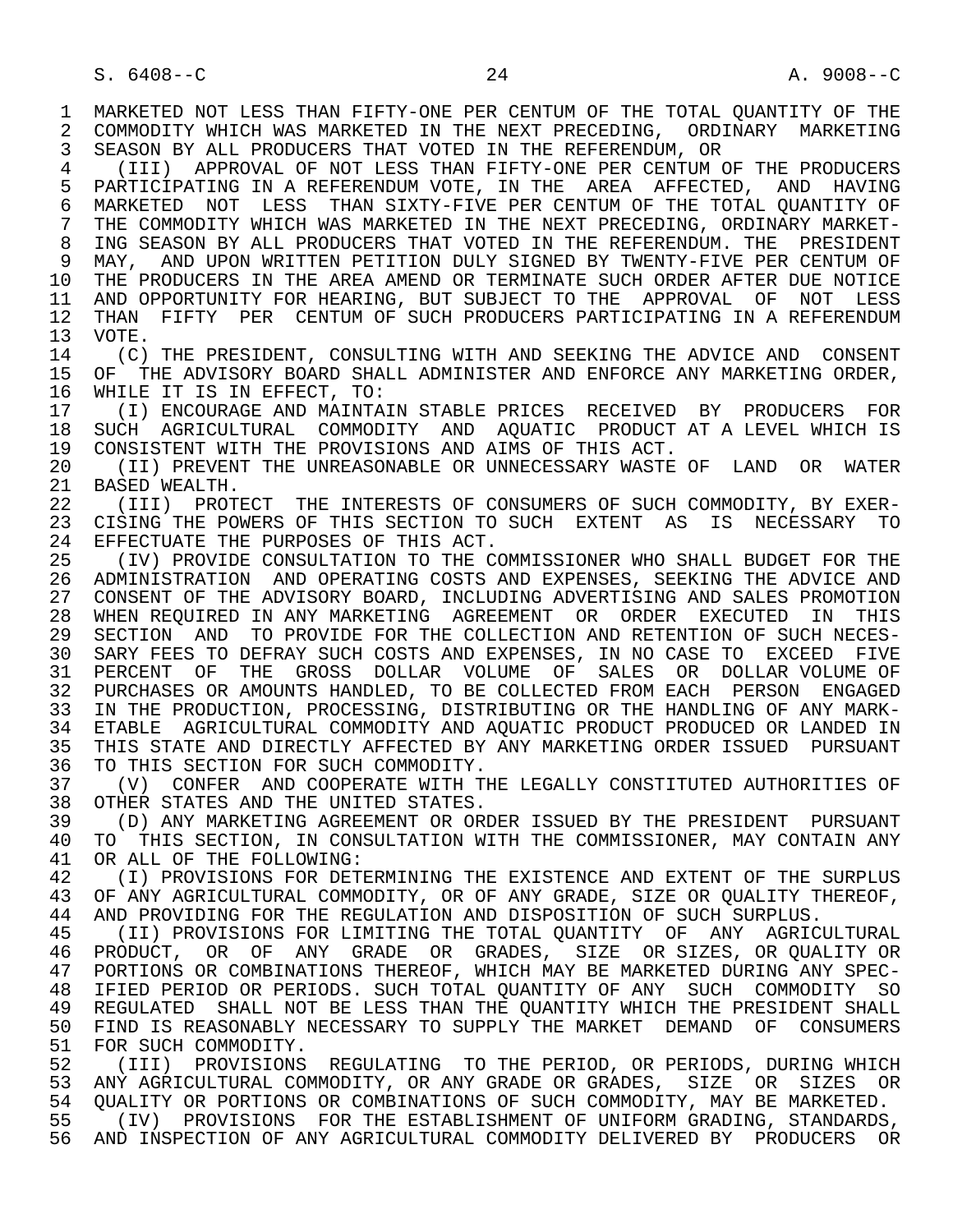MARKETED NOT LESS THAN FIFTY-ONE PER CENTUM OF THE TOTAL QUANTITY OF THE COMMODITY WHICH WAS MARKETED IN THE NEXT PRECEDING, ORDINARY MARKETING SEASON BY ALL PRODUCERS THAT VOTED IN THE REFERENDUM, OR

(III) APPROVAL OF NOT LESS THAN FIFTY-ONE PER CENTUM OF THE PRODUCERS PARTICIPATING IN A REFERENDUM VOTE, IN THE AREA AFFECTED, AND HAVING MARKETED NOT LESS THAN SIXTY-FIVE PER CENTUM OF THE TOTAL QUANTITY OF THE COMMODITY WHICH WAS MARKETED IN THE NEXT PRECEDING, ORDINARY MARKETING SEASON BY ALL PRODUCERS THAT VOTED IN THE REFERENDUM. THE PRESIDENT MAY, AND UPON WRITTEN PETITION DULY SIGNED BY TWENTY-FIVE PER CENTUM OF THE PRODUCERS IN THE AREA AMEND OR TERMINATE SUCH ORDER AFTER DUE NOTICE AND OPPORTUNITY FOR HEARING, BUT SUBJECT TO THE APPROVAL OF NOT LESS THAN FIFTY PER CENTUM OF SUCH PRODUCERS PARTICIPATING IN A REFERENDUM VOTE.

(C) THE PRESIDENT, CONSULTING WITH AND SEEKING THE ADVICE AND CONSENT OF THE ADVISORY BOARD SHALL ADMINISTER AND ENFORCE ANY MARKETING ORDER, WHILE IT IS IN EFFECT, TO:

(I) ENCOURAGE AND MAINTAIN STABLE PRICES RECEIVED BY PRODUCERS FOR SUCH AGRICULTURAL COMMODITY AND AQUATIC PRODUCT AT A LEVEL WHICH IS CONSISTENT WITH THE PROVISIONS AND AIMS OF THIS ACT.

(II) PREVENT THE UNREASONABLE OR UNNECESSARY WASTE OF LAND OR WATER BASED WEALTH.

(III) PROTECT THE INTERESTS OF CONSUMERS OF SUCH COMMODITY, BY EXERCISING THE POWERS OF THIS SECTION TO SUCH EXTENT AS IS NECESSARY TO EFFECTUATE THE PURPOSES OF THIS ACT.

(IV) PROVIDE CONSULTATION TO THE COMMISSIONER WHO SHALL BUDGET FOR THE ADMINISTRATION AND OPERATING COSTS AND EXPENSES, SEEKING THE ADVICE AND CONSENT OF THE ADVISORY BOARD, INCLUDING ADVERTISING AND SALES PROMOTION WHEN REQUIRED IN ANY MARKETING AGREEMENT OR ORDER EXECUTED IN THIS SECTION AND TO PROVIDE FOR THE COLLECTION AND RETENTION OF SUCH NECESSARY FEES TO DEFRAY SUCH COSTS AND EXPENSES, IN NO CASE TO EXCEED FIVE PERCENT OF THE GROSS DOLLAR VOLUME OF SALES OR DOLLAR VOLUME OF PURCHASES OR AMOUNTS HANDLED, TO BE COLLECTED FROM EACH PERSON ENGAGED IN THE PRODUCTION, PROCESSING, DISTRIBUTING OR THE HANDLING OF ANY MARKETABLE AGRICULTURAL COMMODITY AND AQUATIC PRODUCT PRODUCED OR LANDED IN THIS STATE AND DIRECTLY AFFECTED BY ANY MARKETING ORDER ISSUED PURSUANT TO THIS SECTION FOR SUCH COMMODITY.

(V) CONFER AND COOPERATE WITH THE LEGALLY CONSTITUTED AUTHORITIES OF OTHER STATES AND THE UNITED STATES.

(D) ANY MARKETING AGREEMENT OR ORDER ISSUED BY THE PRESIDENT PURSUANT TO THIS SECTION, IN CONSULTATION WITH THE COMMISSIONER, MAY CONTAIN ANY OR ALL OF THE FOLLOWING:

(I) PROVISIONS FOR DETERMINING THE EXISTENCE AND EXTENT OF THE SURPLUS OF ANY AGRICULTURAL COMMODITY, OR OF ANY GRADE, SIZE OR QUALITY THEREOF, AND PROVIDING FOR THE REGULATION AND DISPOSITION OF SUCH SURPLUS.

(II) PROVISIONS FOR LIMITING THE TOTAL QUANTITY OF ANY AGRICULTURAL PRODUCT, OR OF ANY GRADE OR GRADES, SIZE OR SIZES, OR QUALITY OR PORTIONS OR COMBINATIONS THEREOF, WHICH MAY BE MARKETED DURING ANY SPECIFIED PERIOD OR PERIODS. SUCH TOTAL QUANTITY OF ANY SUCH COMMODITY SO REGULATED SHALL NOT BE LESS THAN THE QUANTITY WHICH THE PRESIDENT SHALL FIND IS REASONABLY NECESSARY TO SUPPLY THE MARKET DEMAND OF CONSUMERS FOR SUCH COMMODITY.

(III) PROVISIONS REGULATING TO THE PERIOD, OR PERIODS, DURING WHICH ANY AGRICULTURAL COMMODITY, OR ANY GRADE OR GRADES, SIZE OR SIZES OR QUALITY OR PORTIONS OR COMBINATIONS OF SUCH COMMODITY, MAY BE MARKETED.

(IV) PROVISIONS FOR THE ESTABLISHMENT OF UNIFORM GRADING, STANDARDS, AND INSPECTION OF ANY AGRICULTURAL COMMODITY DELIVERED BY PRODUCERS OR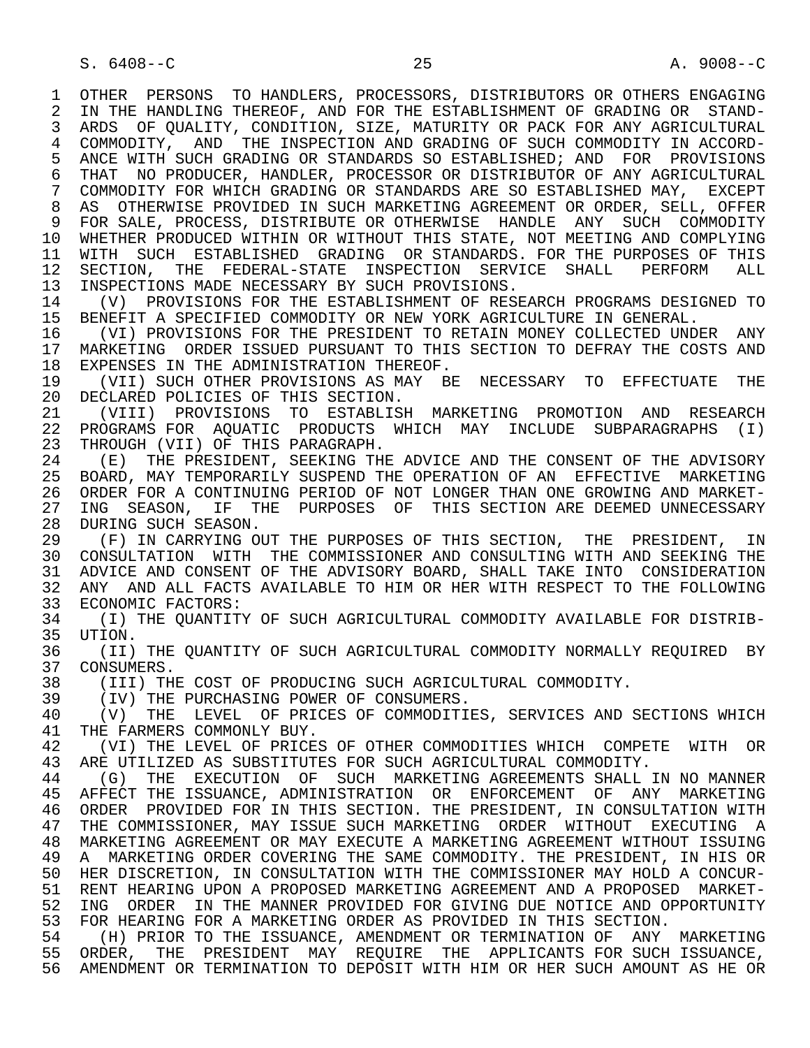OTHER PERSONS TO HANDLERS, PROCESSORS, DISTRIBUTORS OR OTHERS ENGAGING IN THE HANDLING THEREOF, AND FOR THE ESTABLISHMENT OF GRADING OR STANDARDS OF QUALITY, CONDITION, SIZE, MATURITY OR PACK FOR ANY AGRICULTURAL COMMODITY, AND THE INSPECTION AND GRADING OF SUCH COMMODITY IN ACCORDANCE WITH SUCH GRADING OR STANDARDS SO ESTABLISHED; AND FOR PROVISIONS THAT NO PRODUCER, HANDLER, PROCESSOR OR DISTRIBUTOR OF ANY AGRICULTURAL COMMODITY FOR WHICH GRADING OR STANDARDS ARE SO ESTABLISHED MAY, EXCEPT AS OTHERWISE PROVIDED IN SUCH MARKETING AGREEMENT OR ORDER, SELL, OFFER FOR SALE, PROCESS, DISTRIBUTE OR OTHERWISE HANDLE ANY SUCH COMMODITY WHETHER PRODUCED WITHIN OR WITHOUT THIS STATE, NOT MEETING AND COMPLYING WITH SUCH ESTABLISHED GRADING OR STANDARDS. FOR THE PURPOSES OF THIS SECTION, THE FEDERAL-STATE INSPECTION SERVICE SHALL PERFORM ALL INSPECTIONS MADE NECESSARY BY SUCH PROVISIONS.

(V) PROVISIONS FOR THE ESTABLISHMENT OF RESEARCH PROGRAMS DESIGNED TO BENEFIT A SPECIFIED COMMODITY OR NEW YORK AGRICULTURE IN GENERAL.

(VI) PROVISIONS FOR THE PRESIDENT TO RETAIN MONEY COLLECTED UNDER ANY MARKETING ORDER ISSUED PURSUANT TO THIS SECTION TO DEFRAY THE COSTS AND EXPENSES IN THE ADMINISTRATION THEREOF.

(VII) SUCH OTHER PROVISIONS AS MAY BE NECESSARY TO EFFECTUATE THE DECLARED POLICIES OF THIS SECTION.

(VIII) PROVISIONS TO ESTABLISH MARKETING PROMOTION AND RESEARCH PROGRAMS FOR AQUATIC PRODUCTS WHICH MAY INCLUDE SUBPARAGRAPHS (I) THROUGH (VII) OF THIS PARAGRAPH.

(E) THE PRESIDENT, SEEKING THE ADVICE AND THE CONSENT OF THE ADVISORY BOARD, MAY TEMPORARILY SUSPEND THE OPERATION OF AN EFFECTIVE MARKETING ORDER FOR A CONTINUING PERIOD OF NOT LONGER THAN ONE GROWING AND MARKETING SEASON, IF THE PURPOSES OF THIS SECTION ARE DEEMED UNNECESSARY DURING SUCH SEASON.

(F) IN CARRYING OUT THE PURPOSES OF THIS SECTION, THE PRESIDENT, IN CONSULTATION WITH THE COMMISSIONER AND CONSULTING WITH AND SEEKING THE ADVICE AND CONSENT OF THE ADVISORY BOARD, SHALL TAKE INTO CONSIDERATION ANY AND ALL FACTS AVAILABLE TO HIM OR HER WITH RESPECT TO THE FOLLOWING ECONOMIC FACTORS:

(I) THE QUANTITY OF SUCH AGRICULTURAL COMMODITY AVAILABLE FOR DISTRIBUTION.

(II) THE QUANTITY OF SUCH AGRICULTURAL COMMODITY NORMALLY REQUIRED BY CONSUMERS.

(III) THE COST OF PRODUCING SUCH AGRICULTURAL COMMODITY.

(IV) THE PURCHASING POWER OF CONSUMERS.

(V) THE LEVEL OF PRICES OF COMMODITIES, SERVICES AND SECTIONS WHICH THE FARMERS COMMONLY BUY.

(VI) THE LEVEL OF PRICES OF OTHER COMMODITIES WHICH COMPETE WITH OR ARE UTILIZED AS SUBSTITUTES FOR SUCH AGRICULTURAL COMMODITY.

(G) THE EXECUTION OF SUCH MARKETING AGREEMENTS SHALL IN NO MANNER AFFECT THE ISSUANCE, ADMINISTRATION OR ENFORCEMENT OF ANY MARKETING ORDER PROVIDED FOR IN THIS SECTION. THE PRESIDENT, IN CONSULTATION WITH THE COMMISSIONER, MAY ISSUE SUCH MARKETING ORDER WITHOUT EXECUTING A MARKETING AGREEMENT OR MAY EXECUTE A MARKETING AGREEMENT WITHOUT ISSUING A MARKETING ORDER COVERING THE SAME COMMODITY. THE PRESIDENT, IN HIS OR HER DISCRETION, IN CONSULTATION WITH THE COMMISSIONER MAY HOLD A CONCURRENT HEARING UPON A PROPOSED MARKETING AGREEMENT AND A PROPOSED MARKETING ORDER IN THE MANNER PROVIDED FOR GIVING DUE NOTICE AND OPPORTUNITY FOR HEARING FOR A MARKETING ORDER AS PROVIDED IN THIS SECTION.

(H) PRIOR TO THE ISSUANCE, AMENDMENT OR TERMINATION OF ANY MARKETING ORDER, THE PRESIDENT MAY REQUIRE THE APPLICANTS FOR SUCH ISSUANCE, AMENDMENT OR TERMINATION TO DEPOSIT WITH HIM OR HER SUCH AMOUNT AS HE OR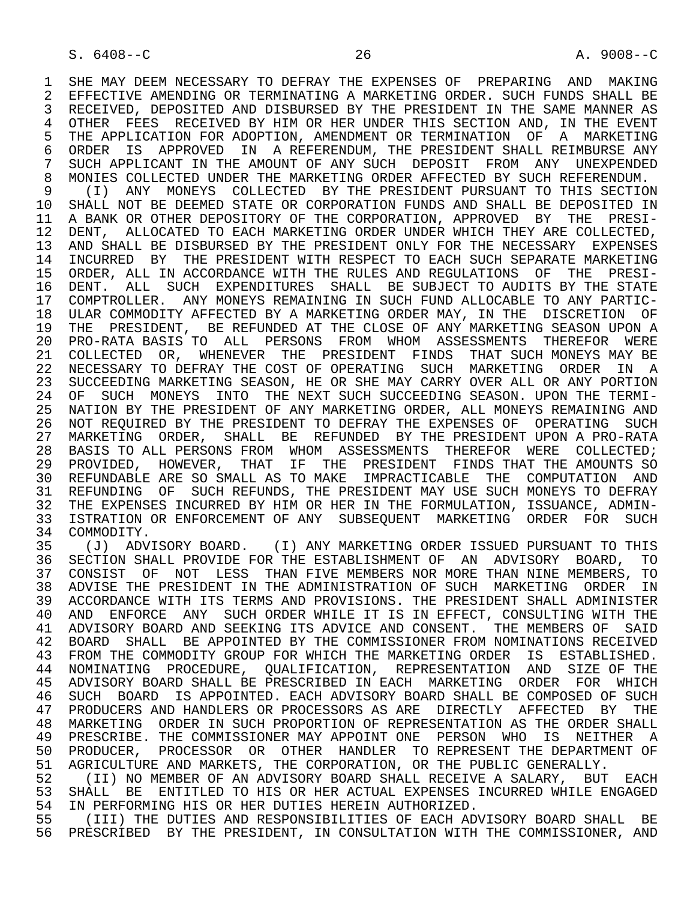SHE MAY DEEM NECESSARY TO DEFRAY THE EXPENSES OF PREPARING AND MAKING EFFECTIVE AMENDING OR TERMINATING A MARKETING ORDER. SUCH FUNDS SHALL BE RECEIVED, DEPOSITED AND DISBURSED BY THE PRESIDENT IN THE SAME MANNER AS OTHER FEES RECEIVED BY HIM OR HER UNDER THIS SECTION AND, IN THE EVENT THE APPLICATION FOR ADOPTION, AMENDMENT OR TERMINATION OF A MARKETING ORDER IS APPROVED IN A REFERENDUM, THE PRESIDENT SHALL REIMBURSE ANY SUCH APPLICANT IN THE AMOUNT OF ANY SUCH DEPOSIT FROM ANY UNEXPENDED MONIES COLLECTED UNDER THE MARKETING ORDER AFFECTED BY SUCH REFERENDUM.

(I) ANY MONEYS COLLECTED BY THE PRESIDENT PURSUANT TO THIS SECTION SHALL NOT BE DEEMED STATE OR CORPORATION FUNDS AND SHALL BE DEPOSITED IN A BANK OR OTHER DEPOSITORY OF THE CORPORATION, APPROVED BY THE PRESIDENT, ALLOCATED TO EACH MARKETING ORDER UNDER WHICH THEY ARE COLLECTED, AND SHALL BE DISBURSED BY THE PRESIDENT ONLY FOR THE NECESSARY EXPENSES INCURRED BY THE PRESIDENT WITH RESPECT TO EACH SUCH SEPARATE MARKETING ORDER, ALL IN ACCORDANCE WITH THE RULES AND REGULATIONS OF THE PRESIDENT. ALL SUCH EXPENDITURES SHALL BE SUBJECT TO AUDITS BY THE STATE COMPTROLLER. ANY MONEYS REMAINING IN SUCH FUND ALLOCABLE TO ANY PARTICULAR COMMODITY AFFECTED BY A MARKETING ORDER MAY, IN THE DISCRETION OF THE PRESIDENT, BE REFUNDED AT THE CLOSE OF ANY MARKETING SEASON UPON A PRO-RATA BASIS TO ALL PERSONS FROM WHOM ASSESSMENTS THEREFOR WERE COLLECTED OR, WHENEVER THE PRESIDENT FINDS THAT SUCH MONEYS MAY BE NECESSARY TO DEFRAY THE COST OF OPERATING SUCH MARKETING ORDER IN A SUCCEEDING MARKETING SEASON, HE OR SHE MAY CARRY OVER ALL OR ANY PORTION OF SUCH MONEYS INTO THE NEXT SUCH SUCCEEDING SEASON. UPON THE TERMINATION BY THE PRESIDENT OF ANY MARKETING ORDER, ALL MONEYS REMAINING AND NOT REQUIRED BY THE PRESIDENT TO DEFRAY THE EXPENSES OF OPERATING SUCH MARKETING ORDER, SHALL BE REFUNDED BY THE PRESIDENT UPON A PRO-RATA BASIS TO ALL PERSONS FROM WHOM ASSESSMENTS THEREFOR WERE COLLECTED; PROVIDED, HOWEVER, THAT IF THE PRESIDENT FINDS THAT THE AMOUNTS SO REFUNDABLE ARE SO SMALL AS TO MAKE IMPRACTICABLE THE COMPUTATION AND REFUNDING OF SUCH REFUNDS, THE PRESIDENT MAY USE SUCH MONEYS TO DEFRAY THE EXPENSES INCURRED BY HIM OR HER IN THE FORMULATION, ISSUANCE, ADMINISTRATION OR ENFORCEMENT OF ANY SUBSEQUENT MARKETING ORDER FOR SUCH COMMODITY.

(J) ADVISORY BOARD. (I) ANY MARKETING ORDER ISSUED PURSUANT TO THIS SECTION SHALL PROVIDE FOR THE ESTABLISHMENT OF AN ADVISORY BOARD, TO CONSIST OF NOT LESS THAN FIVE MEMBERS NOR MORE THAN NINE MEMBERS, TO ADVISE THE PRESIDENT IN THE ADMINISTRATION OF SUCH MARKETING ORDER IN ACCORDANCE WITH ITS TERMS AND PROVISIONS. THE PRESIDENT SHALL ADMINISTER AND ENFORCE ANY SUCH ORDER WHILE IT IS IN EFFECT, CONSULTING WITH THE ADVISORY BOARD AND SEEKING ITS ADVICE AND CONSENT. THE MEMBERS OF SAID BOARD SHALL BE APPOINTED BY THE COMMISSIONER FROM NOMINATIONS RECEIVED FROM THE COMMODITY GROUP FOR WHICH THE MARKETING ORDER IS ESTABLISHED. NOMINATING PROCEDURE, QUALIFICATION, REPRESENTATION AND SIZE OF THE ADVISORY BOARD SHALL BE PRESCRIBED IN EACH MARKETING ORDER FOR WHICH SUCH BOARD IS APPOINTED. EACH ADVISORY BOARD SHALL BE COMPOSED OF SUCH PRODUCERS AND HANDLERS OR PROCESSORS AS ARE DIRECTLY AFFECTED BY THE MARKETING ORDER IN SUCH PROPORTION OF REPRESENTATION AS THE ORDER SHALL PRESCRIBE. THE COMMISSIONER MAY APPOINT ONE PERSON WHO IS NEITHER A PRODUCER, PROCESSOR OR OTHER HANDLER TO REPRESENT THE DEPARTMENT OF AGRICULTURE AND MARKETS, THE CORPORATION, OR THE PUBLIC GENERALLY.

(II) NO MEMBER OF AN ADVISORY BOARD SHALL RECEIVE A SALARY, BUT EACH SHALL BE ENTITLED TO HIS OR HER ACTUAL EXPENSES INCURRED WHILE ENGAGED IN PERFORMING HIS OR HER DUTIES HEREIN AUTHORIZED.

(III) THE DUTIES AND RESPONSIBILITIES OF EACH ADVISORY BOARD SHALL BE PRESCRIBED BY THE PRESIDENT, IN CONSULTATION WITH THE COMMISSIONER, AND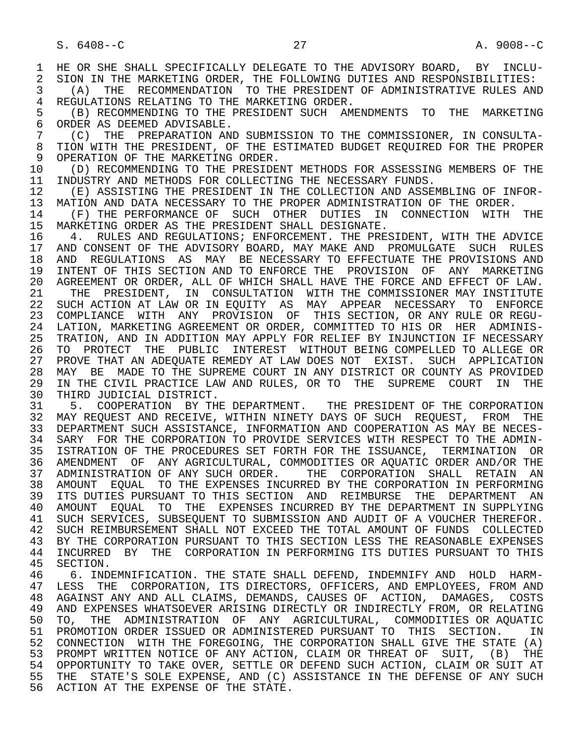HE OR SHE SHALL SPECIFICALLY DELEGATE TO THE ADVISORY BOARD, BY INCLUSION IN THE MARKETING ORDER, THE FOLLOWING DUTIES AND RESPONSIBILITIES:

(A) THE RECOMMENDATION TO THE PRESIDENT OF ADMINISTRATIVE RULES AND REGULATIONS RELATING TO THE MARKETING ORDER.

(B) RECOMMENDING TO THE PRESIDENT SUCH AMENDMENTS TO THE MARKETING ORDER AS DEEMED ADVISABLE.

(C) THE PREPARATION AND SUBMISSION TO THE COMMISSIONER, IN CONSULTATION WITH THE PRESIDENT, OF THE ESTIMATED BUDGET REQUIRED FOR THE PROPER OPERATION OF THE MARKETING ORDER.

(D) RECOMMENDING TO THE PRESIDENT METHODS FOR ASSESSING MEMBERS OF THE INDUSTRY AND METHODS FOR COLLECTING THE NECESSARY FUNDS.

(E) ASSISTING THE PRESIDENT IN THE COLLECTION AND ASSEMBLING OF INFORMATION AND DATA NECESSARY TO THE PROPER ADMINISTRATION OF THE ORDER.

(F) THE PERFORMANCE OF SUCH OTHER DUTIES IN CONNECTION WITH THE MARKETING ORDER AS THE PRESIDENT SHALL DESIGNATE.

4. RULES AND REGULATIONS; ENFORCEMENT. THE PRESIDENT, WITH THE ADVICE AND CONSENT OF THE ADVISORY BOARD, MAY MAKE AND PROMULGATE SUCH RULES AND REGULATIONS AS MAY BE NECESSARY TO EFFECTUATE THE PROVISIONS AND INTENT OF THIS SECTION AND TO ENFORCE THE PROVISION OF ANY MARKETING AGREEMENT OR ORDER, ALL OF WHICH SHALL HAVE THE FORCE AND EFFECT OF LAW. THE PRESIDENT, IN CONSULTATION WITH THE COMMISSIONER MAY INSTITUTE SUCH ACTION AT LAW OR IN EQUITY AS MAY APPEAR NECESSARY TO ENFORCE COMPLIANCE WITH ANY PROVISION OF THIS SECTION, OR ANY RULE OR REGULATION, MARKETING AGREEMENT OR ORDER, COMMITTED TO HIS OR HER ADMINISTRATION, AND IN ADDITION MAY APPLY FOR RELIEF BY INJUNCTION IF NECESSARY TO PROTECT THE PUBLIC INTEREST WITHOUT BEING COMPELLED TO ALLEGE OR PROVE THAT AN ADEQUATE REMEDY AT LAW DOES NOT EXIST. SUCH APPLICATION MAY BE MADE TO THE SUPREME COURT IN ANY DISTRICT OR COUNTY AS PROVIDED IN THE CIVIL PRACTICE LAW AND RULES, OR TO THE SUPREME COURT IN THE THIRD JUDICIAL DISTRICT.

5. COOPERATION BY THE DEPARTMENT. THE PRESIDENT OF THE CORPORATION MAY REQUEST AND RECEIVE, WITHIN NINETY DAYS OF SUCH REQUEST, FROM THE DEPARTMENT SUCH ASSISTANCE, INFORMATION AND COOPERATION AS MAY BE NECESSARY FOR THE CORPORATION TO PROVIDE SERVICES WITH RESPECT TO THE ADMINISTRATION OF THE PROCEDURES SET FORTH FOR THE ISSUANCE, TERMINATION OR AMENDMENT OF ANY AGRICULTURAL, COMMODITIES OR AQUATIC ORDER AND/OR THE ADMINISTRATION OF ANY SUCH ORDER. THE CORPORATION SHALL RETAIN AN AMOUNT EQUAL TO THE EXPENSES INCURRED BY THE CORPORATION IN PERFORMING ITS DUTIES PURSUANT TO THIS SECTION AND REIMBURSE THE DEPARTMENT AN AMOUNT EQUAL TO THE EXPENSES INCURRED BY THE DEPARTMENT IN SUPPLYING SUCH SERVICES, SUBSEQUENT TO SUBMISSION AND AUDIT OF A VOUCHER THEREFOR. SUCH REIMBURSEMENT SHALL NOT EXCEED THE TOTAL AMOUNT OF FUNDS COLLECTED BY THE CORPORATION PURSUANT TO THIS SECTION LESS THE REASONABLE EXPENSES INCURRED BY THE CORPORATION IN PERFORMING ITS DUTIES PURSUANT TO THIS SECTION.

6. INDEMNIFICATION. THE STATE SHALL DEFEND, INDEMNIFY AND HOLD HARMLESS THE CORPORATION, ITS DIRECTORS, OFFICERS, AND EMPLOYEES, FROM AND AGAINST ANY AND ALL CLAIMS, DEMANDS, CAUSES OF ACTION, DAMAGES, COSTS AND EXPENSES WHATSOEVER ARISING DIRECTLY OR INDIRECTLY FROM, OR RELATING TO, THE ADMINISTRATION OF ANY AGRICULTURAL, COMMODITIES OR AQUATIC PROMOTION ORDER ISSUED OR ADMINISTERED PURSUANT TO THIS SECTION. IN CONNECTION WITH THE FOREGOING, THE CORPORATION SHALL GIVE THE STATE (A) PROMPT WRITTEN NOTICE OF ANY ACTION, CLAIM OR THREAT OF SUIT, (B) THE OPPORTUNITY TO TAKE OVER, SETTLE OR DEFEND SUCH ACTION, CLAIM OR SUIT AT THE STATE'S SOLE EXPENSE, AND (C) ASSISTANCE IN THE DEFENSE OF ANY SUCH ACTION AT THE EXPENSE OF THE STATE.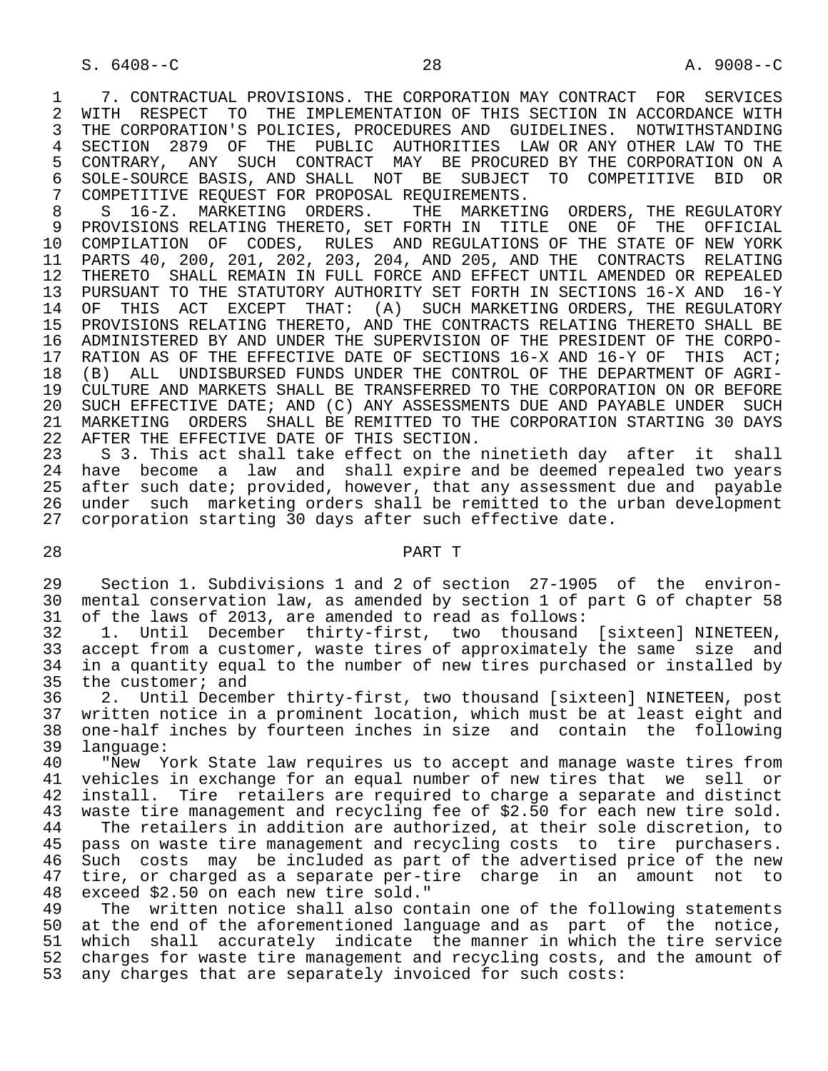7. CONTRACTUAL PROVISIONS. THE CORPORATION MAY CONTRACT FOR SERVICES WITH RESPECT TO THE IMPLEMENTATION OF THIS SECTION IN ACCORDANCE WITH THE CORPORATION'S POLICIES, PROCEDURES AND GUIDELINES. NOTWITHSTANDING SECTION 2879 OF THE PUBLIC AUTHORITIES LAW OR ANY OTHER LAW TO THE CONTRARY, ANY SUCH CONTRACT MAY BE PROCURED BY THE CORPORATION ON A SOLE-SOURCE BASIS, AND SHALL NOT BE SUBJECT TO COMPETITIVE BID OR COMPETITIVE REQUEST FOR PROPOSAL REQUIREMENTS.

S 16-Z. MARKETING ORDERS. THE MARKETING ORDERS, THE REGULATORY PROVISIONS RELATING THERETO, SET FORTH IN TITLE ONE OF THE OFFICIAL COMPILATION OF CODES, RULES AND REGULATIONS OF THE STATE OF NEW YORK PARTS 40, 200, 201, 202, 203, 204, AND 205, AND THE CONTRACTS RELATING THERETO SHALL REMAIN IN FULL FORCE AND EFFECT UNTIL AMENDED OR REPEALED PURSUANT TO THE STATUTORY AUTHORITY SET FORTH IN SECTIONS 16-X AND 16-Y OF THIS ACT EXCEPT THAT: (A) SUCH MARKETING ORDERS, THE REGULATORY PROVISIONS RELATING THERETO, AND THE CONTRACTS RELATING THERETO SHALL BE ADMINISTERED BY AND UNDER THE SUPERVISION OF THE PRESIDENT OF THE CORPORATION AS OF THE EFFECTIVE DATE OF SECTIONS 16-X AND 16-Y OF THIS ACT; (B) ALL UNDISBURSED FUNDS UNDER THE CONTROL OF THE DEPARTMENT OF AGRICULTURE AND MARKETS SHALL BE TRANSFERRED TO THE CORPORATION ON OR BEFORE SUCH EFFECTIVE DATE; AND (C) ANY ASSESSMENTS DUE AND PAYABLE UNDER SUCH MARKETING ORDERS SHALL BE REMITTED TO THE CORPORATION STARTING 30 DAYS AFTER THE EFFECTIVE DATE OF THIS SECTION.

S 3. This act shall take effect on the ninetieth day after it shall have become a law and shall expire and be deemed repealed two years after such date; provided, however, that any assessment due and payable under such marketing orders shall be remitted to the urban development corporation starting 30 days after such effective date.

## PART T

Section 1. Subdivisions 1 and 2 of section 27-1905 of the environmental conservation law, as amended by section 1 of part G of chapter 58 of the laws of 2013, are amended to read as follows:

1. Until December thirty-first, two thousand [sixteen] NINETEEN, accept from a customer, waste tires of approximately the same size and in a quantity equal to the number of new tires purchased or installed by the customer; and

2. Until December thirty-first, two thousand [sixteen] NINETEEN, post written notice in a prominent location, which must be at least eight and one-half inches by fourteen inches in size and contain the following language:

"New York State law requires us to accept and manage waste tires from vehicles in exchange for an equal number of new tires that we sell or install. Tire retailers are required to charge a separate and distinct waste tire management and recycling fee of $2.50 for each new tire sold.

The retailers in addition are authorized, at their sole discretion, to pass on waste tire management and recycling costs to tire purchasers. Such costs may be included as part of the advertised price of the new tire, or charged as a separate per-tire charge in an amount not to exceed $2.50 on each new tire sold."

The written notice shall also contain one of the following statements at the end of the aforementioned language and as part of the notice, which shall accurately indicate the manner in which the tire service charges for waste tire management and recycling costs, and the amount of any charges that are separately invoiced for such costs: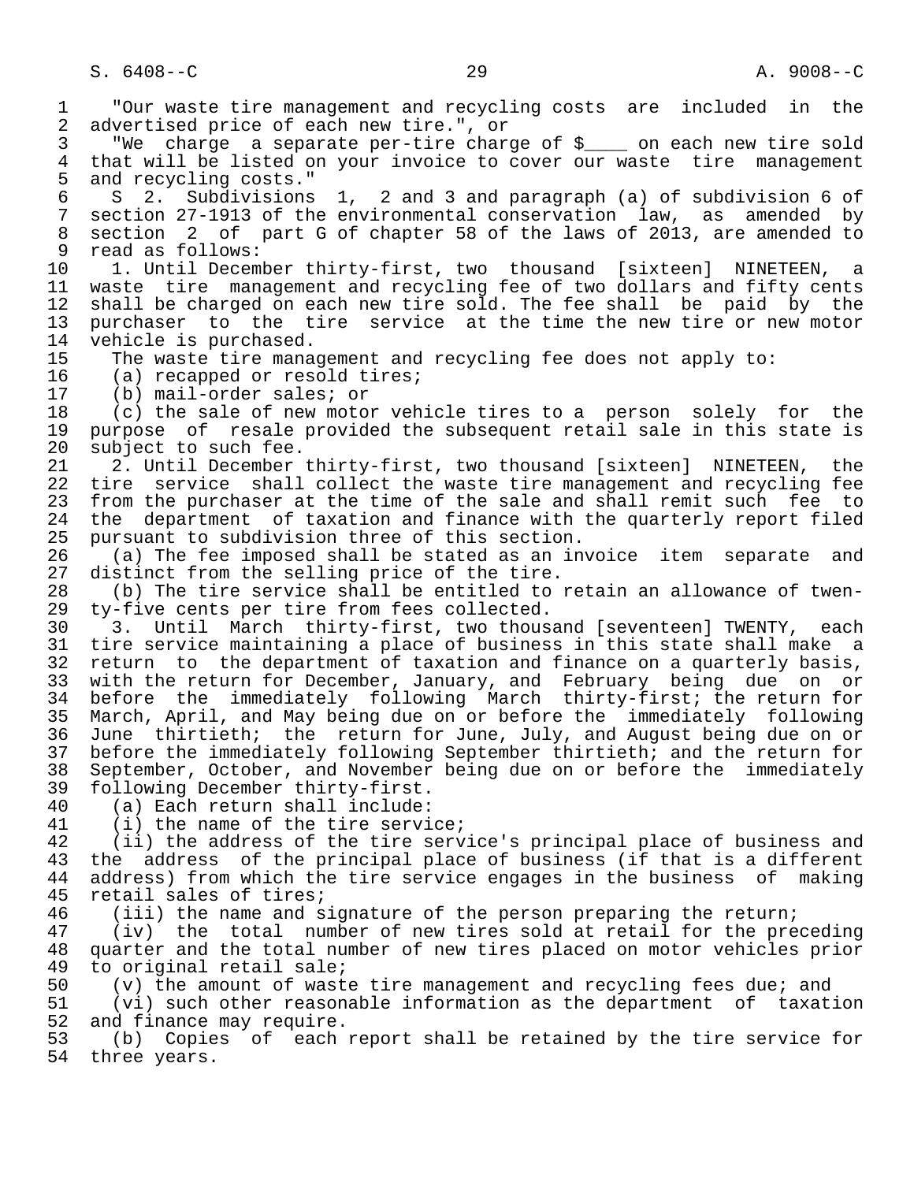"Our waste tire management and recycling costs are included in the advertised price of each new tire.", or

"We charge a separate per-tire charge of $____ on each new tire sold that will be listed on your invoice to cover our waste tire management and recycling costs."

S 2. Subdivisions 1, 2 and 3 and paragraph (a) of subdivision 6 of section 27-1913 of the environmental conservation law, as amended by section 2 of part G of chapter 58 of the laws of 2013, are amended to read as follows:

1. Until December thirty-first, two thousand [sixteen] NINETEEN, a waste tire management and recycling fee of two dollars and fifty cents shall be charged on each new tire sold. The fee shall be paid by the purchaser to the tire service at the time the new tire or new motor vehicle is purchased.

The waste tire management and recycling fee does not apply to:

(a) recapped or resold tires;

(b) mail-order sales; or

(c) the sale of new motor vehicle tires to a person solely for the purpose of resale provided the subsequent retail sale in this state is subject to such fee.

2. Until December thirty-first, two thousand [sixteen] NINETEEN, the tire service shall collect the waste tire management and recycling fee from the purchaser at the time of the sale and shall remit such fee to the department of taxation and finance with the quarterly report filed pursuant to subdivision three of this section.

(a) The fee imposed shall be stated as an invoice item separate and distinct from the selling price of the tire.

(b) The tire service shall be entitled to retain an allowance of twenty-five cents per tire from fees collected.

3. Until March thirty-first, two thousand [seventeen] TWENTY, each tire service maintaining a place of business in this state shall make a return to the department of taxation and finance on a quarterly basis, with the return for December, January, and February being due on or before the immediately following March thirty-first; the return for March, April, and May being due on or before the immediately following June thirtieth; the return for June, July, and August being due on or before the immediately following September thirtieth; and the return for September, October, and November being due on or before the immediately following December thirty-first.

(a) Each return shall include:

(i) the name of the tire service;

(ii) the address of the tire service's principal place of business and the address of the principal place of business (if that is a different address) from which the tire service engages in the business of making retail sales of tires;

(iii) the name and signature of the person preparing the return;

(iv) the total number of new tires sold at retail for the preceding quarter and the total number of new tires placed on motor vehicles prior to original retail sale;

(v) the amount of waste tire management and recycling fees due; and

(vi) such other reasonable information as the department of taxation and finance may require.

(b) Copies of each report shall be retained by the tire service for three years.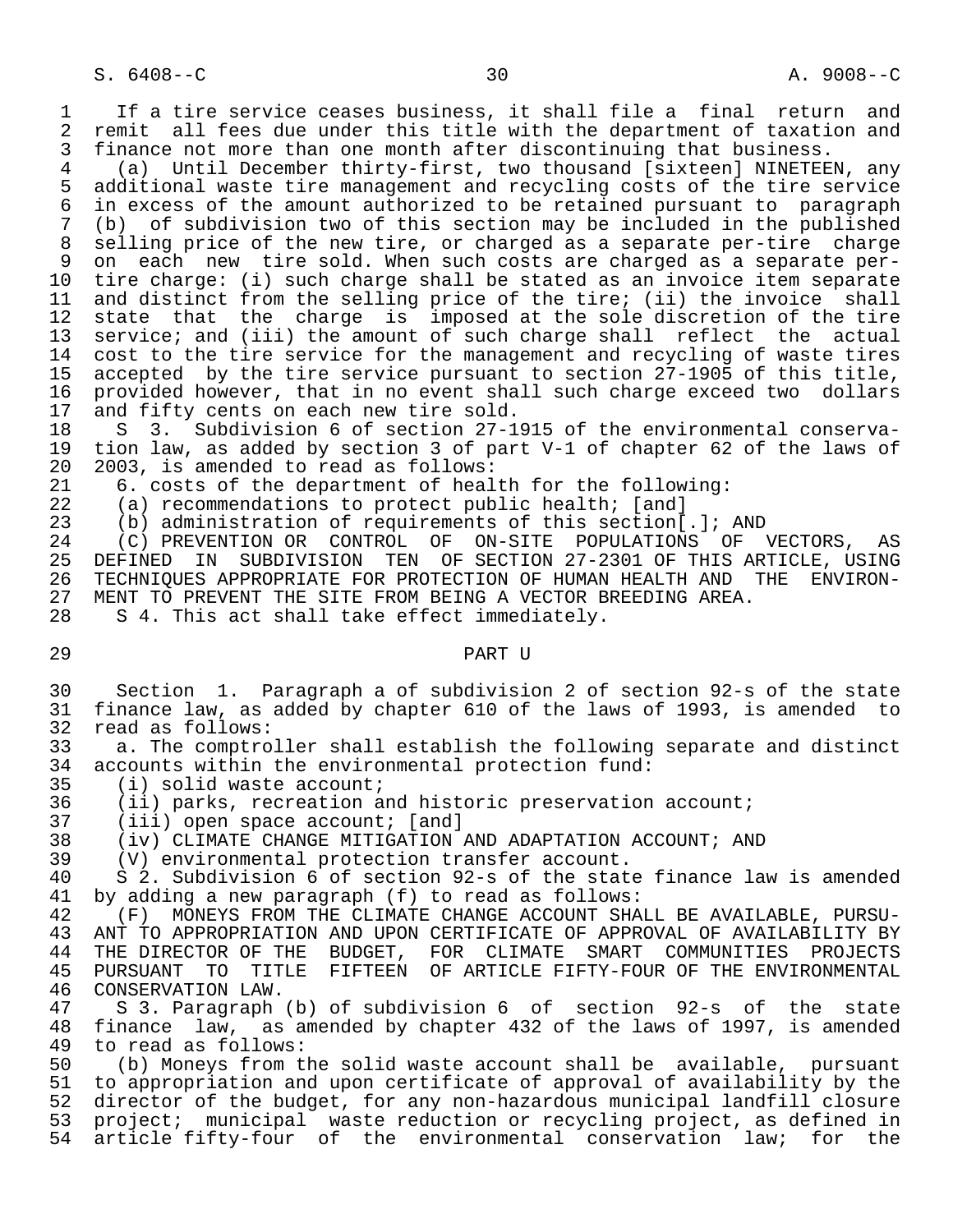If a tire service ceases business, it shall file a final return and remit all fees due under this title with the department of taxation and finance not more than one month after discontinuing that business.

(a) Until December thirty-first, two thousand [sixteen] NINETEEN, any additional waste tire management and recycling costs of the tire service in excess of the amount authorized to be retained pursuant to paragraph (b) of subdivision two of this section may be included in the published selling price of the new tire, or charged as a separate per-tire charge on each new tire sold. When such costs are charged as a separate per-tire charge: (i) such charge shall be stated as an invoice item separate and distinct from the selling price of the tire; (ii) the invoice shall state that the charge is imposed at the sole discretion of the tire service; and (iii) the amount of such charge shall reflect the actual cost to the tire service for the management and recycling of waste tires accepted by the tire service pursuant to section 27-1905 of this title, provided however, that in no event shall such charge exceed two dollars and fifty cents on each new tire sold.

S 3. Subdivision 6 of section 27-1915 of the environmental conservation law, as added by section 3 of part V-1 of chapter 62 of the laws of 2003, is amended to read as follows:

6. costs of the department of health for the following:

(a) recommendations to protect public health; [and]

(b) administration of requirements of this section[.]; AND

(C) PREVENTION OR CONTROL OF ON-SITE POPULATIONS OF VECTORS, AS DEFINED IN SUBDIVISION TEN OF SECTION 27-2301 OF THIS ARTICLE, USING TECHNIQUES APPROPRIATE FOR PROTECTION OF HUMAN HEALTH AND THE ENVIRONMENT TO PREVENT THE SITE FROM BEING A VECTOR BREEDING AREA.

S 4. This act shall take effect immediately.

PART U

Section 1. Paragraph a of subdivision 2 of section 92-s of the state finance law, as added by chapter 610 of the laws of 1993, is amended to read as follows:

a. The comptroller shall establish the following separate and distinct accounts within the environmental protection fund:

(i) solid waste account;

(ii) parks, recreation and historic preservation account;

(iii) open space account; [and]

(iv) CLIMATE CHANGE MITIGATION AND ADAPTATION ACCOUNT; AND

(V) environmental protection transfer account.

S 2. Subdivision 6 of section 92-s of the state finance law is amended by adding a new paragraph (f) to read as follows:

(F) MONEYS FROM THE CLIMATE CHANGE ACCOUNT SHALL BE AVAILABLE, PURSUANT TO APPROPRIATION AND UPON CERTIFICATE OF APPROVAL OF AVAILABILITY BY THE DIRECTOR OF THE BUDGET, FOR CLIMATE SMART COMMUNITIES PROJECTS PURSUANT TO TITLE FIFTEEN OF ARTICLE FIFTY-FOUR OF THE ENVIRONMENTAL CONSERVATION LAW.

S 3. Paragraph (b) of subdivision 6 of section 92-s of the state finance law, as amended by chapter 432 of the laws of 1997, is amended to read as follows:

(b) Moneys from the solid waste account shall be available, pursuant to appropriation and upon certificate of approval of availability by the director of the budget, for any non-hazardous municipal landfill closure project; municipal waste reduction or recycling project, as defined in article fifty-four of the environmental conservation law; for the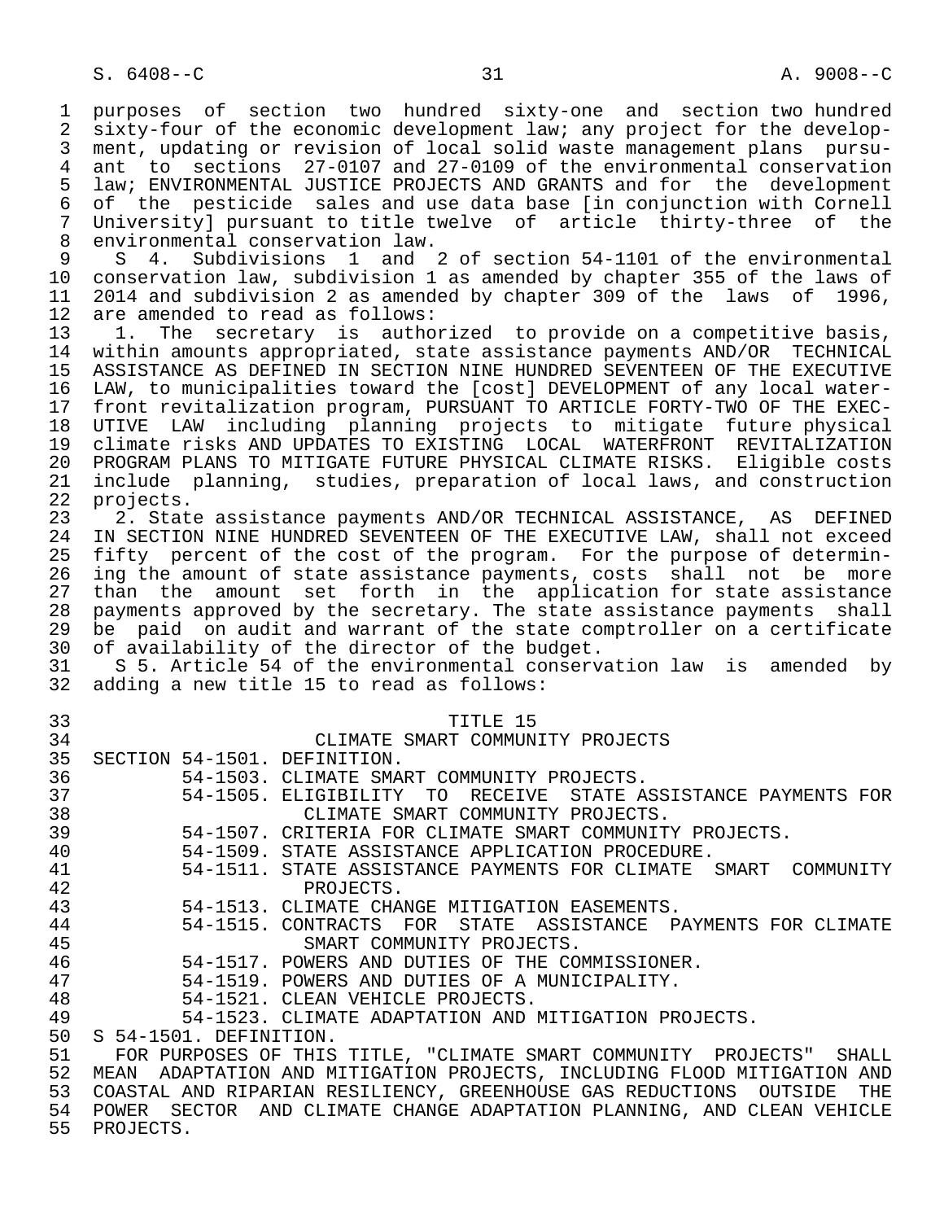purposes of section two hundred sixty-one and section two hundred sixty-four of the economic development law; any project for the development, updating or revision of local solid waste management plans pursuant to sections 27-0107 and 27-0109 of the environmental conservation law; ENVIRONMENTAL JUSTICE PROJECTS AND GRANTS and for the development of the pesticide sales and use data base [in conjunction with Cornell University] pursuant to title twelve of article thirty-three of the environmental conservation law.

S 4. Subdivisions 1 and 2 of section 54-1101 of the environmental conservation law, subdivision 1 as amended by chapter 355 of the laws of 2014 and subdivision 2 as amended by chapter 309 of the laws of 1996, are amended to read as follows:

1. The secretary is authorized to provide on a competitive basis, within amounts appropriated, state assistance payments AND/OR TECHNICAL ASSISTANCE AS DEFINED IN SECTION NINE HUNDRED SEVENTEEN OF THE EXECUTIVE LAW, to municipalities toward the [cost] DEVELOPMENT of any local waterfront revitalization program, PURSUANT TO ARTICLE FORTY-TWO OF THE EXECUTIVE LAW including planning projects to mitigate future physical climate risks AND UPDATES TO EXISTING LOCAL WATERFRONT REVITALIZATION PROGRAM PLANS TO MITIGATE FUTURE PHYSICAL CLIMATE RISKS. Eligible costs include planning, studies, preparation of local laws, and construction projects.

2. State assistance payments AND/OR TECHNICAL ASSISTANCE, AS DEFINED IN SECTION NINE HUNDRED SEVENTEEN OF THE EXECUTIVE LAW, shall not exceed fifty percent of the cost of the program. For the purpose of determining the amount of state assistance payments, costs shall not be more than the amount set forth in the application for state assistance payments approved by the secretary. The state assistance payments shall be paid on audit and warrant of the state comptroller on a certificate of availability of the director of the budget.

S 5. Article 54 of the environmental conservation law is amended by adding a new title 15 to read as follows:

TITLE 15
CLIMATE SMART COMMUNITY PROJECTS

SECTION 54-1501. DEFINITION.
54-1503. CLIMATE SMART COMMUNITY PROJECTS.
54-1505. ELIGIBILITY TO RECEIVE STATE ASSISTANCE PAYMENTS FOR CLIMATE SMART COMMUNITY PROJECTS.
54-1507. CRITERIA FOR CLIMATE SMART COMMUNITY PROJECTS.
54-1509. STATE ASSISTANCE APPLICATION PROCEDURE.
54-1511. STATE ASSISTANCE PAYMENTS FOR CLIMATE SMART COMMUNITY PROJECTS.
54-1513. CLIMATE CHANGE MITIGATION EASEMENTS.
54-1515. CONTRACTS FOR STATE ASSISTANCE PAYMENTS FOR CLIMATE SMART COMMUNITY PROJECTS.
54-1517. POWERS AND DUTIES OF THE COMMISSIONER.
54-1519. POWERS AND DUTIES OF A MUNICIPALITY.
54-1521. CLEAN VEHICLE PROJECTS.
54-1523. CLIMATE ADAPTATION AND MITIGATION PROJECTS.

S 54-1501. DEFINITION.

FOR PURPOSES OF THIS TITLE, "CLIMATE SMART COMMUNITY PROJECTS" SHALL MEAN ADAPTATION AND MITIGATION PROJECTS, INCLUDING FLOOD MITIGATION AND COASTAL AND RIPARIAN RESILIENCY, GREENHOUSE GAS REDUCTIONS OUTSIDE THE POWER SECTOR AND CLIMATE CHANGE ADAPTATION PLANNING, AND CLEAN VEHICLE PROJECTS.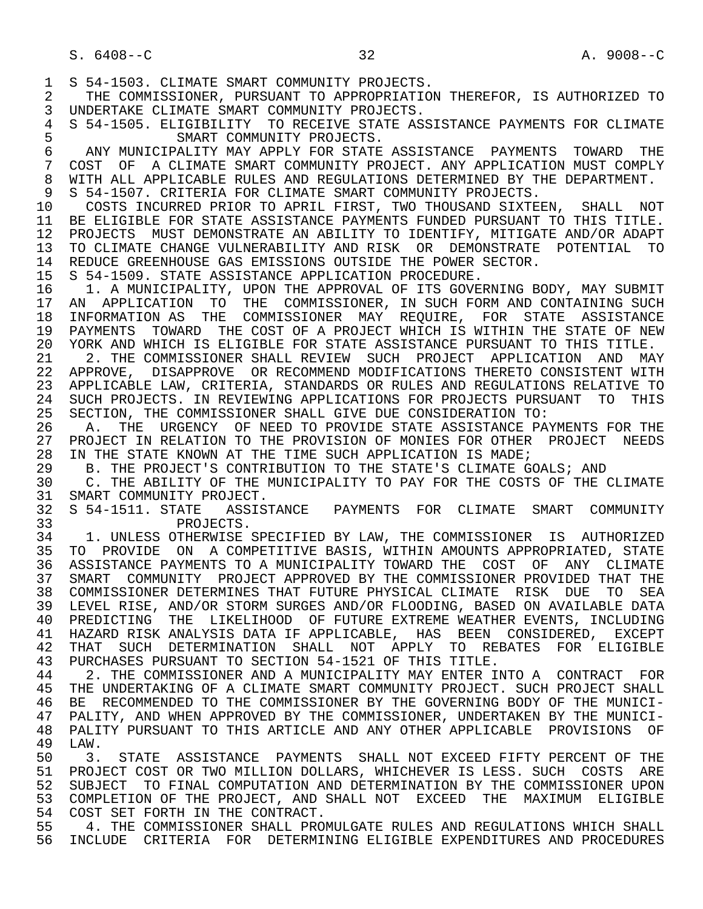S 54-1503. CLIMATE SMART COMMUNITY PROJECTS.

THE COMMISSIONER, PURSUANT TO APPROPRIATION THEREFOR, IS AUTHORIZED TO UNDERTAKE CLIMATE SMART COMMUNITY PROJECTS.

S 54-1505. ELIGIBILITY TO RECEIVE STATE ASSISTANCE PAYMENTS FOR CLIMATE SMART COMMUNITY PROJECTS.

ANY MUNICIPALITY MAY APPLY FOR STATE ASSISTANCE PAYMENTS TOWARD THE COST OF A CLIMATE SMART COMMUNITY PROJECT. ANY APPLICATION MUST COMPLY WITH ALL APPLICABLE RULES AND REGULATIONS DETERMINED BY THE DEPARTMENT.

S 54-1507. CRITERIA FOR CLIMATE SMART COMMUNITY PROJECTS.

COSTS INCURRED PRIOR TO APRIL FIRST, TWO THOUSAND SIXTEEN, SHALL NOT BE ELIGIBLE FOR STATE ASSISTANCE PAYMENTS FUNDED PURSUANT TO THIS TITLE. PROJECTS MUST DEMONSTRATE AN ABILITY TO IDENTIFY, MITIGATE AND/OR ADAPT TO CLIMATE CHANGE VULNERABILITY AND RISK OR DEMONSTRATE POTENTIAL TO REDUCE GREENHOUSE GAS EMISSIONS OUTSIDE THE POWER SECTOR.

S 54-1509. STATE ASSISTANCE APPLICATION PROCEDURE.

1. A MUNICIPALITY, UPON THE APPROVAL OF ITS GOVERNING BODY, MAY SUBMIT AN APPLICATION TO THE COMMISSIONER, IN SUCH FORM AND CONTAINING SUCH INFORMATION AS THE COMMISSIONER MAY REQUIRE, FOR STATE ASSISTANCE PAYMENTS TOWARD THE COST OF A PROJECT WHICH IS WITHIN THE STATE OF NEW YORK AND WHICH IS ELIGIBLE FOR STATE ASSISTANCE PURSUANT TO THIS TITLE.

2. THE COMMISSIONER SHALL REVIEW SUCH PROJECT APPLICATION AND MAY APPROVE, DISAPPROVE OR RECOMMEND MODIFICATIONS THERETO CONSISTENT WITH APPLICABLE LAW, CRITERIA, STANDARDS OR RULES AND REGULATIONS RELATIVE TO SUCH PROJECTS. IN REVIEWING APPLICATIONS FOR PROJECTS PURSUANT TO THIS SECTION, THE COMMISSIONER SHALL GIVE DUE CONSIDERATION TO:

A. THE URGENCY OF NEED TO PROVIDE STATE ASSISTANCE PAYMENTS FOR THE PROJECT IN RELATION TO THE PROVISION OF MONIES FOR OTHER PROJECT NEEDS IN THE STATE KNOWN AT THE TIME SUCH APPLICATION IS MADE;

B. THE PROJECT'S CONTRIBUTION TO THE STATE'S CLIMATE GOALS; AND

C. THE ABILITY OF THE MUNICIPALITY TO PAY FOR THE COSTS OF THE CLIMATE SMART COMMUNITY PROJECT.

S 54-1511. STATE ASSISTANCE PAYMENTS FOR CLIMATE SMART COMMUNITY PROJECTS.

1. UNLESS OTHERWISE SPECIFIED BY LAW, THE COMMISSIONER IS AUTHORIZED TO PROVIDE ON A COMPETITIVE BASIS, WITHIN AMOUNTS APPROPRIATED, STATE ASSISTANCE PAYMENTS TO A MUNICIPALITY TOWARD THE COST OF ANY CLIMATE SMART COMMUNITY PROJECT APPROVED BY THE COMMISSIONER PROVIDED THAT THE COMMISSIONER DETERMINES THAT FUTURE PHYSICAL CLIMATE RISK DUE TO SEA LEVEL RISE, AND/OR STORM SURGES AND/OR FLOODING, BASED ON AVAILABLE DATA PREDICTING THE LIKELIHOOD OF FUTURE EXTREME WEATHER EVENTS, INCLUDING HAZARD RISK ANALYSIS DATA IF APPLICABLE, HAS BEEN CONSIDERED, EXCEPT THAT SUCH DETERMINATION SHALL NOT APPLY TO REBATES FOR ELIGIBLE PURCHASES PURSUANT TO SECTION 54-1521 OF THIS TITLE.

2. THE COMMISSIONER AND A MUNICIPALITY MAY ENTER INTO A CONTRACT FOR THE UNDERTAKING OF A CLIMATE SMART COMMUNITY PROJECT. SUCH PROJECT SHALL BE RECOMMENDED TO THE COMMISSIONER BY THE GOVERNING BODY OF THE MUNICIPALITY, AND WHEN APPROVED BY THE COMMISSIONER, UNDERTAKEN BY THE MUNICIPALITY PURSUANT TO THIS ARTICLE AND ANY OTHER APPLICABLE PROVISIONS OF LAW.

3. STATE ASSISTANCE PAYMENTS SHALL NOT EXCEED FIFTY PERCENT OF THE PROJECT COST OR TWO MILLION DOLLARS, WHICHEVER IS LESS. SUCH COSTS ARE SUBJECT TO FINAL COMPUTATION AND DETERMINATION BY THE COMMISSIONER UPON COMPLETION OF THE PROJECT, AND SHALL NOT EXCEED THE MAXIMUM ELIGIBLE COST SET FORTH IN THE CONTRACT.

4. THE COMMISSIONER SHALL PROMULGATE RULES AND REGULATIONS WHICH SHALL INCLUDE CRITERIA FOR DETERMINING ELIGIBLE EXPENDITURES AND PROCEDURES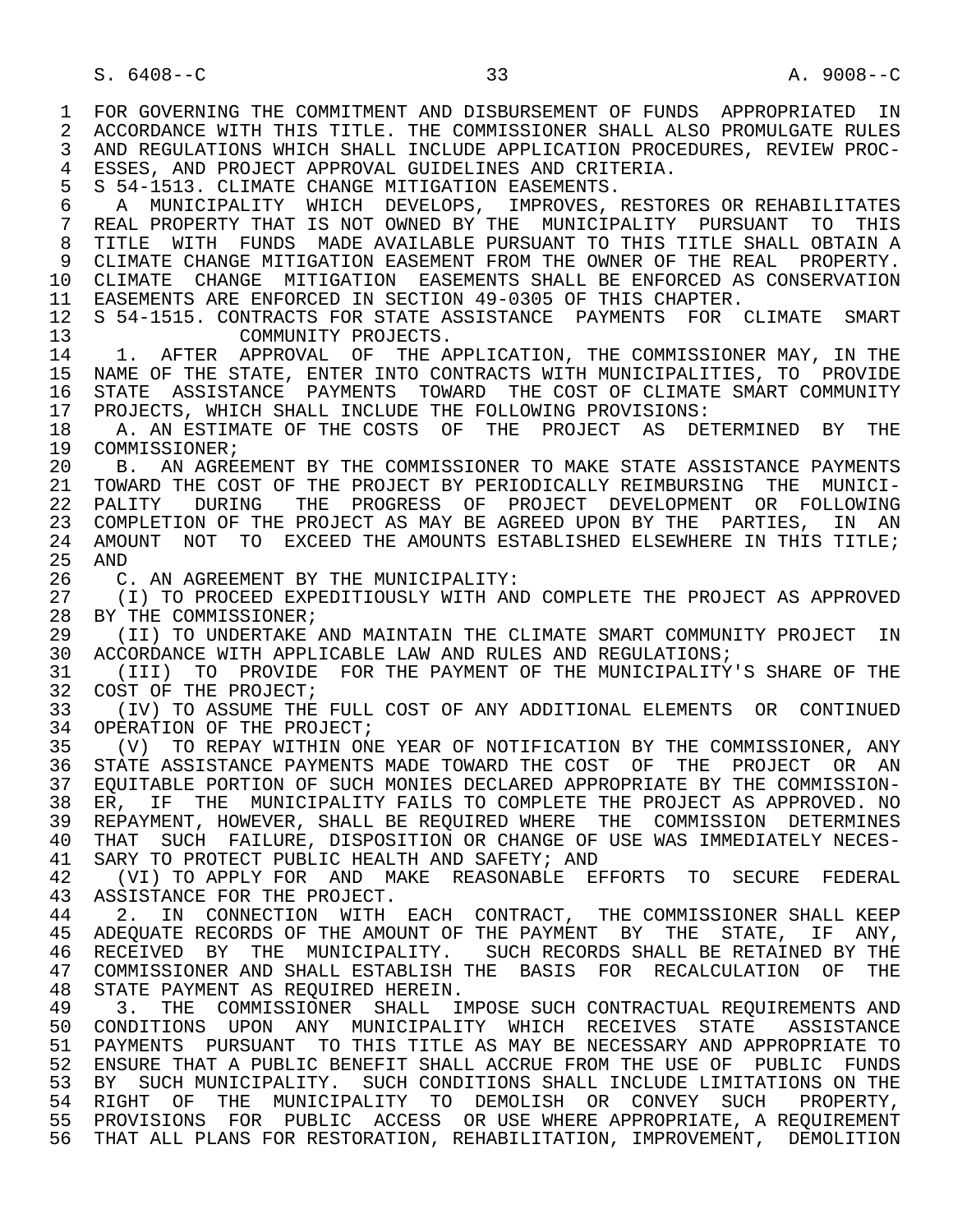FOR GOVERNING THE COMMITMENT AND DISBURSEMENT OF FUNDS APPROPRIATED IN ACCORDANCE WITH THIS TITLE. THE COMMISSIONER SHALL ALSO PROMULGATE RULES AND REGULATIONS WHICH SHALL INCLUDE APPLICATION PROCEDURES, REVIEW PROCESSES, AND PROJECT APPROVAL GUIDELINES AND CRITERIA.

S 54-1513. CLIMATE CHANGE MITIGATION EASEMENTS.

A MUNICIPALITY WHICH DEVELOPS, IMPROVES, RESTORES OR REHABILITATES REAL PROPERTY THAT IS NOT OWNED BY THE MUNICIPALITY PURSUANT TO THIS TITLE WITH FUNDS MADE AVAILABLE PURSUANT TO THIS TITLE SHALL OBTAIN A CLIMATE CHANGE MITIGATION EASEMENT FROM THE OWNER OF THE REAL PROPERTY. CLIMATE CHANGE MITIGATION EASEMENTS SHALL BE ENFORCED AS CONSERVATION EASEMENTS ARE ENFORCED IN SECTION 49-0305 OF THIS CHAPTER.

S 54-1515. CONTRACTS FOR STATE ASSISTANCE PAYMENTS FOR CLIMATE SMART COMMUNITY PROJECTS.

1. AFTER APPROVAL OF THE APPLICATION, THE COMMISSIONER MAY, IN THE NAME OF THE STATE, ENTER INTO CONTRACTS WITH MUNICIPALITIES, TO PROVIDE STATE ASSISTANCE PAYMENTS TOWARD THE COST OF CLIMATE SMART COMMUNITY PROJECTS, WHICH SHALL INCLUDE THE FOLLOWING PROVISIONS:

A. AN ESTIMATE OF THE COSTS OF THE PROJECT AS DETERMINED BY THE COMMISSIONER;

B. AN AGREEMENT BY THE COMMISSIONER TO MAKE STATE ASSISTANCE PAYMENTS TOWARD THE COST OF THE PROJECT BY PERIODICALLY REIMBURSING THE MUNICIPALITY DURING THE PROGRESS OF PROJECT DEVELOPMENT OR FOLLOWING COMPLETION OF THE PROJECT AS MAY BE AGREED UPON BY THE PARTIES, IN AN AMOUNT NOT TO EXCEED THE AMOUNTS ESTABLISHED ELSEWHERE IN THIS TITLE; AND

C. AN AGREEMENT BY THE MUNICIPALITY:

(I) TO PROCEED EXPEDITIOUSLY WITH AND COMPLETE THE PROJECT AS APPROVED BY THE COMMISSIONER;

(II) TO UNDERTAKE AND MAINTAIN THE CLIMATE SMART COMMUNITY PROJECT IN ACCORDANCE WITH APPLICABLE LAW AND RULES AND REGULATIONS;

(III) TO PROVIDE FOR THE PAYMENT OF THE MUNICIPALITY'S SHARE OF THE COST OF THE PROJECT;

(IV) TO ASSUME THE FULL COST OF ANY ADDITIONAL ELEMENTS OR CONTINUED OPERATION OF THE PROJECT;

(V) TO REPAY WITHIN ONE YEAR OF NOTIFICATION BY THE COMMISSIONER, ANY STATE ASSISTANCE PAYMENTS MADE TOWARD THE COST OF THE PROJECT OR AN EQUITABLE PORTION OF SUCH MONIES DECLARED APPROPRIATE BY THE COMMISSIONER, IF THE MUNICIPALITY FAILS TO COMPLETE THE PROJECT AS APPROVED. NO REPAYMENT, HOWEVER, SHALL BE REQUIRED WHERE THE COMMISSION DETERMINES THAT SUCH FAILURE, DISPOSITION OR CHANGE OF USE WAS IMMEDIATELY NECESSARY TO PROTECT PUBLIC HEALTH AND SAFETY; AND

(VI) TO APPLY FOR AND MAKE REASONABLE EFFORTS TO SECURE FEDERAL ASSISTANCE FOR THE PROJECT.

2. IN CONNECTION WITH EACH CONTRACT, THE COMMISSIONER SHALL KEEP ADEQUATE RECORDS OF THE AMOUNT OF THE PAYMENT BY THE STATE, IF ANY, RECEIVED BY THE MUNICIPALITY. SUCH RECORDS SHALL BE RETAINED BY THE COMMISSIONER AND SHALL ESTABLISH THE BASIS FOR RECALCULATION OF THE STATE PAYMENT AS REQUIRED HEREIN.

3. THE COMMISSIONER SHALL IMPOSE SUCH CONTRACTUAL REQUIREMENTS AND CONDITIONS UPON ANY MUNICIPALITY WHICH RECEIVES STATE ASSISTANCE PAYMENTS PURSUANT TO THIS TITLE AS MAY BE NECESSARY AND APPROPRIATE TO ENSURE THAT A PUBLIC BENEFIT SHALL ACCRUE FROM THE USE OF PUBLIC FUNDS BY SUCH MUNICIPALITY. SUCH CONDITIONS SHALL INCLUDE LIMITATIONS ON THE RIGHT OF THE MUNICIPALITY TO DEMOLISH OR CONVEY SUCH PROPERTY, PROVISIONS FOR PUBLIC ACCESS OR USE WHERE APPROPRIATE, A REQUIREMENT THAT ALL PLANS FOR RESTORATION, REHABILITATION, IMPROVEMENT, DEMOLITION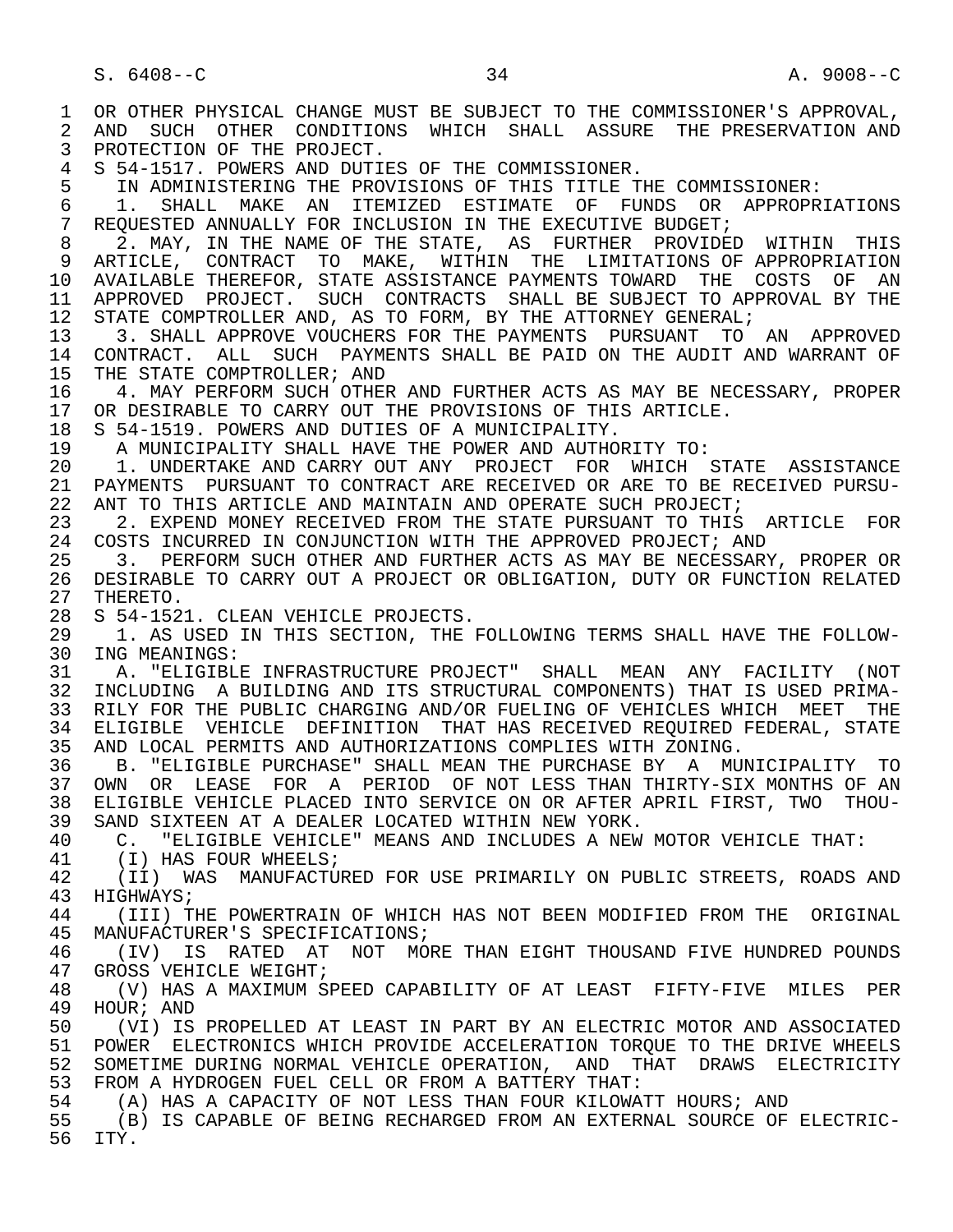OR OTHER PHYSICAL CHANGE MUST BE SUBJECT TO THE COMMISSIONER'S APPROVAL, AND SUCH OTHER CONDITIONS WHICH SHALL ASSURE THE PRESERVATION AND PROTECTION OF THE PROJECT.

S 54-1517. POWERS AND DUTIES OF THE COMMISSIONER.

IN ADMINISTERING THE PROVISIONS OF THIS TITLE THE COMMISSIONER:

1. SHALL MAKE AN ITEMIZED ESTIMATE OF FUNDS OR APPROPRIATIONS REQUESTED ANNUALLY FOR INCLUSION IN THE EXECUTIVE BUDGET;

2. MAY, IN THE NAME OF THE STATE, AS FURTHER PROVIDED WITHIN THIS ARTICLE, CONTRACT TO MAKE, WITHIN THE LIMITATIONS OF APPROPRIATION AVAILABLE THEREFOR, STATE ASSISTANCE PAYMENTS TOWARD THE COSTS OF AN APPROVED PROJECT. SUCH CONTRACTS SHALL BE SUBJECT TO APPROVAL BY THE STATE COMPTROLLER AND, AS TO FORM, BY THE ATTORNEY GENERAL;

3. SHALL APPROVE VOUCHERS FOR THE PAYMENTS PURSUANT TO AN APPROVED CONTRACT. ALL SUCH PAYMENTS SHALL BE PAID ON THE AUDIT AND WARRANT OF THE STATE COMPTROLLER; AND

4. MAY PERFORM SUCH OTHER AND FURTHER ACTS AS MAY BE NECESSARY, PROPER OR DESIRABLE TO CARRY OUT THE PROVISIONS OF THIS ARTICLE.

S 54-1519. POWERS AND DUTIES OF A MUNICIPALITY.

A MUNICIPALITY SHALL HAVE THE POWER AND AUTHORITY TO:

1. UNDERTAKE AND CARRY OUT ANY PROJECT FOR WHICH STATE ASSISTANCE PAYMENTS PURSUANT TO CONTRACT ARE RECEIVED OR ARE TO BE RECEIVED PURSUANT TO THIS ARTICLE AND MAINTAIN AND OPERATE SUCH PROJECT;

2. EXPEND MONEY RECEIVED FROM THE STATE PURSUANT TO THIS ARTICLE FOR COSTS INCURRED IN CONJUNCTION WITH THE APPROVED PROJECT; AND

3. PERFORM SUCH OTHER AND FURTHER ACTS AS MAY BE NECESSARY, PROPER OR DESIRABLE TO CARRY OUT A PROJECT OR OBLIGATION, DUTY OR FUNCTION RELATED THERETO.

S 54-1521. CLEAN VEHICLE PROJECTS.

1. AS USED IN THIS SECTION, THE FOLLOWING TERMS SHALL HAVE THE FOLLOWING MEANINGS:

A. "ELIGIBLE INFRASTRUCTURE PROJECT" SHALL MEAN ANY FACILITY (NOT INCLUDING A BUILDING AND ITS STRUCTURAL COMPONENTS) THAT IS USED PRIMARILY FOR THE PUBLIC CHARGING AND/OR FUELING OF VEHICLES WHICH MEET THE ELIGIBLE VEHICLE DEFINITION THAT HAS RECEIVED REQUIRED FEDERAL, STATE AND LOCAL PERMITS AND AUTHORIZATIONS COMPLIES WITH ZONING.

B. "ELIGIBLE PURCHASE" SHALL MEAN THE PURCHASE BY A MUNICIPALITY TO OWN OR LEASE FOR A PERIOD OF NOT LESS THAN THIRTY-SIX MONTHS OF AN ELIGIBLE VEHICLE PLACED INTO SERVICE ON OR AFTER APRIL FIRST, TWO THOUSAND SIXTEEN AT A DEALER LOCATED WITHIN NEW YORK.

C. "ELIGIBLE VEHICLE" MEANS AND INCLUDES A NEW MOTOR VEHICLE THAT:

(I) HAS FOUR WHEELS;

(II) WAS MANUFACTURED FOR USE PRIMARILY ON PUBLIC STREETS, ROADS AND HIGHWAYS;

(III) THE POWERTRAIN OF WHICH HAS NOT BEEN MODIFIED FROM THE ORIGINAL MANUFACTURER'S SPECIFICATIONS;

(IV) IS RATED AT NOT MORE THAN EIGHT THOUSAND FIVE HUNDRED POUNDS GROSS VEHICLE WEIGHT;

(V) HAS A MAXIMUM SPEED CAPABILITY OF AT LEAST FIFTY-FIVE MILES PER HOUR; AND

(VI) IS PROPELLED AT LEAST IN PART BY AN ELECTRIC MOTOR AND ASSOCIATED POWER ELECTRONICS WHICH PROVIDE ACCELERATION TORQUE TO THE DRIVE WHEELS SOMETIME DURING NORMAL VEHICLE OPERATION, AND THAT DRAWS ELECTRICITY FROM A HYDROGEN FUEL CELL OR FROM A BATTERY THAT:

(A) HAS A CAPACITY OF NOT LESS THAN FOUR KILOWATT HOURS; AND

(B) IS CAPABLE OF BEING RECHARGED FROM AN EXTERNAL SOURCE OF ELECTRICITY.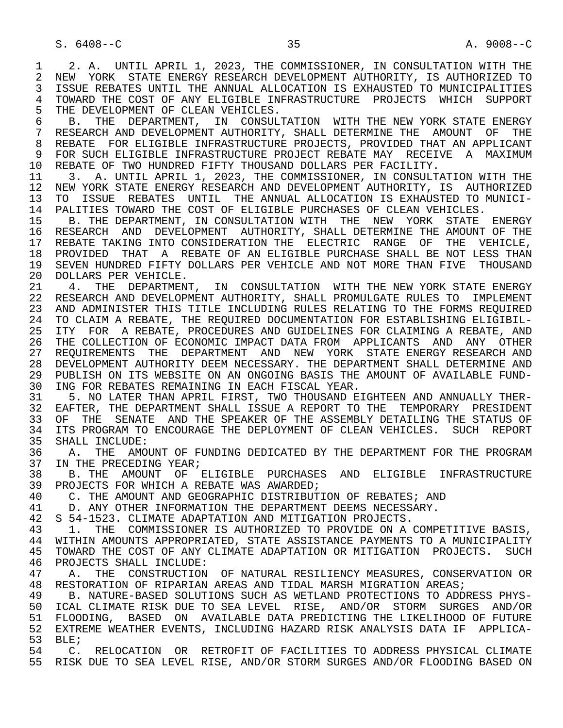2. A. UNTIL APRIL 1, 2023, THE COMMISSIONER, IN CONSULTATION WITH THE NEW YORK STATE ENERGY RESEARCH DEVELOPMENT AUTHORITY, IS AUTHORIZED TO ISSUE REBATES UNTIL THE ANNUAL ALLOCATION IS EXHAUSTED TO MUNICIPALITIES TOWARD THE COST OF ANY ELIGIBLE INFRASTRUCTURE PROJECTS WHICH SUPPORT THE DEVELOPMENT OF CLEAN VEHICLES.

B. THE DEPARTMENT, IN CONSULTATION WITH THE NEW YORK STATE ENERGY RESEARCH AND DEVELOPMENT AUTHORITY, SHALL DETERMINE THE AMOUNT OF THE REBATE FOR ELIGIBLE INFRASTRUCTURE PROJECTS, PROVIDED THAT AN APPLICANT FOR SUCH ELIGIBLE INFRASTRUCTURE PROJECT REBATE MAY RECEIVE A MAXIMUM REBATE OF TWO HUNDRED FIFTY THOUSAND DOLLARS PER FACILITY.

3. A. UNTIL APRIL 1, 2023, THE COMMISSIONER, IN CONSULTATION WITH THE NEW YORK STATE ENERGY RESEARCH AND DEVELOPMENT AUTHORITY, IS AUTHORIZED TO ISSUE REBATES UNTIL THE ANNUAL ALLOCATION IS EXHAUSTED TO MUNICIPALITIES TOWARD THE COST OF ELIGIBLE PURCHASES OF CLEAN VEHICLES.

B. THE DEPARTMENT, IN CONSULTATION WITH THE NEW YORK STATE ENERGY RESEARCH AND DEVELOPMENT AUTHORITY, SHALL DETERMINE THE AMOUNT OF THE REBATE TAKING INTO CONSIDERATION THE ELECTRIC RANGE OF THE VEHICLE, PROVIDED THAT A REBATE OF AN ELIGIBLE PURCHASE SHALL BE NOT LESS THAN SEVEN HUNDRED FIFTY DOLLARS PER VEHICLE AND NOT MORE THAN FIVE THOUSAND DOLLARS PER VEHICLE.

4. THE DEPARTMENT, IN CONSULTATION WITH THE NEW YORK STATE ENERGY RESEARCH AND DEVELOPMENT AUTHORITY, SHALL PROMULGATE RULES TO IMPLEMENT AND ADMINISTER THIS TITLE INCLUDING RULES RELATING TO THE FORMS REQUIRED TO CLAIM A REBATE, THE REQUIRED DOCUMENTATION FOR ESTABLISHING ELIGIBILITY FOR A REBATE, PROCEDURES AND GUIDELINES FOR CLAIMING A REBATE, AND THE COLLECTION OF ECONOMIC IMPACT DATA FROM APPLICANTS AND ANY OTHER REQUIREMENTS THE DEPARTMENT AND NEW YORK STATE ENERGY RESEARCH AND DEVELOPMENT AUTHORITY DEEM NECESSARY. THE DEPARTMENT SHALL DETERMINE AND PUBLISH ON ITS WEBSITE ON AN ONGOING BASIS THE AMOUNT OF AVAILABLE FUNDING FOR REBATES REMAINING IN EACH FISCAL YEAR.

5. NO LATER THAN APRIL FIRST, TWO THOUSAND EIGHTEEN AND ANNUALLY THEREAFTER, THE DEPARTMENT SHALL ISSUE A REPORT TO THE TEMPORARY PRESIDENT OF THE SENATE AND THE SPEAKER OF THE ASSEMBLY DETAILING THE STATUS OF ITS PROGRAM TO ENCOURAGE THE DEPLOYMENT OF CLEAN VEHICLES. SUCH REPORT SHALL INCLUDE:

A. THE AMOUNT OF FUNDING DEDICATED BY THE DEPARTMENT FOR THE PROGRAM IN THE PRECEDING YEAR;

B. THE AMOUNT OF ELIGIBLE PURCHASES AND ELIGIBLE INFRASTRUCTURE PROJECTS FOR WHICH A REBATE WAS AWARDED;

C. THE AMOUNT AND GEOGRAPHIC DISTRIBUTION OF REBATES; AND

D. ANY OTHER INFORMATION THE DEPARTMENT DEEMS NECESSARY.

S 54-1523. CLIMATE ADAPTATION AND MITIGATION PROJECTS.

1. THE COMMISSIONER IS AUTHORIZED TO PROVIDE ON A COMPETITIVE BASIS, WITHIN AMOUNTS APPROPRIATED, STATE ASSISTANCE PAYMENTS TO A MUNICIPALITY TOWARD THE COST OF ANY CLIMATE ADAPTATION OR MITIGATION PROJECTS. SUCH PROJECTS SHALL INCLUDE:

A. THE CONSTRUCTION OF NATURAL RESILIENCY MEASURES, CONSERVATION OR RESTORATION OF RIPARIAN AREAS AND TIDAL MARSH MIGRATION AREAS;

B. NATURE-BASED SOLUTIONS SUCH AS WETLAND PROTECTIONS TO ADDRESS PHYSICAL CLIMATE RISK DUE TO SEA LEVEL RISE, AND/OR STORM SURGES AND/OR FLOODING, BASED ON AVAILABLE DATA PREDICTING THE LIKELIHOOD OF FUTURE EXTREME WEATHER EVENTS, INCLUDING HAZARD RISK ANALYSIS DATA IF APPLICABLE;

C. RELOCATION OR RETROFIT OF FACILITIES TO ADDRESS PHYSICAL CLIMATE RISK DUE TO SEA LEVEL RISE, AND/OR STORM SURGES AND/OR FLOODING BASED ON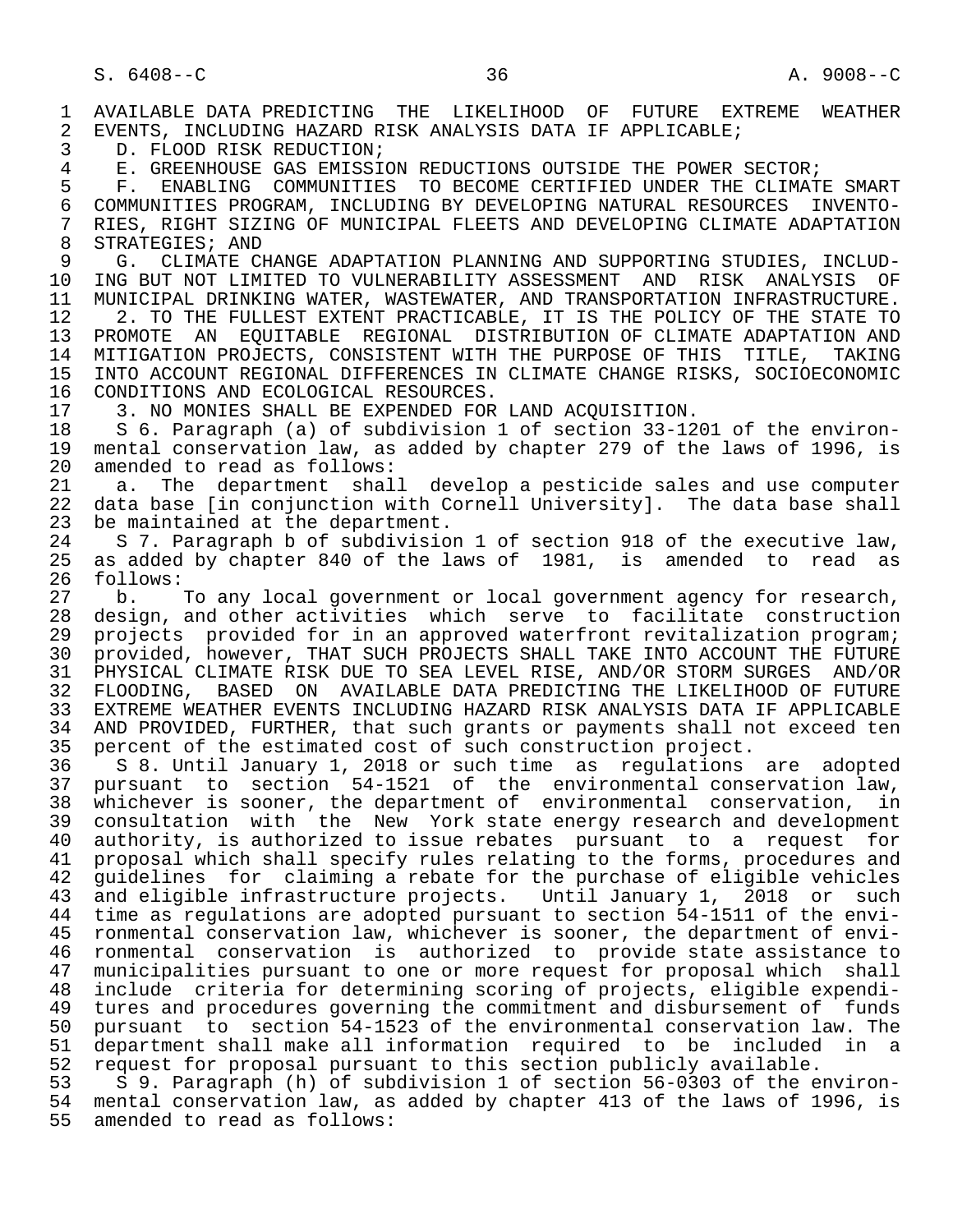AVAILABLE DATA PREDICTING THE LIKELIHOOD OF FUTURE EXTREME WEATHER EVENTS, INCLUDING HAZARD RISK ANALYSIS DATA IF APPLICABLE;

D. FLOOD RISK REDUCTION;

E. GREENHOUSE GAS EMISSION REDUCTIONS OUTSIDE THE POWER SECTOR;

F. ENABLING COMMUNITIES TO BECOME CERTIFIED UNDER THE CLIMATE SMART COMMUNITIES PROGRAM, INCLUDING BY DEVELOPING NATURAL RESOURCES INVENTORIES, RIGHT SIZING OF MUNICIPAL FLEETS AND DEVELOPING CLIMATE ADAPTATION STRATEGIES; AND

G. CLIMATE CHANGE ADAPTATION PLANNING AND SUPPORTING STUDIES, INCLUDING BUT NOT LIMITED TO VULNERABILITY ASSESSMENT AND RISK ANALYSIS OF MUNICIPAL DRINKING WATER, WASTEWATER, AND TRANSPORTATION INFRASTRUCTURE.

2. TO THE FULLEST EXTENT PRACTICABLE, IT IS THE POLICY OF THE STATE TO PROMOTE AN EQUITABLE REGIONAL DISTRIBUTION OF CLIMATE ADAPTATION AND MITIGATION PROJECTS, CONSISTENT WITH THE PURPOSE OF THIS TITLE, TAKING INTO ACCOUNT REGIONAL DIFFERENCES IN CLIMATE CHANGE RISKS, SOCIOECONOMIC CONDITIONS AND ECOLOGICAL RESOURCES.

3. NO MONIES SHALL BE EXPENDED FOR LAND ACQUISITION.

S 6. Paragraph (a) of subdivision 1 of section 33-1201 of the environmental conservation law, as added by chapter 279 of the laws of 1996, is amended to read as follows:

a. The department shall develop a pesticide sales and use computer data base [in conjunction with Cornell University]. The data base shall be maintained at the department.

S 7. Paragraph b of subdivision 1 of section 918 of the executive law, as added by chapter 840 of the laws of 1981, is amended to read as follows:

b. To any local government or local government agency for research, design, and other activities which serve to facilitate construction projects provided for in an approved waterfront revitalization program; provided, however, THAT SUCH PROJECTS SHALL TAKE INTO ACCOUNT THE FUTURE PHYSICAL CLIMATE RISK DUE TO SEA LEVEL RISE, AND/OR STORM SURGES AND/OR FLOODING, BASED ON AVAILABLE DATA PREDICTING THE LIKELIHOOD OF FUTURE EXTREME WEATHER EVENTS INCLUDING HAZARD RISK ANALYSIS DATA IF APPLICABLE AND PROVIDED, FURTHER, that such grants or payments shall not exceed ten percent of the estimated cost of such construction project.

S 8. Until January 1, 2018 or such time as regulations are adopted pursuant to section 54-1521 of the environmental conservation law, whichever is sooner, the department of environmental conservation, in consultation with the New York state energy research and development authority, is authorized to issue rebates pursuant to a request for proposal which shall specify rules relating to the forms, procedures and guidelines for claiming a rebate for the purchase of eligible vehicles and eligible infrastructure projects. Until January 1, 2018 or such time as regulations are adopted pursuant to section 54-1511 of the environmental conservation law, whichever is sooner, the department of environmental conservation is authorized to provide state assistance to municipalities pursuant to one or more request for proposal which shall include criteria for determining scoring of projects, eligible expenditures and procedures governing the commitment and disbursement of funds pursuant to section 54-1523 of the environmental conservation law. The department shall make all information required to be included in a request for proposal pursuant to this section publicly available.

S 9. Paragraph (h) of subdivision 1 of section 56-0303 of the environmental conservation law, as added by chapter 413 of the laws of 1996, is amended to read as follows: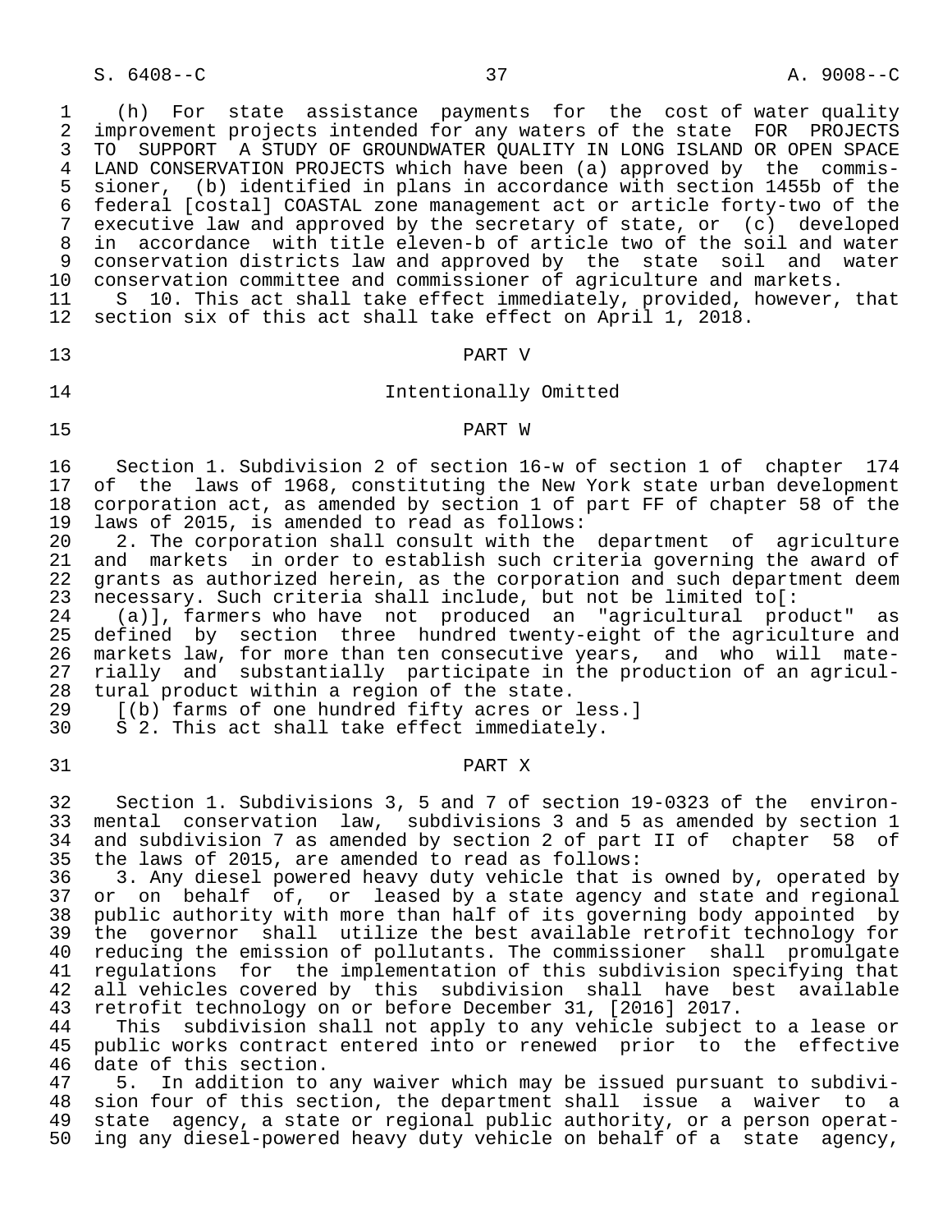(h) For state assistance payments for the cost of water quality improvement projects intended for any waters of the state FOR PROJECTS TO SUPPORT A STUDY OF GROUNDWATER QUALITY IN LONG ISLAND OR OPEN SPACE LAND CONSERVATION PROJECTS which have been (a) approved by the commissioner, (b) identified in plans in accordance with section 1455b of the federal [costal] COASTAL zone management act or article forty-two of the executive law and approved by the secretary of state, or (c) developed in accordance with title eleven-b of article two of the soil and water conservation districts law and approved by the state soil and water conservation committee and commissioner of agriculture and markets.

S 10. This act shall take effect immediately, provided, however, that section six of this act shall take effect on April 1, 2018.

PART V

Intentionally Omitted

PART W

Section 1. Subdivision 2 of section 16-w of section 1 of chapter 174 of the laws of 1968, constituting the New York state urban development corporation act, as amended by section 1 of part FF of chapter 58 of the laws of 2015, is amended to read as follows:

2. The corporation shall consult with the department of agriculture and markets in order to establish such criteria governing the award of grants as authorized herein, as the corporation and such department deem necessary. Such criteria shall include, but not be limited to[:

(a)], farmers who have not produced an "agricultural product" as defined by section three hundred twenty-eight of the agriculture and markets law, for more than ten consecutive years, and who will materially and substantially participate in the production of an agricultural product within a region of the state.

[(b) farms of one hundred fifty acres or less.]

S 2. This act shall take effect immediately.

PART X

Section 1. Subdivisions 3, 5 and 7 of section 19-0323 of the environmental conservation law, subdivisions 3 and 5 as amended by section 1 and subdivision 7 as amended by section 2 of part II of chapter 58 of the laws of 2015, are amended to read as follows:

3. Any diesel powered heavy duty vehicle that is owned by, operated by or on behalf of, or leased by a state agency and state and regional public authority with more than half of its governing body appointed by the governor shall utilize the best available retrofit technology for reducing the emission of pollutants. The commissioner shall promulgate regulations for the implementation of this subdivision specifying that all vehicles covered by this subdivision shall have best available retrofit technology on or before December 31, [2016] 2017.

This subdivision shall not apply to any vehicle subject to a lease or public works contract entered into or renewed prior to the effective date of this section.

5. In addition to any waiver which may be issued pursuant to subdivision four of this section, the department shall issue a waiver to a state agency, a state or regional public authority, or a person operating any diesel-powered heavy duty vehicle on behalf of a state agency,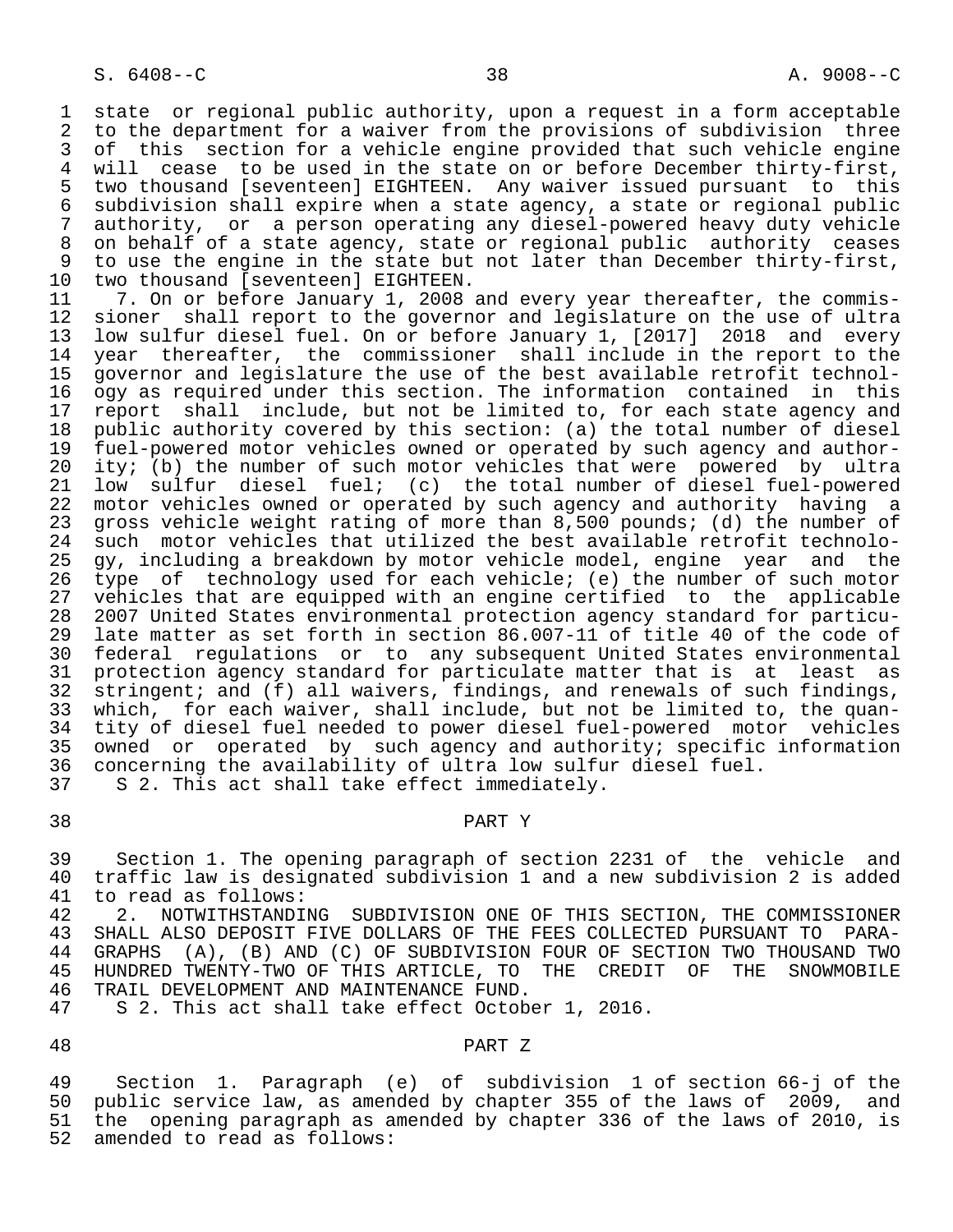state or regional public authority, upon a request in a form acceptable to the department for a waiver from the provisions of subdivision three of this section for a vehicle engine provided that such vehicle engine will cease to be used in the state on or before December thirty-first, two thousand [seventeen] EIGHTEEN. Any waiver issued pursuant to this subdivision shall expire when a state agency, a state or regional public authority, or a person operating any diesel-powered heavy duty vehicle on behalf of a state agency, state or regional public authority ceases to use the engine in the state but not later than December thirty-first, two thousand [seventeen] EIGHTEEN.

7. On or before January 1, 2008 and every year thereafter, the commissioner shall report to the governor and legislature on the use of ultra low sulfur diesel fuel. On or before January 1, [2017] 2018 and every year thereafter, the commissioner shall include in the report to the governor and legislature the use of the best available retrofit technology as required under this section. The information contained in this report shall include, but not be limited to, for each state agency and public authority covered by this section: (a) the total number of diesel fuel-powered motor vehicles owned or operated by such agency and authority; (b) the number of such motor vehicles that were powered by ultra low sulfur diesel fuel; (c) the total number of diesel fuel-powered motor vehicles owned or operated by such agency and authority having a gross vehicle weight rating of more than 8,500 pounds; (d) the number of such motor vehicles that utilized the best available retrofit technology, including a breakdown by motor vehicle model, engine year and the type of technology used for each vehicle; (e) the number of such motor vehicles that are equipped with an engine certified to the applicable 2007 United States environmental protection agency standard for particulate matter as set forth in section 86.007-11 of title 40 of the code of federal regulations or to any subsequent United States environmental protection agency standard for particulate matter that is at least as stringent; and (f) all waivers, findings, and renewals of such findings, which, for each waiver, shall include, but not be limited to, the quantity of diesel fuel needed to power diesel fuel-powered motor vehicles owned or operated by such agency and authority; specific information concerning the availability of ultra low sulfur diesel fuel.

S 2. This act shall take effect immediately.

PART Y

Section 1. The opening paragraph of section 2231 of the vehicle and traffic law is designated subdivision 1 and a new subdivision 2 is added to read as follows:

2. NOTWITHSTANDING SUBDIVISION ONE OF THIS SECTION, THE COMMISSIONER SHALL ALSO DEPOSIT FIVE DOLLARS OF THE FEES COLLECTED PURSUANT TO PARAGRAPHS (A), (B) AND (C) OF SUBDIVISION FOUR OF SECTION TWO THOUSAND TWO HUNDRED TWENTY-TWO OF THIS ARTICLE, TO THE CREDIT OF THE SNOWMOBILE TRAIL DEVELOPMENT AND MAINTENANCE FUND.

S 2. This act shall take effect October 1, 2016.

PART Z

Section 1. Paragraph (e) of subdivision 1 of section 66-j of the public service law, as amended by chapter 355 of the laws of 2009, and the opening paragraph as amended by chapter 336 of the laws of 2010, is amended to read as follows: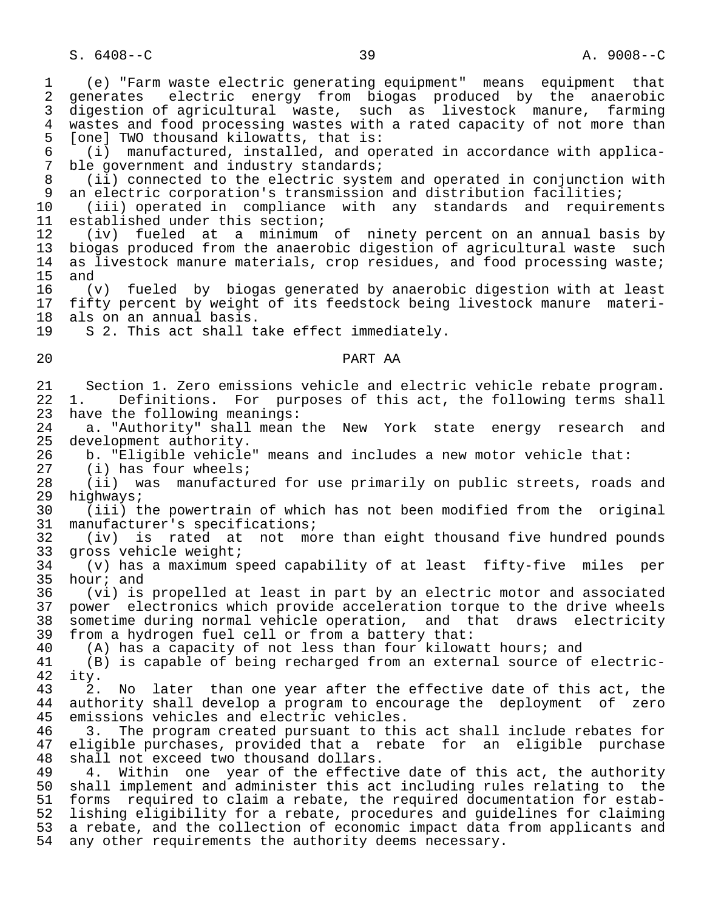(e) "Farm waste electric generating equipment" means equipment that generates electric energy from biogas produced by the anaerobic digestion of agricultural waste, such as livestock manure, farming wastes and food processing wastes with a rated capacity of not more than [one] TWO thousand kilowatts, that is:

(i) manufactured, installed, and operated in accordance with applicable government and industry standards;

(ii) connected to the electric system and operated in conjunction with an electric corporation's transmission and distribution facilities;

(iii) operated in compliance with any standards and requirements established under this section;

(iv) fueled at a minimum of ninety percent on an annual basis by biogas produced from the anaerobic digestion of agricultural waste such as livestock manure materials, crop residues, and food processing waste; and

(v) fueled by biogas generated by anaerobic digestion with at least fifty percent by weight of its feedstock being livestock manure materials on an annual basis.

S 2. This act shall take effect immediately.

PART AA

Section 1. Zero emissions vehicle and electric vehicle rebate program.

1. Definitions. For purposes of this act, the following terms shall have the following meanings:

a. "Authority" shall mean the New York state energy research and development authority.

b. "Eligible vehicle" means and includes a new motor vehicle that:

(i) has four wheels;

(ii) was manufactured for use primarily on public streets, roads and highways;

(iii) the powertrain of which has not been modified from the original manufacturer's specifications;

(iv) is rated at not more than eight thousand five hundred pounds gross vehicle weight;

(v) has a maximum speed capability of at least fifty-five miles per hour; and

(vi) is propelled at least in part by an electric motor and associated power electronics which provide acceleration torque to the drive wheels sometime during normal vehicle operation, and that draws electricity from a hydrogen fuel cell or from a battery that:

(A) has a capacity of not less than four kilowatt hours; and

(B) is capable of being recharged from an external source of electricity.

2. No later than one year after the effective date of this act, the authority shall develop a program to encourage the deployment of zero emissions vehicles and electric vehicles.

3. The program created pursuant to this act shall include rebates for eligible purchases, provided that a rebate for an eligible purchase shall not exceed two thousand dollars.

4. Within one year of the effective date of this act, the authority shall implement and administer this act including rules relating to the forms required to claim a rebate, the required documentation for establishing eligibility for a rebate, procedures and guidelines for claiming a rebate, and the collection of economic impact data from applicants and any other requirements the authority deems necessary.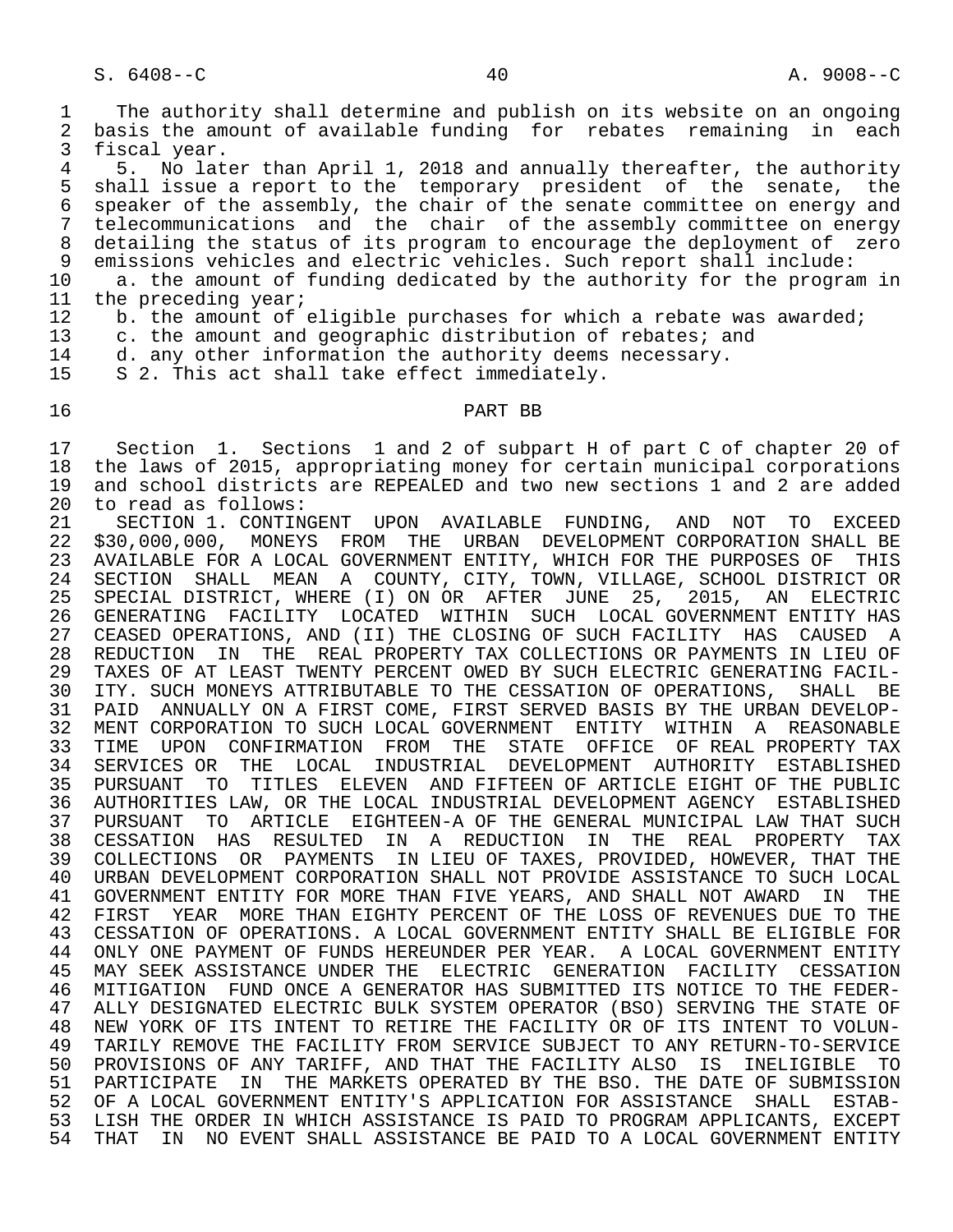The authority shall determine and publish on its website on an ongoing basis the amount of available funding for rebates remaining in each fiscal year.

5. No later than April 1, 2018 and annually thereafter, the authority shall issue a report to the temporary president of the senate, the speaker of the assembly, the chair of the senate committee on energy and telecommunications and the chair of the assembly committee on energy detailing the status of its program to encourage the deployment of zero emissions vehicles and electric vehicles. Such report shall include:

a. the amount of funding dedicated by the authority for the program in the preceding year;

b. the amount of eligible purchases for which a rebate was awarded;

c. the amount and geographic distribution of rebates; and

d. any other information the authority deems necessary.

S 2. This act shall take effect immediately.

PART BB

Section 1. Sections 1 and 2 of subpart H of part C of chapter 20 of the laws of 2015, appropriating money for certain municipal corporations and school districts are REPEALED and two new sections 1 and 2 are added to read as follows:

SECTION 1. CONTINGENT UPON AVAILABLE FUNDING, AND NOT TO EXCEED $30,000,000, MONEYS FROM THE URBAN DEVELOPMENT CORPORATION SHALL BE AVAILABLE FOR A LOCAL GOVERNMENT ENTITY, WHICH FOR THE PURPOSES OF THIS SECTION SHALL MEAN A COUNTY, CITY, TOWN, VILLAGE, SCHOOL DISTRICT OR SPECIAL DISTRICT, WHERE (I) ON OR AFTER JUNE 25, 2015, AN ELECTRIC GENERATING FACILITY LOCATED WITHIN SUCH LOCAL GOVERNMENT ENTITY HAS CEASED OPERATIONS, AND (II) THE CLOSING OF SUCH FACILITY HAS CAUSED A REDUCTION IN THE REAL PROPERTY TAX COLLECTIONS OR PAYMENTS IN LIEU OF TAXES OF AT LEAST TWENTY PERCENT OWED BY SUCH ELECTRIC GENERATING FACILITY. SUCH MONEYS ATTRIBUTABLE TO THE CESSATION OF OPERATIONS, SHALL BE PAID ANNUALLY ON A FIRST COME, FIRST SERVED BASIS BY THE URBAN DEVELOPMENT CORPORATION TO SUCH LOCAL GOVERNMENT ENTITY WITHIN A REASONABLE TIME UPON CONFIRMATION FROM THE STATE OFFICE OF REAL PROPERTY TAX SERVICES OR THE LOCAL INDUSTRIAL DEVELOPMENT AUTHORITY ESTABLISHED PURSUANT TO TITLES ELEVEN AND FIFTEEN OF ARTICLE EIGHT OF THE PUBLIC AUTHORITIES LAW, OR THE LOCAL INDUSTRIAL DEVELOPMENT AGENCY ESTABLISHED PURSUANT TO ARTICLE EIGHTEEN-A OF THE GENERAL MUNICIPAL LAW THAT SUCH CESSATION HAS RESULTED IN A REDUCTION IN THE REAL PROPERTY TAX COLLECTIONS OR PAYMENTS IN LIEU OF TAXES, PROVIDED, HOWEVER, THAT THE URBAN DEVELOPMENT CORPORATION SHALL NOT PROVIDE ASSISTANCE TO SUCH LOCAL GOVERNMENT ENTITY FOR MORE THAN FIVE YEARS, AND SHALL NOT AWARD IN THE FIRST YEAR MORE THAN EIGHTY PERCENT OF THE LOSS OF REVENUES DUE TO THE CESSATION OF OPERATIONS. A LOCAL GOVERNMENT ENTITY SHALL BE ELIGIBLE FOR ONLY ONE PAYMENT OF FUNDS HEREUNDER PER YEAR. A LOCAL GOVERNMENT ENTITY MAY SEEK ASSISTANCE UNDER THE ELECTRIC GENERATION FACILITY CESSATION MITIGATION FUND ONCE A GENERATOR HAS SUBMITTED ITS NOTICE TO THE FEDERALLY DESIGNATED ELECTRIC BULK SYSTEM OPERATOR (BSO) SERVING THE STATE OF NEW YORK OF ITS INTENT TO RETIRE THE FACILITY OR OF ITS INTENT TO VOLUNTARILY REMOVE THE FACILITY FROM SERVICE SUBJECT TO ANY RETURN-TO-SERVICE PROVISIONS OF ANY TARIFF, AND THAT THE FACILITY ALSO IS INELIGIBLE TO PARTICIPATE IN THE MARKETS OPERATED BY THE BSO. THE DATE OF SUBMISSION OF A LOCAL GOVERNMENT ENTITY'S APPLICATION FOR ASSISTANCE SHALL ESTABLISH THE ORDER IN WHICH ASSISTANCE IS PAID TO PROGRAM APPLICANTS, EXCEPT THAT IN NO EVENT SHALL ASSISTANCE BE PAID TO A LOCAL GOVERNMENT ENTITY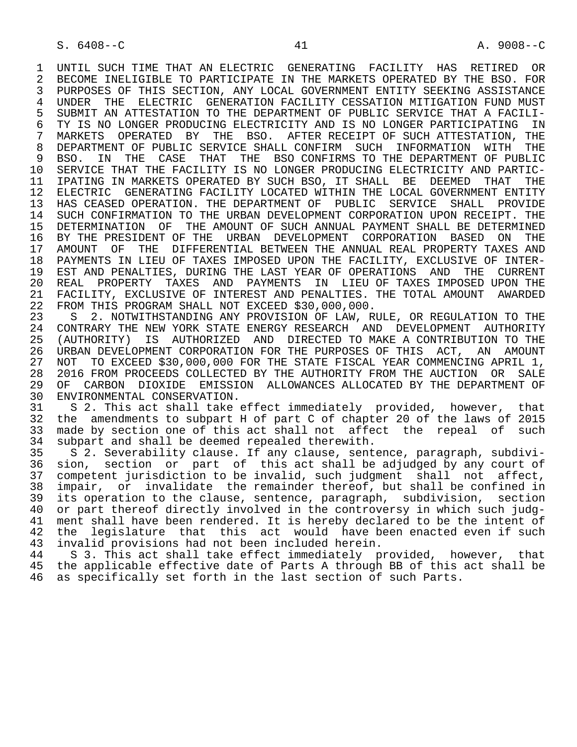UNTIL SUCH TIME THAT AN ELECTRIC GENERATING FACILITY HAS RETIRED OR BECOME INELIGIBLE TO PARTICIPATE IN THE MARKETS OPERATED BY THE BSO. FOR PURPOSES OF THIS SECTION, ANY LOCAL GOVERNMENT ENTITY SEEKING ASSISTANCE UNDER THE ELECTRIC GENERATION FACILITY CESSATION MITIGATION FUND MUST SUBMIT AN ATTESTATION TO THE DEPARTMENT OF PUBLIC SERVICE THAT A FACILITY IS NO LONGER PRODUCING ELECTRICITY AND IS NO LONGER PARTICIPATING IN MARKETS OPERATED BY THE BSO. AFTER RECEIPT OF SUCH ATTESTATION, THE DEPARTMENT OF PUBLIC SERVICE SHALL CONFIRM SUCH INFORMATION WITH THE BSO. IN THE CASE THAT THE BSO CONFIRMS TO THE DEPARTMENT OF PUBLIC SERVICE THAT THE FACILITY IS NO LONGER PRODUCING ELECTRICITY AND PARTICIPATING IN MARKETS OPERATED BY SUCH BSO, IT SHALL BE DEEMED THAT THE ELECTRIC GENERATING FACILITY LOCATED WITHIN THE LOCAL GOVERNMENT ENTITY HAS CEASED OPERATION. THE DEPARTMENT OF PUBLIC SERVICE SHALL PROVIDE SUCH CONFIRMATION TO THE URBAN DEVELOPMENT CORPORATION UPON RECEIPT. THE DETERMINATION OF THE AMOUNT OF SUCH ANNUAL PAYMENT SHALL BE DETERMINED BY THE PRESIDENT OF THE URBAN DEVELOPMENT CORPORATION BASED ON THE AMOUNT OF THE DIFFERENTIAL BETWEEN THE ANNUAL REAL PROPERTY TAXES AND PAYMENTS IN LIEU OF TAXES IMPOSED UPON THE FACILITY, EXCLUSIVE OF INTEREST AND PENALTIES, DURING THE LAST YEAR OF OPERATIONS AND THE CURRENT REAL PROPERTY TAXES AND PAYMENTS IN LIEU OF TAXES IMPOSED UPON THE FACILITY, EXCLUSIVE OF INTEREST AND PENALTIES. THE TOTAL AMOUNT AWARDED FROM THIS PROGRAM SHALL NOT EXCEED $30,000,000.

S 2. NOTWITHSTANDING ANY PROVISION OF LAW, RULE, OR REGULATION TO THE CONTRARY THE NEW YORK STATE ENERGY RESEARCH AND DEVELOPMENT AUTHORITY (AUTHORITY) IS AUTHORIZED AND DIRECTED TO MAKE A CONTRIBUTION TO THE URBAN DEVELOPMENT CORPORATION FOR THE PURPOSES OF THIS ACT, AN AMOUNT NOT TO EXCEED $30,000,000 FOR THE STATE FISCAL YEAR COMMENCING APRIL 1, 2016 FROM PROCEEDS COLLECTED BY THE AUTHORITY FROM THE AUCTION OR SALE OF CARBON DIOXIDE EMISSION ALLOWANCES ALLOCATED BY THE DEPARTMENT OF ENVIRONMENTAL CONSERVATION.

S 2. This act shall take effect immediately provided, however, that the amendments to subpart H of part C of chapter 20 of the laws of 2015 made by section one of this act shall not affect the repeal of such subpart and shall be deemed repealed therewith.

S 2. Severability clause. If any clause, sentence, paragraph, subdivision, section or part of this act shall be adjudged by any court of competent jurisdiction to be invalid, such judgment shall not affect, impair, or invalidate the remainder thereof, but shall be confined in its operation to the clause, sentence, paragraph, subdivision, section or part thereof directly involved in the controversy in which such judgment shall have been rendered. It is hereby declared to be the intent of the legislature that this act would have been enacted even if such invalid provisions had not been included herein.

S 3. This act shall take effect immediately provided, however, that the applicable effective date of Parts A through BB of this act shall be as specifically set forth in the last section of such Parts.